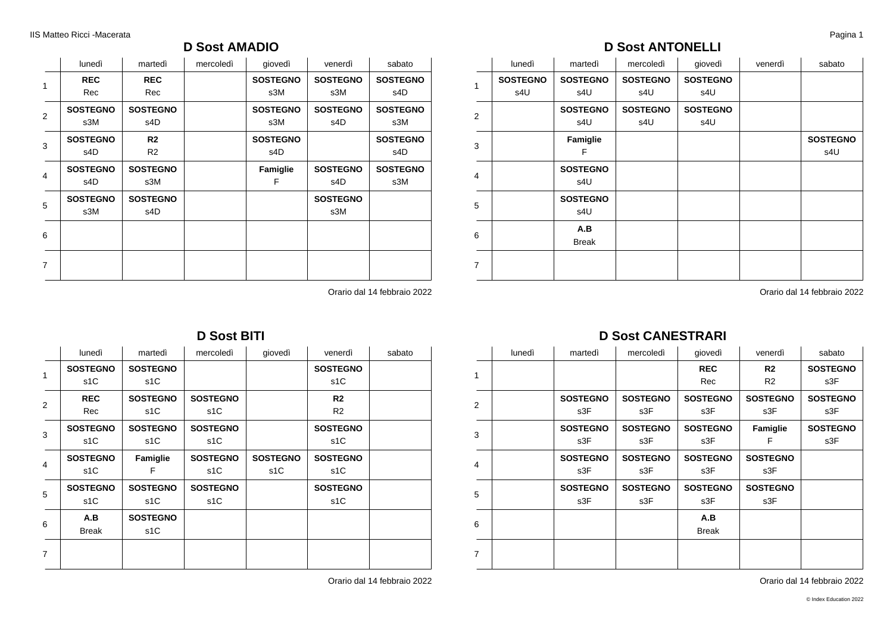## D Sost AMADIO

| | lunedì | martedì | mercoledì | giovedì | venerdì | sabato |
|---|---|---|---|---|---|---|
| 1 | **REC** Rec | **REC** Rec | | **SOSTEGNO** s3M | **SOSTEGNO** s3M | **SOSTEGNO** s4D |
| 2 | **SOSTEGNO** s3M | **SOSTEGNO** s4D | | **SOSTEGNO** s3M | **SOSTEGNO** s4D | **SOSTEGNO** s3M |
| 3 | **SOSTEGNO** s4D | **R2** R2 | | **SOSTEGNO** s4D | | **SOSTEGNO** s4D |
| 4 | **SOSTEGNO** s4D | **SOSTEGNO** s3M | | **Famiglie** F | **SOSTEGNO** s4D | **SOSTEGNO** s3M |
| 5 | **SOSTEGNO** s3M | **SOSTEGNO** s4D | | | **SOSTEGNO** s3M | |
| 6 | | | | | | |
| 7 | | | | | | |

Orario dal 14 febbraio 2022

## D Sost ANTONELLI

| | lunedì | martedì | mercoledì | giovedì | venerdì | sabato |
|---|---|---|---|---|---|---|
| 1 | **SOSTEGNO** s4U | **SOSTEGNO** s4U | **SOSTEGNO** s4U | **SOSTEGNO** s4U | | |
| 2 | | **SOSTEGNO** s4U | **SOSTEGNO** s4U | **SOSTEGNO** s4U | | |
| 3 | | **Famiglie** F | | | | **SOSTEGNO** s4U |
| 4 | | **SOSTEGNO** s4U | | | | |
| 5 | | **SOSTEGNO** s4U | | | | |
| 6 | | **A.B** Break | | | | |
| 7 | | | | | | |

Orario dal 14 febbraio 2022

## D Sost BITI

| | lunedì | martedì | mercoledì | giovedì | venerdì | sabato |
|---|---|---|---|---|---|---|
| 1 | **SOSTEGNO** s1C | **SOSTEGNO** s1C | | | **SOSTEGNO** s1C | |
| 2 | **REC** Rec | **SOSTEGNO** s1C | **SOSTEGNO** s1C | | **R2** R2 | |
| 3 | **SOSTEGNO** s1C | **SOSTEGNO** s1C | **SOSTEGNO** s1C | | **SOSTEGNO** s1C | |
| 4 | **SOSTEGNO** s1C | **Famiglie** F | **SOSTEGNO** s1C | **SOSTEGNO** s1C | **SOSTEGNO** s1C | |
| 5 | **SOSTEGNO** s1C | **SOSTEGNO** s1C | **SOSTEGNO** s1C | | **SOSTEGNO** s1C | |
| 6 | **A.B** Break | **SOSTEGNO** s1C | | | | |
| 7 | | | | | | |

Orario dal 14 febbraio 2022

## D Sost CANESTRARI

| | lunedì | martedì | mercoledì | giovedì | venerdì | sabato |
|---|---|---|---|---|---|---|
| 1 | | | | **REC** Rec | **R2** R2 | **SOSTEGNO** s3F |
| 2 | | **SOSTEGNO** s3F | **SOSTEGNO** s3F | **SOSTEGNO** s3F | **SOSTEGNO** s3F | **SOSTEGNO** s3F |
| 3 | | **SOSTEGNO** s3F | **SOSTEGNO** s3F | **SOSTEGNO** s3F | **Famiglie** F | **SOSTEGNO** s3F |
| 4 | | **SOSTEGNO** s3F | **SOSTEGNO** s3F | **SOSTEGNO** s3F | **SOSTEGNO** s3F | |
| 5 | | **SOSTEGNO** s3F | **SOSTEGNO** s3F | **SOSTEGNO** s3F | **SOSTEGNO** s3F | |
| 6 | | | | **A.B** Break | | |
| 7 | | | | | | |

Orario dal 14 febbraio 2022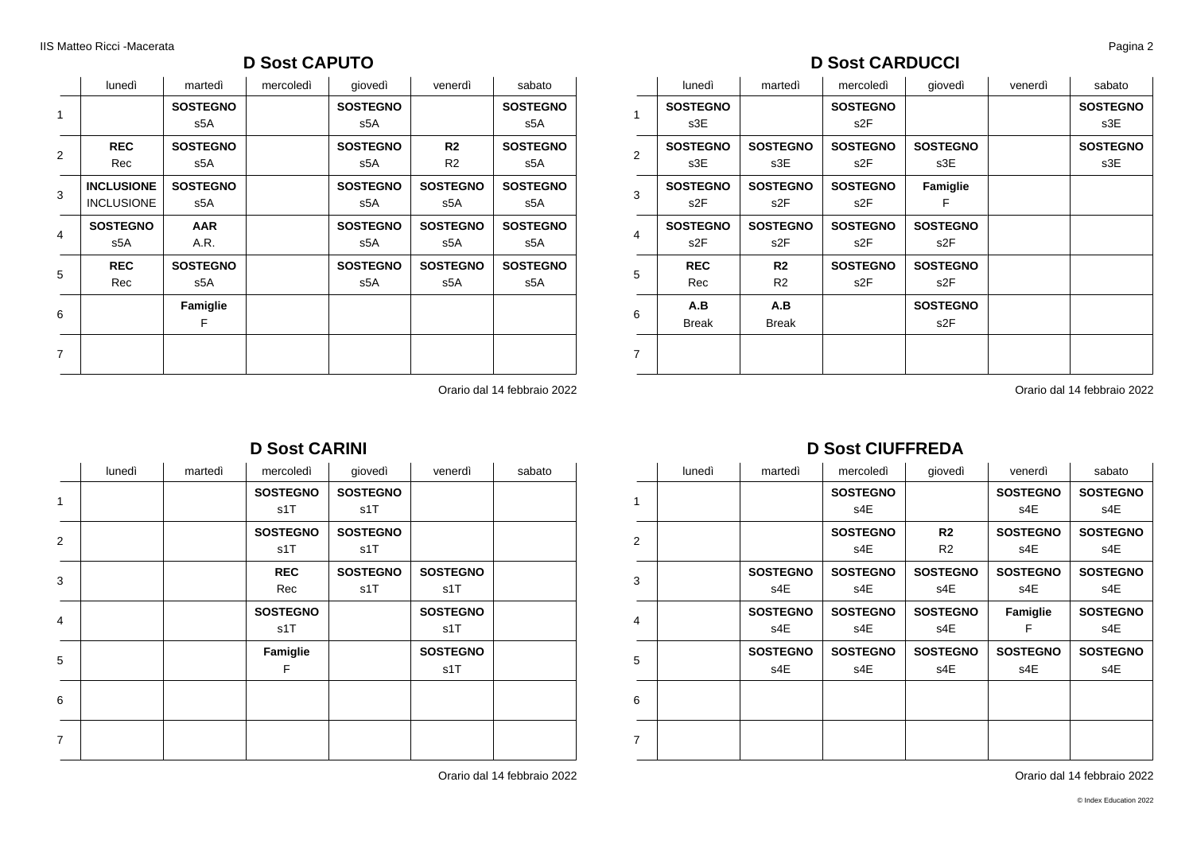## D Sost CAPUTO

| | lunedì | martedì | mercoledì | giovedì | venerdì | sabato |
|---|---|---|---|---|---|---|
| 1 | | **SOSTEGNO** s5A | | **SOSTEGNO** s5A | | **SOSTEGNO** s5A |
| 2 | **REC** Rec | **SOSTEGNO** s5A | | **SOSTEGNO** s5A | **R2** R2 | **SOSTEGNO** s5A |
| 3 | **INCLUSIONE** INCLUSIONE | **SOSTEGNO** s5A | | **SOSTEGNO** s5A | **SOSTEGNO** s5A | **SOSTEGNO** s5A |
| 4 | **SOSTEGNO** s5A | **AAR** A.R. | | **SOSTEGNO** s5A | **SOSTEGNO** s5A | **SOSTEGNO** s5A |
| 5 | **REC** Rec | **SOSTEGNO** s5A | | **SOSTEGNO** s5A | **SOSTEGNO** s5A | **SOSTEGNO** s5A |
| 6 | | **Famiglie** F | | | | |
| 7 | | | | | | |

Orario dal 14 febbraio 2022

## D Sost CARDUCCI

| | lunedì | martedì | mercoledì | giovedì | venerdì | sabato |
|---|---|---|---|---|---|---|
| 1 | **SOSTEGNO** s3E | | **SOSTEGNO** s2F | | | **SOSTEGNO** s3E |
| 2 | **SOSTEGNO** s3E | **SOSTEGNO** s3E | **SOSTEGNO** s2F | **SOSTEGNO** s3E | | **SOSTEGNO** s3E |
| 3 | **SOSTEGNO** s2F | **SOSTEGNO** s2F | **SOSTEGNO** s2F | **Famiglie** F | | |
| 4 | **SOSTEGNO** s2F | **SOSTEGNO** s2F | **SOSTEGNO** s2F | **SOSTEGNO** s2F | | |
| 5 | **REC** Rec | **R2** R2 | **SOSTEGNO** s2F | **SOSTEGNO** s2F | | |
| 6 | **A.B** Break | **A.B** Break | | **SOSTEGNO** s2F | | |
| 7 | | | | | | |

Orario dal 14 febbraio 2022

## D Sost CARINI

| | lunedì | martedì | mercoledì | giovedì | venerdì | sabato |
|---|---|---|---|---|---|---|
| 1 | | | **SOSTEGNO** s1T | **SOSTEGNO** s1T | | |
| 2 | | | **SOSTEGNO** s1T | **SOSTEGNO** s1T | | |
| 3 | | | **REC** Rec | **SOSTEGNO** s1T | **SOSTEGNO** s1T | |
| 4 | | | **SOSTEGNO** s1T | | **SOSTEGNO** s1T | |
| 5 | | | **Famiglie** F | | **SOSTEGNO** s1T | |
| 6 | | | | | | |
| 7 | | | | | | |

Orario dal 14 febbraio 2022

## D Sost CIUFFREDA

| | lunedì | martedì | mercoledì | giovedì | venerdì | sabato |
|---|---|---|---|---|---|---|
| 1 | | | **SOSTEGNO** s4E | | **SOSTEGNO** s4E | **SOSTEGNO** s4E |
| 2 | | | **SOSTEGNO** s4E | **R2** R2 | **SOSTEGNO** s4E | **SOSTEGNO** s4E |
| 3 | | **SOSTEGNO** s4E | **SOSTEGNO** s4E | **SOSTEGNO** s4E | **SOSTEGNO** s4E | **SOSTEGNO** s4E |
| 4 | | **SOSTEGNO** s4E | **SOSTEGNO** s4E | **SOSTEGNO** s4E | **Famiglie** F | **SOSTEGNO** s4E |
| 5 | | **SOSTEGNO** s4E | **SOSTEGNO** s4E | **SOSTEGNO** s4E | **SOSTEGNO** s4E | **SOSTEGNO** s4E |
| 6 | | | | | | |
| 7 | | | | | | |

Orario dal 14 febbraio 2022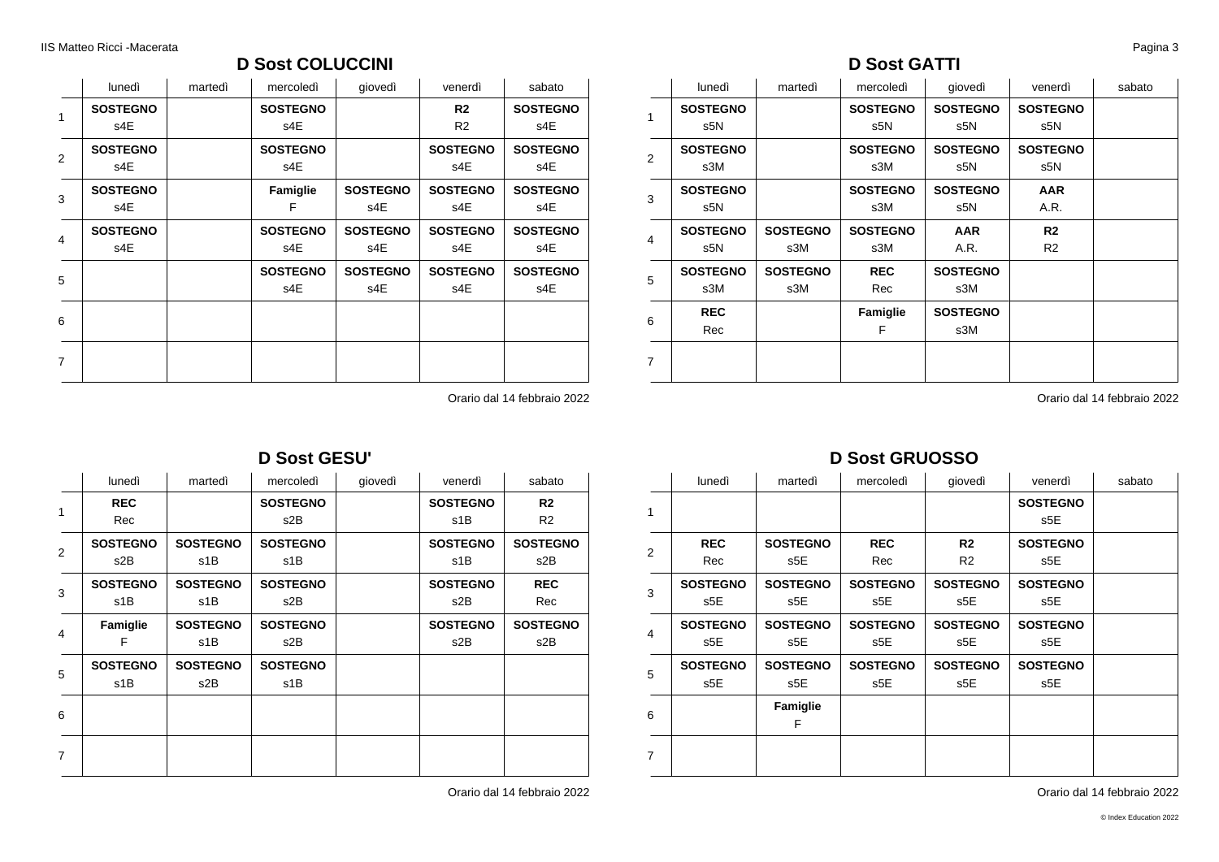## D Sost COLUCCINI

| | lunedì | martedì | mercoledì | giovedì | venerdì | sabato |
|---|---|---|---|---|---|---|
| 1 | **SOSTEGNO** s4E | | **SOSTEGNO** s4E | | **R2** R2 | **SOSTEGNO** s4E |
| 2 | **SOSTEGNO** s4E | | **SOSTEGNO** s4E | | **SOSTEGNO** s4E | **SOSTEGNO** s4E |
| 3 | **SOSTEGNO** s4E | | **Famiglie** F | **SOSTEGNO** s4E | **SOSTEGNO** s4E | **SOSTEGNO** s4E |
| 4 | **SOSTEGNO** s4E | | **SOSTEGNO** s4E | **SOSTEGNO** s4E | **SOSTEGNO** s4E | **SOSTEGNO** s4E |
| 5 | | | **SOSTEGNO** s4E | **SOSTEGNO** s4E | **SOSTEGNO** s4E | **SOSTEGNO** s4E |
| 6 | | | | | | |
| 7 | | | | | | |

Orario dal 14 febbraio 2022

## D Sost GATTI

| | lunedì | martedì | mercoledì | giovedì | venerdì | sabato |
|---|---|---|---|---|---|---|
| 1 | **SOSTEGNO** s5N | | **SOSTEGNO** s5N | **SOSTEGNO** s5N | **SOSTEGNO** s5N | |
| 2 | **SOSTEGNO** s3M | | **SOSTEGNO** s3M | **SOSTEGNO** s5N | **SOSTEGNO** s5N | |
| 3 | **SOSTEGNO** s5N | | **SOSTEGNO** s3M | **SOSTEGNO** s5N | **AAR** A.R. | |
| 4 | **SOSTEGNO** s5N | **SOSTEGNO** s3M | **SOSTEGNO** s3M | **AAR** A.R. | **R2** R2 | |
| 5 | **SOSTEGNO** s3M | **SOSTEGNO** s3M | **REC** Rec | **SOSTEGNO** s3M | | |
| 6 | **REC** Rec | | **Famiglie** F | **SOSTEGNO** s3M | | |
| 7 | | | | | | |

Orario dal 14 febbraio 2022

## D Sost GESU'

| | lunedì | martedì | mercoledì | giovedì | venerdì | sabato |
|---|---|---|---|---|---|---|
| 1 | **REC** Rec | | **SOSTEGNO** s2B | | **SOSTEGNO** s1B | **R2** R2 |
| 2 | **SOSTEGNO** s2B | **SOSTEGNO** s1B | **SOSTEGNO** s1B | | **SOSTEGNO** s1B | **SOSTEGNO** s2B |
| 3 | **SOSTEGNO** s1B | **SOSTEGNO** s1B | **SOSTEGNO** s2B | | **SOSTEGNO** s2B | **REC** Rec |
| 4 | **Famiglie** F | **SOSTEGNO** s1B | **SOSTEGNO** s2B | | **SOSTEGNO** s2B | **SOSTEGNO** s2B |
| 5 | **SOSTEGNO** s1B | **SOSTEGNO** s2B | **SOSTEGNO** s1B | | | |
| 6 | | | | | | |
| 7 | | | | | | |

Orario dal 14 febbraio 2022

## D Sost GRUOSSO

| | lunedì | martedì | mercoledì | giovedì | venerdì | sabato |
|---|---|---|---|---|---|---|
| 1 | | | | | **SOSTEGNO** s5E | |
| 2 | **REC** Rec | **SOSTEGNO** s5E | **REC** Rec | **R2** R2 | **SOSTEGNO** s5E | |
| 3 | **SOSTEGNO** s5E | **SOSTEGNO** s5E | **SOSTEGNO** s5E | **SOSTEGNO** s5E | **SOSTEGNO** s5E | |
| 4 | **SOSTEGNO** s5E | **SOSTEGNO** s5E | **SOSTEGNO** s5E | **SOSTEGNO** s5E | **SOSTEGNO** s5E | |
| 5 | **SOSTEGNO** s5E | **SOSTEGNO** s5E | **SOSTEGNO** s5E | **SOSTEGNO** s5E | **SOSTEGNO** s5E | |
| 6 | | **Famiglie** F | | | | |
| 7 | | | | | | |

Orario dal 14 febbraio 2022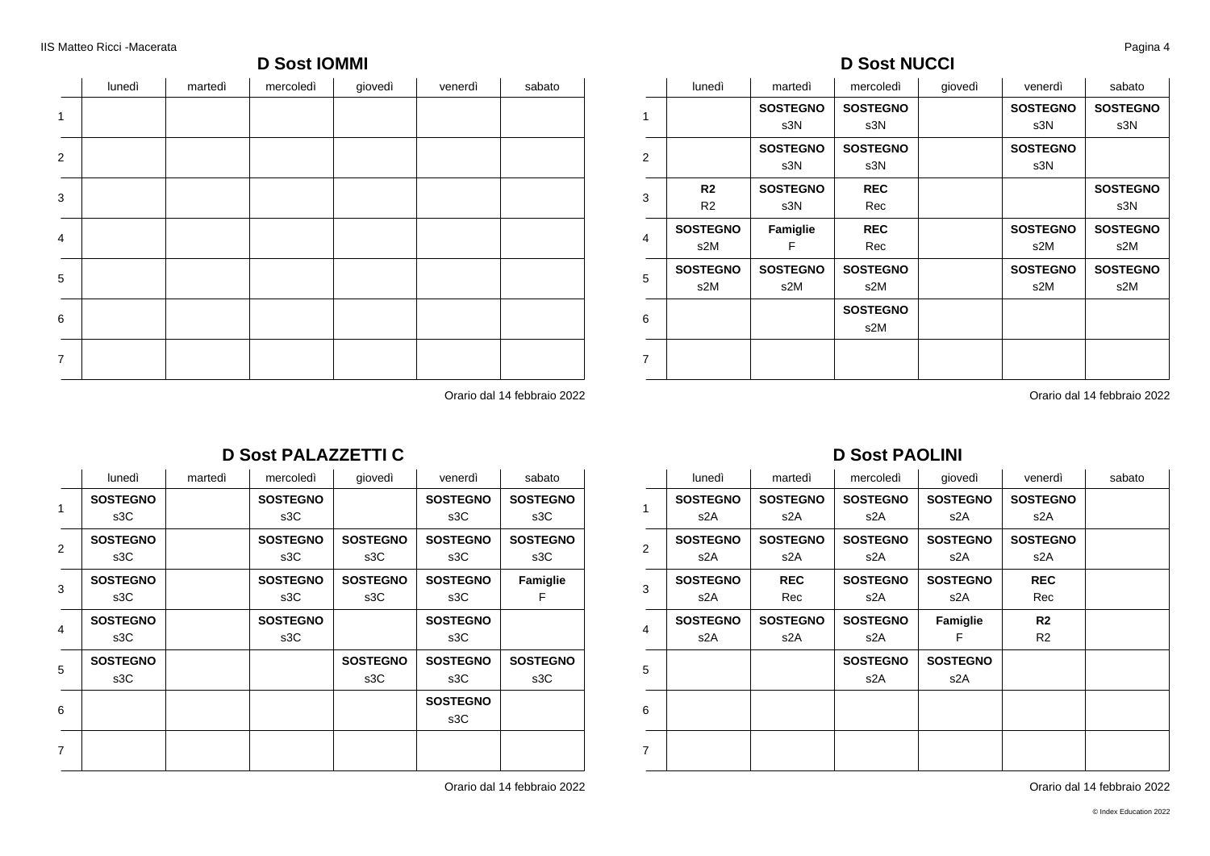## D Sost IOMMI

| | lunedì | martedì | mercoledì | giovedì | venerdì | sabato |
|---|---|---|---|---|---|---|
| 1 | | | | | | |
| 2 | | | | | | |
| 3 | | | | | | |
| 4 | | | | | | |
| 5 | | | | | | |
| 6 | | | | | | |
| 7 | | | | | | |

Orario dal 14 febbraio 2022

## D Sost NUCCI

| | lunedì | martedì | mercoledì | giovedì | venerdì | sabato |
|---|---|---|---|---|---|---|
| 1 | | **SOSTEGNO** s3N | **SOSTEGNO** s3N | | **SOSTEGNO** s3N | **SOSTEGNO** s3N |
| 2 | | **SOSTEGNO** s3N | **SOSTEGNO** s3N | | **SOSTEGNO** s3N | |
| 3 | **R2** R2 | **SOSTEGNO** s3N | **REC** Rec | | | **SOSTEGNO** s3N |
| 4 | **SOSTEGNO** s2M | **Famiglie** F | **REC** Rec | | **SOSTEGNO** s2M | **SOSTEGNO** s2M |
| 5 | **SOSTEGNO** s2M | **SOSTEGNO** s2M | **SOSTEGNO** s2M | | **SOSTEGNO** s2M | **SOSTEGNO** s2M |
| 6 | | | **SOSTEGNO** s2M | | | |
| 7 | | | | | | |

Orario dal 14 febbraio 2022

## D Sost PALAZZETTI C

| | lunedì | martedì | mercoledì | giovedì | venerdì | sabato |
|---|---|---|---|---|---|---|
| 1 | **SOSTEGNO** s3C | | **SOSTEGNO** s3C | | **SOSTEGNO** s3C | **SOSTEGNO** s3C |
| 2 | **SOSTEGNO** s3C | | **SOSTEGNO** s3C | **SOSTEGNO** s3C | **SOSTEGNO** s3C | **SOSTEGNO** s3C |
| 3 | **SOSTEGNO** s3C | | **SOSTEGNO** s3C | **SOSTEGNO** s3C | **SOSTEGNO** s3C | **Famiglie** F |
| 4 | **SOSTEGNO** s3C | | **SOSTEGNO** s3C | | **SOSTEGNO** s3C | |
| 5 | **SOSTEGNO** s3C | | | **SOSTEGNO** s3C | **SOSTEGNO** s3C | **SOSTEGNO** s3C |
| 6 | | | | | **SOSTEGNO** s3C | |
| 7 | | | | | | |

Orario dal 14 febbraio 2022

## D Sost PAOLINI

| | lunedì | martedì | mercoledì | giovedì | venerdì | sabato |
|---|---|---|---|---|---|---|
| 1 | **SOSTEGNO** s2A | **SOSTEGNO** s2A | **SOSTEGNO** s2A | **SOSTEGNO** s2A | **SOSTEGNO** s2A | |
| 2 | **SOSTEGNO** s2A | **SOSTEGNO** s2A | **SOSTEGNO** s2A | **SOSTEGNO** s2A | **SOSTEGNO** s2A | |
| 3 | **SOSTEGNO** s2A | **REC** Rec | **SOSTEGNO** s2A | **SOSTEGNO** s2A | **REC** Rec | |
| 4 | **SOSTEGNO** s2A | **SOSTEGNO** s2A | **SOSTEGNO** s2A | **Famiglie** F | **R2** R2 | |
| 5 | | | **SOSTEGNO** s2A | **SOSTEGNO** s2A | | |
| 6 | | | | | | |
| 7 | | | | | | |

Orario dal 14 febbraio 2022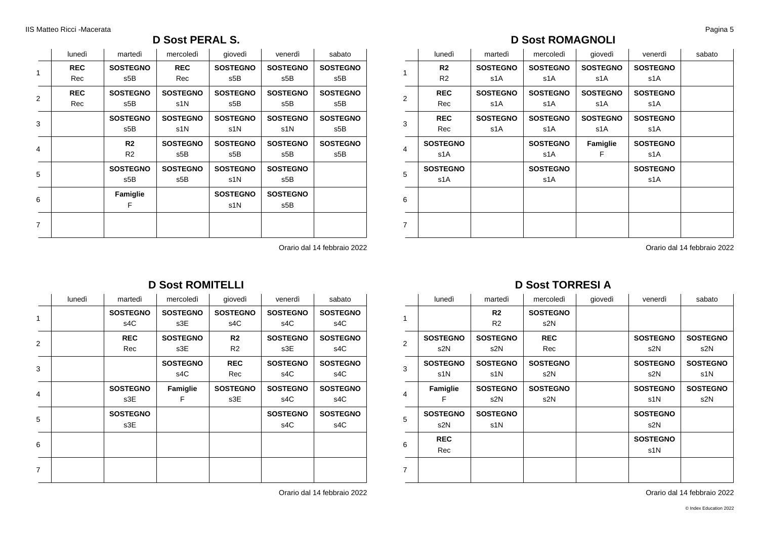## D Sost PERAL S.

| | lunedì | martedì | mercoledì | giovedì | venerdì | sabato |
|---|---|---|---|---|---|---|
| 1 | **REC** Rec | **SOSTEGNO** s5B | **REC** Rec | **SOSTEGNO** s5B | **SOSTEGNO** s5B | **SOSTEGNO** s5B |
| 2 | **REC** Rec | **SOSTEGNO** s5B | **SOSTEGNO** s1N | **SOSTEGNO** s5B | **SOSTEGNO** s5B | **SOSTEGNO** s5B |
| 3 | | **SOSTEGNO** s5B | **SOSTEGNO** s1N | **SOSTEGNO** s1N | **SOSTEGNO** s1N | **SOSTEGNO** s5B |
| 4 | | **R2** R2 | **SOSTEGNO** s5B | **SOSTEGNO** s5B | **SOSTEGNO** s5B | **SOSTEGNO** s5B |
| 5 | | **SOSTEGNO** s5B | **SOSTEGNO** s5B | **SOSTEGNO** s1N | **SOSTEGNO** s5B | |
| 6 | | **Famiglie** F | | **SOSTEGNO** s1N | **SOSTEGNO** s5B | |
| 7 | | | | | | |

Orario dal 14 febbraio 2022

## D Sost ROMAGNOLI

| | lunedì | martedì | mercoledì | giovedì | venerdì | sabato |
|---|---|---|---|---|---|---|
| 1 | **R2** R2 | **SOSTEGNO** s1A | **SOSTEGNO** s1A | **SOSTEGNO** s1A | **SOSTEGNO** s1A | |
| 2 | **REC** Rec | **SOSTEGNO** s1A | **SOSTEGNO** s1A | **SOSTEGNO** s1A | **SOSTEGNO** s1A | |
| 3 | **REC** Rec | **SOSTEGNO** s1A | **SOSTEGNO** s1A | **SOSTEGNO** s1A | **SOSTEGNO** s1A | |
| 4 | **SOSTEGNO** s1A | | **SOSTEGNO** s1A | **Famiglie** F | **SOSTEGNO** s1A | |
| 5 | **SOSTEGNO** s1A | | **SOSTEGNO** s1A | | **SOSTEGNO** s1A | |
| 6 | | | | | | |
| 7 | | | | | | |

Orario dal 14 febbraio 2022

## D Sost ROMITELLI

| | lunedì | martedì | mercoledì | giovedì | venerdì | sabato |
|---|---|---|---|---|---|---|
| 1 | | **SOSTEGNO** s4C | **SOSTEGNO** s3E | **SOSTEGNO** s4C | **SOSTEGNO** s4C | **SOSTEGNO** s4C |
| 2 | | **REC** Rec | **SOSTEGNO** s3E | **R2** R2 | **SOSTEGNO** s3E | **SOSTEGNO** s4C |
| 3 | | | **SOSTEGNO** s4C | **REC** Rec | **SOSTEGNO** s4C | **SOSTEGNO** s4C |
| 4 | | **SOSTEGNO** s3E | **Famiglie** F | **SOSTEGNO** s3E | **SOSTEGNO** s4C | **SOSTEGNO** s4C |
| 5 | | **SOSTEGNO** s3E | | | **SOSTEGNO** s4C | **SOSTEGNO** s4C |
| 6 | | | | | | |
| 7 | | | | | | |

Orario dal 14 febbraio 2022

## D Sost TORRESI A

| | lunedì | martedì | mercoledì | giovedì | venerdì | sabato |
|---|---|---|---|---|---|---|
| 1 | | **R2** R2 | **SOSTEGNO** s2N | | | |
| 2 | **SOSTEGNO** s2N | **SOSTEGNO** s2N | **REC** Rec | | **SOSTEGNO** s2N | **SOSTEGNO** s2N |
| 3 | **SOSTEGNO** s1N | **SOSTEGNO** s1N | **SOSTEGNO** s2N | | **SOSTEGNO** s2N | **SOSTEGNO** s1N |
| 4 | **Famiglie** F | **SOSTEGNO** s2N | **SOSTEGNO** s2N | | **SOSTEGNO** s1N | **SOSTEGNO** s2N |
| 5 | **SOSTEGNO** s2N | **SOSTEGNO** s1N | | | **SOSTEGNO** s2N | |
| 6 | **REC** Rec | | | | **SOSTEGNO** s1N | |
| 7 | | | | | | |

Orario dal 14 febbraio 2022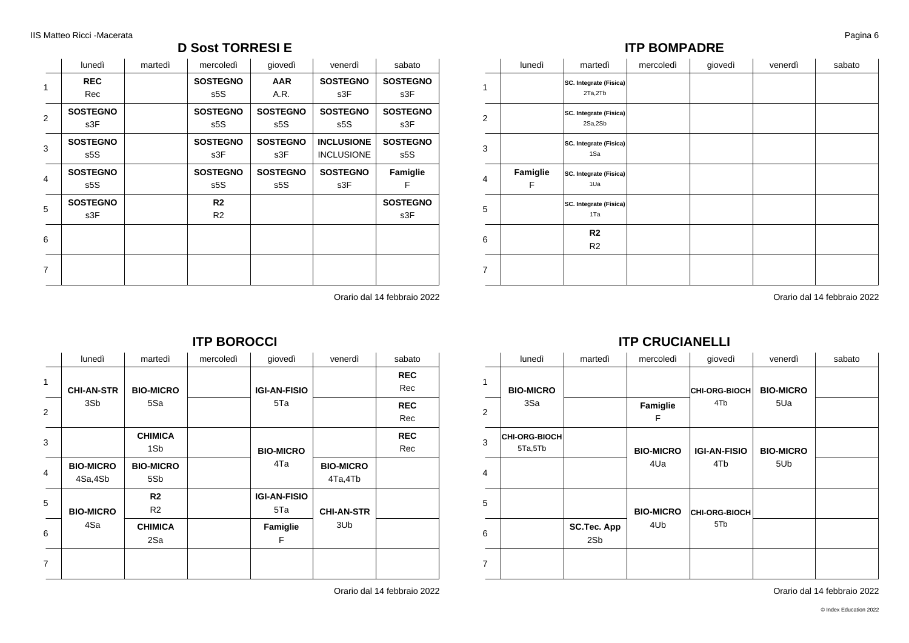## D Sost TORRESI E

| | lunedì | martedì | mercoledì | giovedì | venerdì | sabato |
|---|---|---|---|---|---|---|
| 1 | **REC** Rec | | **SOSTEGNO** s5S | **AAR** A.R. | **SOSTEGNO** s3F | **SOSTEGNO** s3F |
| 2 | **SOSTEGNO** s3F | | **SOSTEGNO** s5S | **SOSTEGNO** s5S | **SOSTEGNO** s5S | **SOSTEGNO** s3F |
| 3 | **SOSTEGNO** s5S | | **SOSTEGNO** s3F | **SOSTEGNO** s3F | **INCLUSIONE** INCLUSIONE | **SOSTEGNO** s5S |
| 4 | **SOSTEGNO** s5S | | **SOSTEGNO** s5S | **SOSTEGNO** s5S | **SOSTEGNO** s3F | **Famiglie** F |
| 5 | **SOSTEGNO** s3F | | **R2** R2 | | | **SOSTEGNO** s3F |
| 6 | | | | | | |
| 7 | | | | | | |

Orario dal 14 febbraio 2022

## ITP BOMPADRE

| | lunedì | martedì | mercoledì | giovedì | venerdì | sabato |
|---|---|---|---|---|---|---|
| 1 | | **SC. Integrate (Fisica)** 2Ta,2Tb | | | | |
| 2 | | **SC. Integrate (Fisica)** 2Sa,2Sb | | | | |
| 3 | | **SC. Integrate (Fisica)** 1Sa | | | | |
| 4 | **Famiglie** F | **SC. Integrate (Fisica)** 1Ua | | | | |
| 5 | | **SC. Integrate (Fisica)** 1Ta | | | | |
| 6 | | **R2** R2 | | | | |
| 7 | | | | | | |

Orario dal 14 febbraio 2022

## ITP BOROCCI

| | lunedì | martedì | mercoledì | giovedì | venerdì | sabato |
|---|---|---|---|---|---|---|
| 1 | **CHI-AN-STR** 3Sb | **BIO-MICRO** 5Sa | | **IGI-AN-FISIO** 5Ta | | **REC** Rec |
| 2 | **CHI-AN-STR** 3Sb | **BIO-MICRO** 5Sa | | **IGI-AN-FISIO** 5Ta | | **REC** Rec |
| 3 | | **CHIMICA** 1Sb | | **BIO-MICRO** 4Ta | | **REC** Rec |
| 4 | **BIO-MICRO** 4Sa,4Sb | **BIO-MICRO** 5Sb | | **BIO-MICRO** 4Ta | **BIO-MICRO** 4Ta,4Tb | |
| 5 | **BIO-MICRO** 4Sa | **R2** R2 | | **IGI-AN-FISIO** 5Ta | **CHI-AN-STR** 3Ub | |
| 6 | **BIO-MICRO** 4Sa | **CHIMICA** 2Sa | | **Famiglie** F | **CHI-AN-STR** 3Ub | |
| 7 | | | | | | |

Orario dal 14 febbraio 2022

## ITP CRUCIANELLI

| | lunedì | martedì | mercoledì | giovedì | venerdì | sabato |
|---|---|---|---|---|---|---|
| 1 | **BIO-MICRO** 3Sa | | | **CHI-ORG-BIOCH** 4Tb | **BIO-MICRO** 5Ua | |
| 2 | **BIO-MICRO** 3Sa | | **Famiglie** F | **CHI-ORG-BIOCH** 4Tb | **BIO-MICRO** 5Ua | |
| 3 | **CHI-ORG-BIOCH** 5Ta,5Tb | | **BIO-MICRO** 4Ua | **IGI-AN-FISIO** 4Tb | **BIO-MICRO** 5Ub | |
| 4 | | | **BIO-MICRO** 4Ua | **IGI-AN-FISIO** 4Tb | **BIO-MICRO** 5Ub | |
| 5 | | | **BIO-MICRO** 4Ub | **CHI-ORG-BIOCH** 5Tb | | |
| 6 | | **SC.Tec. App** 2Sb | **BIO-MICRO** 4Ub | **CHI-ORG-BIOCH** 5Tb | | |
| 7 | | | | | | |

Orario dal 14 febbraio 2022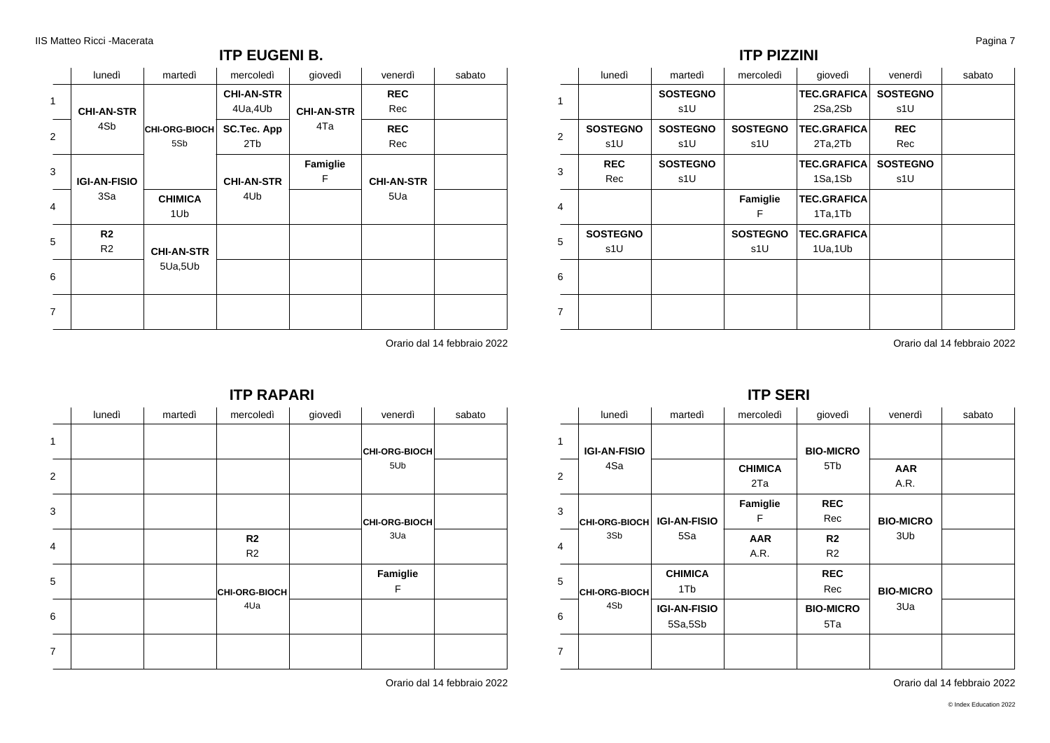## ITP EUGENI B.

| | lunedì | martedì | mercoledì | giovedì | venerdì | sabato |
|---|---|---|---|---|---|---|
| 1 | **CHI-AN-STR** 4Sb | **CHI-ORG-BIOCH** 5Sb | **CHI-AN-STR** 4Ua,4Ub | **CHI-AN-STR** 4Ta | **REC** Rec | |
| 2 | | | **SC.Tec. App** 2Tb | | **REC** Rec | |
| 3 | **IGI-AN-FISIO** 3Sa | | **CHI-AN-STR** 4Ub | **Famiglie** F | **CHI-AN-STR** 5Ua | |
| 4 | | **CHIMICA** 1Ub | | | | |
| 5 | **R2** R2 | **CHI-AN-STR** 5Ua,5Ub | | | | |
| 6 | | | | | | |
| 7 | | | | | | |

Orario dal 14 febbraio 2022

## ITP PIZZINI

| | lunedì | martedì | mercoledì | giovedì | venerdì | sabato |
|---|---|---|---|---|---|---|
| 1 | | **SOSTEGNO** s1U | | **TEC.GRAFICA** 2Sa,2Sb | **SOSTEGNO** s1U | |
| 2 | **SOSTEGNO** s1U | **SOSTEGNO** s1U | **SOSTEGNO** s1U | **TEC.GRAFICA** 2Ta,2Tb | **REC** Rec | |
| 3 | **REC** Rec | **SOSTEGNO** s1U | | **TEC.GRAFICA** 1Sa,1Sb | **SOSTEGNO** s1U | |
| 4 | | | **Famiglie** F | **TEC.GRAFICA** 1Ta,1Tb | | |
| 5 | **SOSTEGNO** s1U | | **SOSTEGNO** s1U | **TEC.GRAFICA** 1Ua,1Ub | | |
| 6 | | | | | | |
| 7 | | | | | | |

Orario dal 14 febbraio 2022

## ITP RAPARI

| | lunedì | martedì | mercoledì | giovedì | venerdì | sabato |
|---|---|---|---|---|---|---|
| 1 | | | | | **CHI-ORG-BIOCH** 5Ub | |
| 2 | | | | | | |
| 3 | | | | | **CHI-ORG-BIOCH** 3Ua | |
| 4 | | | **R2** R2 | | | |
| 5 | | | **CHI-ORG-BIOCH** 4Ua | | **Famiglie** F | |
| 6 | | | | | | |
| 7 | | | | | | |

Orario dal 14 febbraio 2022

## ITP SERI

| | lunedì | martedì | mercoledì | giovedì | venerdì | sabato |
|---|---|---|---|---|---|---|
| 1 | **IGI-AN-FISIO** 4Sa | | | **BIO-MICRO** 5Tb | | |
| 2 | | | **CHIMICA** 2Ta | | **AAR** A.R. | |
| 3 | **CHI-ORG-BIOCH** 3Sb | **IGI-AN-FISIO** 5Sa | **Famiglie** F | **REC** Rec | **BIO-MICRO** 3Ub | |
| 4 | | | **AAR** A.R. | **R2** R2 | | |
| 5 | **CHI-ORG-BIOCH** 4Sb | **CHIMICA** 1Tb | | **REC** Rec | **BIO-MICRO** 3Ua | |
| 6 | | **IGI-AN-FISIO** 5Sa,5Sb | | **BIO-MICRO** 5Ta | | |
| 7 | | | | | | |

Orario dal 14 febbraio 2022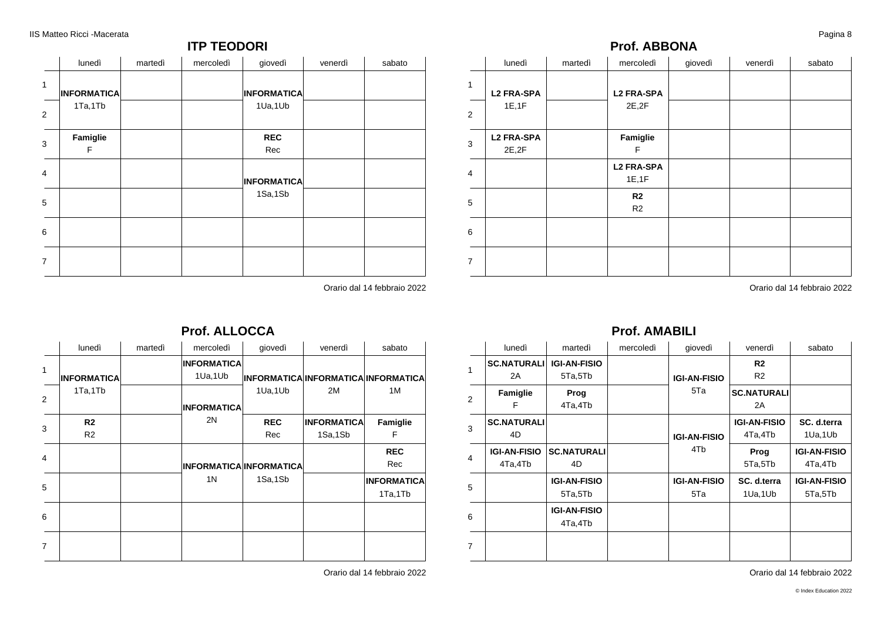## ITP TEODORI

| | lunedì | martedì | mercoledì | giovedì | venerdì | sabato |
|---|---|---|---|---|---|---|
| 1 | **INFORMATICA** 1Ta,1Tb | | | **INFORMATICA** 1Ua,1Ub | | |
| 2 | **INFORMATICA** 1Ta,1Tb | | | **INFORMATICA** 1Ua,1Ub | | |
| 3 | **Famiglie** F | | | **REC** Rec | | |
| 4 | | | | **INFORMATICA** 1Sa,1Sb | | |
| 5 | | | | **INFORMATICA** 1Sa,1Sb | | |
| 6 | | | | | | |
| 7 | | | | | | |

Orario dal 14 febbraio 2022

## Prof. ABBONA

| | lunedì | martedì | mercoledì | giovedì | venerdì | sabato |
|---|---|---|---|---|---|---|
| 1 | **L2 FRA-SPA** 1E,1F | | **L2 FRA-SPA** 2E,2F | | | |
| 2 | **L2 FRA-SPA** 1E,1F | | **L2 FRA-SPA** 2E,2F | | | |
| 3 | **L2 FRA-SPA** 2E,2F | | **Famiglie** F | | | |
| 4 | | | **L2 FRA-SPA** 1E,1F | | | |
| 5 | | | **R2** R2 | | | |
| 6 | | | | | | |
| 7 | | | | | | |

Orario dal 14 febbraio 2022

## Prof. ALLOCCA

| | lunedì | martedì | mercoledì | giovedì | venerdì | sabato |
|---|---|---|---|---|---|---|
| 1 | **INFORMATICA** 1Ta,1Tb | | **INFORMATICA** 1Ua,1Ub | **INFORMATICA** 1Ua,1Ub | **INFORMATICA** 2M | **INFORMATICA** 1M |
| 2 | **INFORMATICA** 1Ta,1Tb | | **INFORMATICA** 2N | **INFORMATICA** 1Ua,1Ub | **INFORMATICA** 2M | **INFORMATICA** 1M |
| 3 | **R2** R2 | | **INFORMATICA** 2N | **REC** Rec | **INFORMATICA** 1Sa,1Sb | **Famiglie** F |
| 4 | | | **INFORMATICA** 1N | **INFORMATICA** 1Sa,1Sb | | **REC** Rec |
| 5 | | | **INFORMATICA** 1N | **INFORMATICA** 1Sa,1Sb | | **INFORMATICA** 1Ta,1Tb |
| 6 | | | | | | |
| 7 | | | | | | |

Orario dal 14 febbraio 2022

## Prof. AMABILI

| | lunedì | martedì | mercoledì | giovedì | venerdì | sabato |
|---|---|---|---|---|---|---|
| 1 | **SC.NATURALI** 2A | **IGI-AN-FISIO** 5Ta,5Tb | | **IGI-AN-FISIO** 5Ta | **R2** R2 | |
| 2 | **Famiglie** F | **Prog** 4Ta,4Tb | | **IGI-AN-FISIO** 5Ta | **SC.NATURALI** 2A | |
| 3 | **SC.NATURALI** 4D | | | **IGI-AN-FISIO** 4Tb | **IGI-AN-FISIO** 4Ta,4Tb | **SC. d.terra** 1Ua,1Ub |
| 4 | **IGI-AN-FISIO** 4Ta,4Tb | **SC.NATURALI** 4D | | **IGI-AN-FISIO** 4Tb | **Prog** 5Ta,5Tb | **IGI-AN-FISIO** 4Ta,4Tb |
| 5 | | **IGI-AN-FISIO** 5Ta,5Tb | | **IGI-AN-FISIO** 5Ta | **SC. d.terra** 1Ua,1Ub | **IGI-AN-FISIO** 5Ta,5Tb |
| 6 | | **IGI-AN-FISIO** 4Ta,4Tb | | | | |
| 7 | | | | | | |

Orario dal 14 febbraio 2022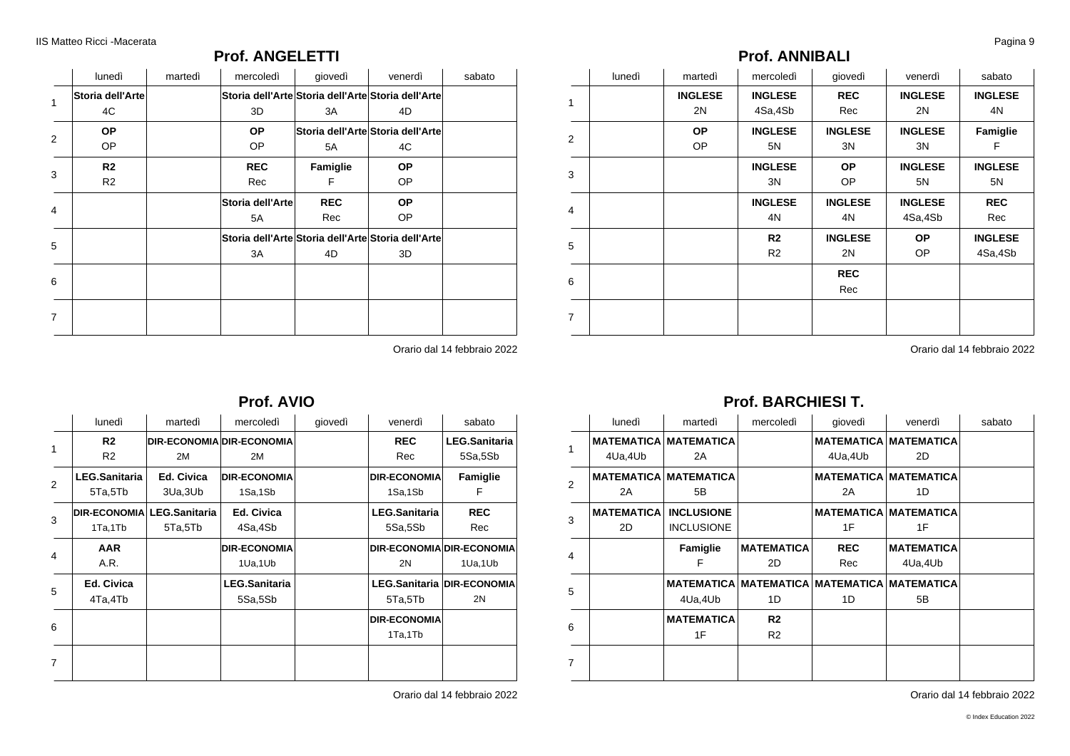## Prof. ANGELETTI

| | lunedì | martedì | mercoledì | giovedì | venerdì | sabato |
|---|---|---|---|---|---|---|
| 1 | **Storia dell'Arte** 4C | | **Storia dell'Arte** 3D | **Storia dell'Arte** 3A | **Storia dell'Arte** 4D | |
| 2 | **OP** OP | | **OP** OP | **Storia dell'Arte** 5A | **Storia dell'Arte** 4C | |
| 3 | **R2** R2 | | **REC** Rec | **Famiglie** F | **OP** OP | |
| 4 | | | **Storia dell'Arte** 5A | **REC** Rec | **OP** OP | |
| 5 | | | **Storia dell'Arte** 3A | **Storia dell'Arte** 4D | **Storia dell'Arte** 3D | |
| 6 | | | | | | |
| 7 | | | | | | |

Orario dal 14 febbraio 2022

## Prof. ANNIBALI

| | lunedì | martedì | mercoledì | giovedì | venerdì | sabato |
|---|---|---|---|---|---|---|
| 1 | | **INGLESE** 2N | **INGLESE** 4Sa,4Sb | **REC** Rec | **INGLESE** 2N | **INGLESE** 4N |
| 2 | | **OP** OP | **INGLESE** 5N | **INGLESE** 3N | **INGLESE** 3N | **Famiglie** F |
| 3 | | | **INGLESE** 3N | **OP** OP | **INGLESE** 5N | **INGLESE** 5N |
| 4 | | | **INGLESE** 4N | **INGLESE** 4N | **INGLESE** 4Sa,4Sb | **REC** Rec |
| 5 | | | **R2** R2 | **INGLESE** 2N | **OP** OP | **INGLESE** 4Sa,4Sb |
| 6 | | | | **REC** Rec | | |
| 7 | | | | | | |

Orario dal 14 febbraio 2022

## Prof. AVIO

| | lunedì | martedì | mercoledì | giovedì | venerdì | sabato |
|---|---|---|---|---|---|---|
| 1 | **R2** R2 | **DIR-ECONOMIA** 2M | **DIR-ECONOMIA** 2M | | **REC** Rec | **LEG.Sanitaria** 5Sa,5Sb |
| 2 | **LEG.Sanitaria** 5Ta,5Tb | **Ed. Civica** 3Ua,3Ub | **DIR-ECONOMIA** 1Sa,1Sb | | **DIR-ECONOMIA** 1Sa,1Sb | **Famiglie** F |
| 3 | **DIR-ECONOMIA** 1Ta,1Tb | **LEG.Sanitaria** 5Ta,5Tb | **Ed. Civica** 4Sa,4Sb | | **LEG.Sanitaria** 5Sa,5Sb | **REC** Rec |
| 4 | **AAR** A.R. | | **DIR-ECONOMIA** 1Ua,1Ub | | **DIR-ECONOMIA** 2N | **DIR-ECONOMIA** 1Ua,1Ub |
| 5 | **Ed. Civica** 4Ta,4Tb | | **LEG.Sanitaria** 5Sa,5Sb | | **LEG.Sanitaria** 5Ta,5Tb | **DIR-ECONOMIA** 2N |
| 6 | | | | | **DIR-ECONOMIA** 1Ta,1Tb | |
| 7 | | | | | | |

Orario dal 14 febbraio 2022

## Prof. BARCHIESI T.

| | lunedì | martedì | mercoledì | giovedì | venerdì | sabato |
|---|---|---|---|---|---|---|
| 1 | **MATEMATICA** 4Ua,4Ub | **MATEMATICA** 2A | | **MATEMATICA** 4Ua,4Ub | **MATEMATICA** 2D | |
| 2 | **MATEMATICA** 2A | **MATEMATICA** 5B | | **MATEMATICA** 2A | **MATEMATICA** 1D | |
| 3 | **MATEMATICA** 2D | **INCLUSIONE** INCLUSIONE | | **MATEMATICA** 1F | **MATEMATICA** 1F | |
| 4 | | **Famiglie** F | **MATEMATICA** 2D | **REC** Rec | **MATEMATICA** 4Ua,4Ub | |
| 5 | | **MATEMATICA** 4Ua,4Ub | **MATEMATICA** 1D | **MATEMATICA** 1D | **MATEMATICA** 5B | |
| 6 | | **MATEMATICA** 1F | **R2** R2 | | | |
| 7 | | | | | | |

Orario dal 14 febbraio 2022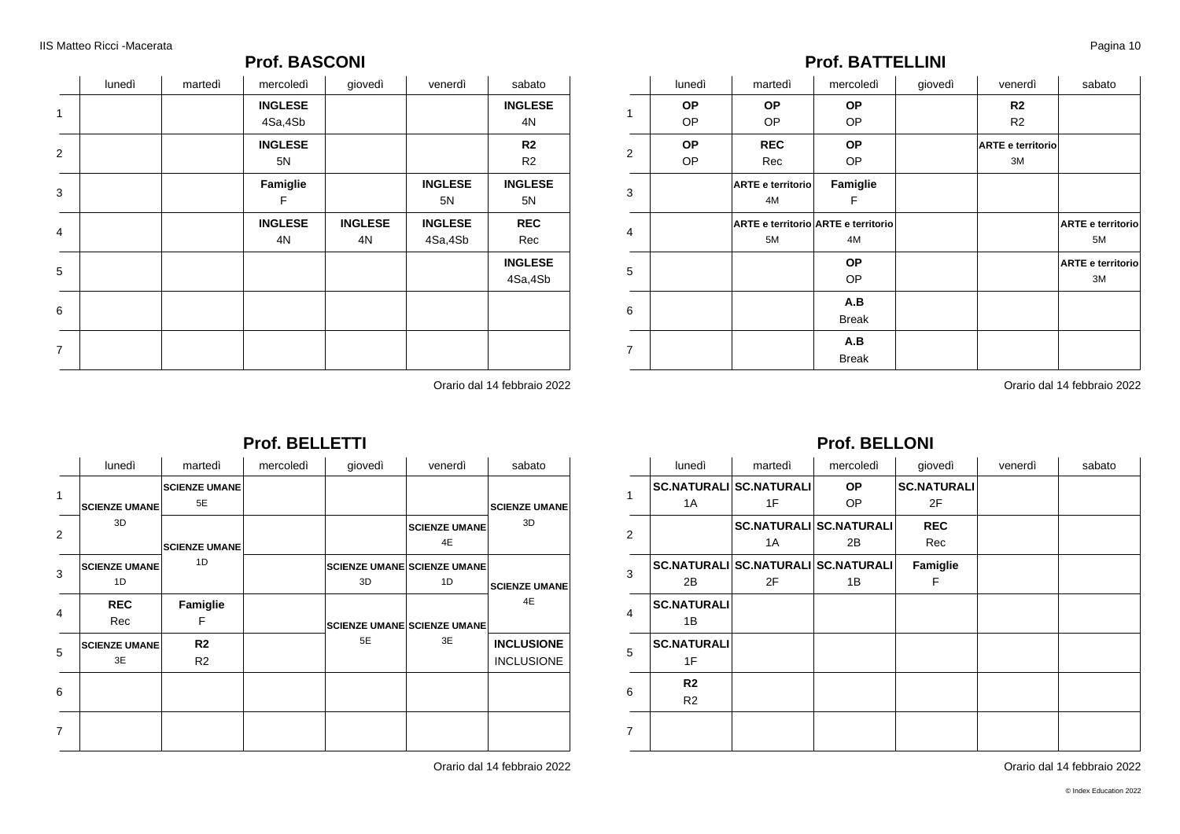## Prof. BASCONI

| | lunedì | martedì | mercoledì | giovedì | venerdì | sabato |
|---|---|---|---|---|---|---|
| 1 | | | **INGLESE** 4Sa,4Sb | | | **INGLESE** 4N |
| 2 | | | **INGLESE** 5N | | | **R2** R2 |
| 3 | | | **Famiglie** F | | **INGLESE** 5N | **INGLESE** 5N |
| 4 | | | **INGLESE** 4N | **INGLESE** 4N | **INGLESE** 4Sa,4Sb | **REC** Rec |
| 5 | | | | | | **INGLESE** 4Sa,4Sb |
| 6 | | | | | | |
| 7 | | | | | | |

Orario dal 14 febbraio 2022

## Prof. BATTELLINI

| | lunedì | martedì | mercoledì | giovedì | venerdì | sabato |
|---|---|---|---|---|---|---|
| 1 | **OP** OP | **OP** OP | **OP** OP | | **R2** R2 | |
| 2 | **OP** OP | **REC** Rec | **OP** OP | | **ARTE e territorio** 3M | |
| 3 | | **ARTE e territorio** 4M | **Famiglie** F | | | |
| 4 | | **ARTE e territorio** 5M | **ARTE e territorio** 4M | | | **ARTE e territorio** 5M |
| 5 | | | **OP** OP | | | **ARTE e territorio** 3M |
| 6 | | | **A.B** Break | | | |
| 7 | | | **A.B** Break | | | |

Orario dal 14 febbraio 2022

## Prof. BELLETTI

| | lunedì | martedì | mercoledì | giovedì | venerdì | sabato |
|---|---|---|---|---|---|---|
| 1 | **SCIENZE UMANE** 3D | **SCIENZE UMANE** 5E | | | | **SCIENZE UMANE** 3D |
| 2 | **SCIENZE UMANE** 3D | **SCIENZE UMANE** 1D | | | **SCIENZE UMANE** 4E | **SCIENZE UMANE** 3D |
| 3 | **SCIENZE UMANE** 1D | **SCIENZE UMANE** 1D | | **SCIENZE UMANE** 3D | **SCIENZE UMANE** 1D | **SCIENZE UMANE** 4E |
| 4 | **REC** Rec | **Famiglie** F | | **SCIENZE UMANE** 5E | **SCIENZE UMANE** 3E | **SCIENZE UMANE** 4E |
| 5 | **SCIENZE UMANE** 3E | **R2** R2 | | **SCIENZE UMANE** 5E | **SCIENZE UMANE** 3E | **INCLUSIONE** INCLUSIONE |
| 6 | | | | | | |
| 7 | | | | | | |

Orario dal 14 febbraio 2022

## Prof. BELLONI

| | lunedì | martedì | mercoledì | giovedì | venerdì | sabato |
|---|---|---|---|---|---|---|
| 1 | **SC.NATURALI** 1A | **SC.NATURALI** 1F | **OP** OP | **SC.NATURALI** 2F | | |
| 2 | | **SC.NATURALI** 1A | **SC.NATURALI** 2B | **REC** Rec | | |
| 3 | **SC.NATURALI** 2B | **SC.NATURALI** 2F | **SC.NATURALI** 1B | **Famiglie** F | | |
| 4 | **SC.NATURALI** 1B | | | | | |
| 5 | **SC.NATURALI** 1F | | | | | |
| 6 | **R2** R2 | | | | | |
| 7 | | | | | | |

Orario dal 14 febbraio 2022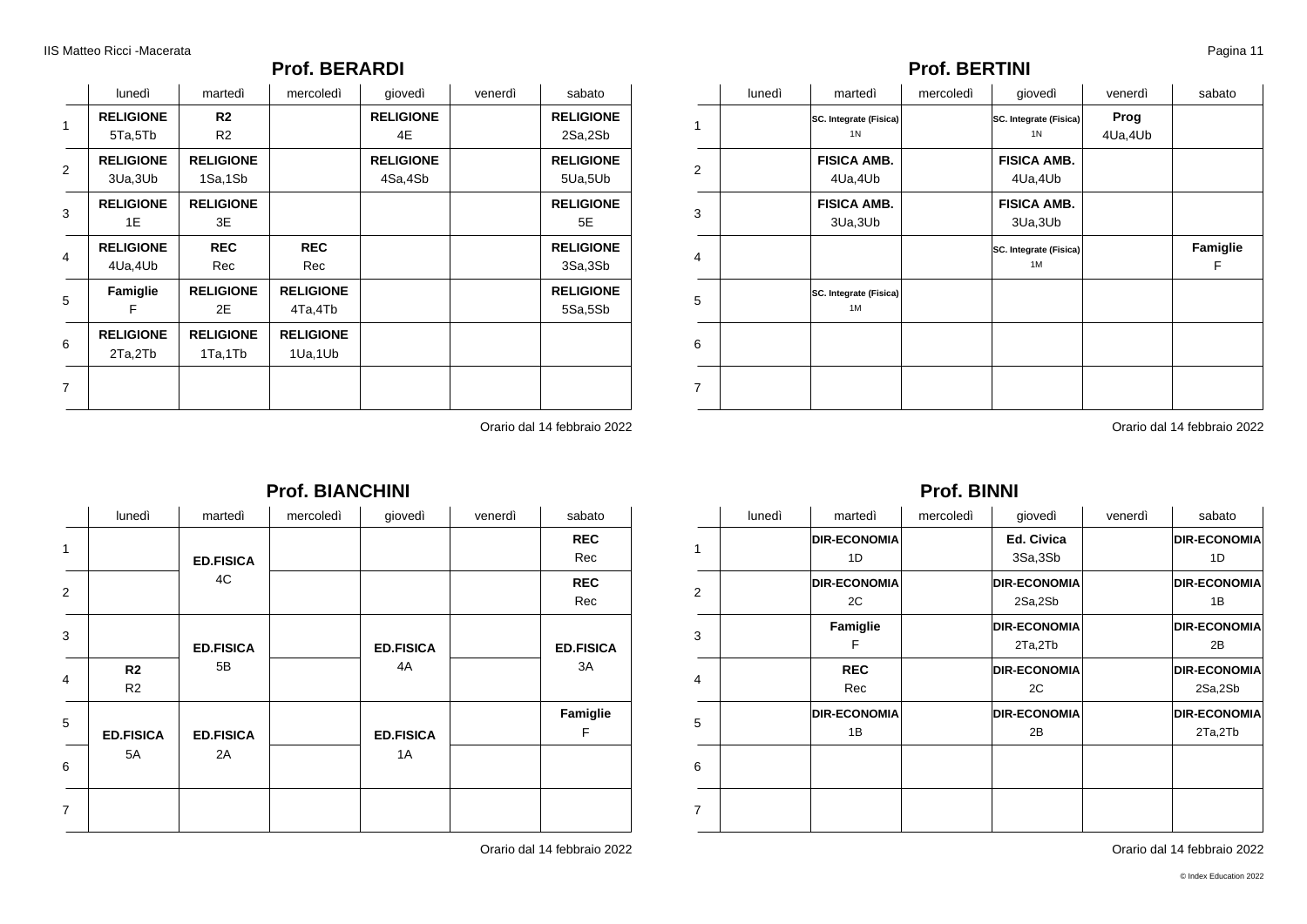## Prof. BERARDI

| | lunedì | martedì | mercoledì | giovedì | venerdì | sabato |
|---|---|---|---|---|---|---|
| 1 | **RELIGIONE** 5Ta,5Tb | **R2** R2 | | **RELIGIONE** 4E | | **RELIGIONE** 2Sa,2Sb |
| 2 | **RELIGIONE** 3Ua,3Ub | **RELIGIONE** 1Sa,1Sb | | **RELIGIONE** 4Sa,4Sb | | **RELIGIONE** 5Ua,5Ub |
| 3 | **RELIGIONE** 1E | **RELIGIONE** 3E | | | | **RELIGIONE** 5E |
| 4 | **RELIGIONE** 4Ua,4Ub | **REC** Rec | **REC** Rec | | | **RELIGIONE** 3Sa,3Sb |
| 5 | **Famiglie** F | **RELIGIONE** 2E | **RELIGIONE** 4Ta,4Tb | | | **RELIGIONE** 5Sa,5Sb |
| 6 | **RELIGIONE** 2Ta,2Tb | **RELIGIONE** 1Ta,1Tb | **RELIGIONE** 1Ua,1Ub | | | |
| 7 | | | | | | |

Orario dal 14 febbraio 2022

## Prof. BERTINI

| | lunedì | martedì | mercoledì | giovedì | venerdì | sabato |
|---|---|---|---|---|---|---|
| 1 | | **SC. Integrate (Fisica)** 1N | | **SC. Integrate (Fisica)** 1N | **Prog** 4Ua,4Ub | |
| 2 | | **FISICA AMB.** 4Ua,4Ub | | **FISICA AMB.** 4Ua,4Ub | | |
| 3 | | **FISICA AMB.** 3Ua,3Ub | | **FISICA AMB.** 3Ua,3Ub | | |
| 4 | | | | **SC. Integrate (Fisica)** 1M | | **Famiglie** F |
| 5 | | **SC. Integrate (Fisica)** 1M | | | | |
| 6 | | | | | | |
| 7 | | | | | | |

Orario dal 14 febbraio 2022

## Prof. BIANCHINI

| | lunedì | martedì | mercoledì | giovedì | venerdì | sabato |
|---|---|---|---|---|---|---|
| 1 | | **ED.FISICA** 4C | | | | **REC** Rec |
| 2 | | | | | | **REC** Rec |
| 3 | | **ED.FISICA** 5B | | **ED.FISICA** 4A | | **ED.FISICA** 3A |
| 4 | **R2** R2 | | | | | |
| 5 | **ED.FISICA** 5A | **ED.FISICA** 2A | | **ED.FISICA** 1A | | **Famiglie** F |
| 6 | | | | | | |
| 7 | | | | | | |

Orario dal 14 febbraio 2022

## Prof. BINNI

| | lunedì | martedì | mercoledì | giovedì | venerdì | sabato |
|---|---|---|---|---|---|---|
| 1 | | **DIR-ECONOMIA** 1D | | **Ed. Civica** 3Sa,3Sb | | **DIR-ECONOMIA** 1D |
| 2 | | **DIR-ECONOMIA** 2C | | **DIR-ECONOMIA** 2Sa,2Sb | | **DIR-ECONOMIA** 1B |
| 3 | | **Famiglie** F | | **DIR-ECONOMIA** 2Ta,2Tb | | **DIR-ECONOMIA** 2B |
| 4 | | **REC** Rec | | **DIR-ECONOMIA** 2C | | **DIR-ECONOMIA** 2Sa,2Sb |
| 5 | | **DIR-ECONOMIA** 1B | | **DIR-ECONOMIA** 2B | | **DIR-ECONOMIA** 2Ta,2Tb |
| 6 | | | | | | |
| 7 | | | | | | |

Orario dal 14 febbraio 2022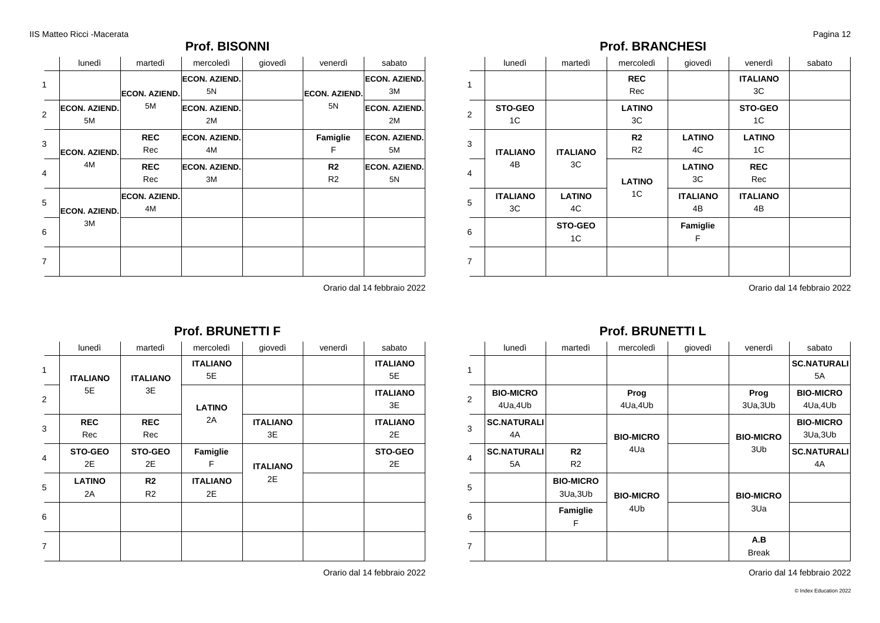## Prof. BISONNI

| | lunedì | martedì | mercoledì | giovedì | venerdì | sabato |
|---|---|---|---|---|---|---|
| 1 | | **ECON. AZIEND.** 5M | **ECON. AZIEND.** 5N | | **ECON. AZIEND.** 5N | **ECON. AZIEND.** 3M |
| 2 | **ECON. AZIEND.** 5M | | **ECON. AZIEND.** 2M | | | **ECON. AZIEND.** 2M |
| 3 | **ECON. AZIEND.** 4M | **REC** Rec | **ECON. AZIEND.** 4M | | **Famiglie** F | **ECON. AZIEND.** 5M |
| 4 | | **REC** Rec | **ECON. AZIEND.** 3M | | **R2** R2 | **ECON. AZIEND.** 5N |
| 5 | **ECON. AZIEND.** 3M | **ECON. AZIEND.** 4M | | | | |
| 6 | | | | | | |
| 7 | | | | | | |

Orario dal 14 febbraio 2022

## Prof. BRANCHESI

| | lunedì | martedì | mercoledì | giovedì | venerdì | sabato |
|---|---|---|---|---|---|---|
| 1 | | | **REC** Rec | | **ITALIANO** 3C | |
| 2 | **STO-GEO** 1C | | **LATINO** 3C | | **STO-GEO** 1C | |
| 3 | **ITALIANO** 4B | **ITALIANO** 3C | **R2** R2 | **LATINO** 4C | **LATINO** 1C | |
| 4 | | | **LATINO** 1C | **LATINO** 3C | **REC** Rec | |
| 5 | **ITALIANO** 3C | **LATINO** 4C | | **ITALIANO** 4B | **ITALIANO** 4B | |
| 6 | | **STO-GEO** 1C | | **Famiglie** F | | |
| 7 | | | | | | |

Orario dal 14 febbraio 2022

## Prof. BRUNETTI F

| | lunedì | martedì | mercoledì | giovedì | venerdì | sabato |
|---|---|---|---|---|---|---|
| 1 | **ITALIANO** 5E | **ITALIANO** 3E | **ITALIANO** 5E | | | **ITALIANO** 5E |
| 2 | | | **LATINO** 2A | | | **ITALIANO** 3E |
| 3 | **REC** Rec | **REC** Rec | | **ITALIANO** 3E | | **ITALIANO** 2E |
| 4 | **STO-GEO** 2E | **STO-GEO** 2E | **Famiglie** F | **ITALIANO** 2E | | **STO-GEO** 2E |
| 5 | **LATINO** 2A | **R2** R2 | **ITALIANO** 2E | | | |
| 6 | | | | | | |
| 7 | | | | | | |

Orario dal 14 febbraio 2022

## Prof. BRUNETTI L

| | lunedì | martedì | mercoledì | giovedì | venerdì | sabato |
|---|---|---|---|---|---|---|
| 1 | | | | | | **SC.NATURALI** 5A |
| 2 | **BIO-MICRO** 4Ua,4Ub | | **Prog** 4Ua,4Ub | | **Prog** 3Ua,3Ub | **BIO-MICRO** 4Ua,4Ub |
| 3 | **SC.NATURALI** 4A | | **BIO-MICRO** 4Ua | | **BIO-MICRO** 3Ub | **BIO-MICRO** 3Ua,3Ub |
| 4 | **SC.NATURALI** 5A | **R2** R2 | | | | **SC.NATURALI** 4A |
| 5 | | **BIO-MICRO** 3Ua,3Ub | **BIO-MICRO** 4Ub | | **BIO-MICRO** 3Ua | |
| 6 | | **Famiglie** F | | | | |
| 7 | | | | | **A.B** Break | |

Orario dal 14 febbraio 2022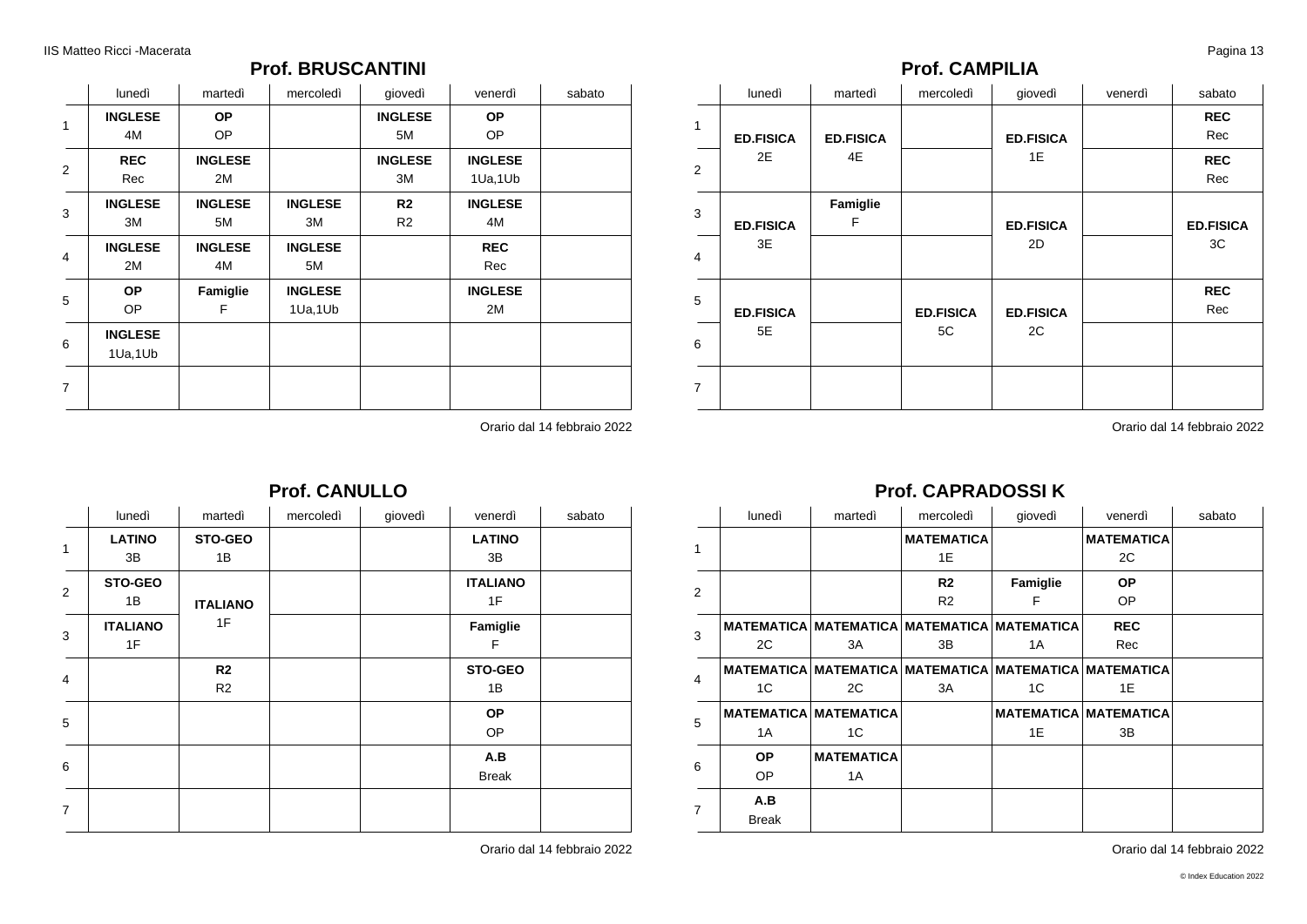## Prof. BRUSCANTINI

| | lunedì | martedì | mercoledì | giovedì | venerdì | sabato |
|---|---|---|---|---|---|---|
| 1 | **INGLESE** 4M | **OP** OP | | **INGLESE** 5M | **OP** OP | |
| 2 | **REC** Rec | **INGLESE** 2M | | **INGLESE** 3M | **INGLESE** 1Ua,1Ub | |
| 3 | **INGLESE** 3M | **INGLESE** 5M | **INGLESE** 3M | **R2** R2 | **INGLESE** 4M | |
| 4 | **INGLESE** 2M | **INGLESE** 4M | **INGLESE** 5M | | **REC** Rec | |
| 5 | **OP** OP | **Famiglie** F | **INGLESE** 1Ua,1Ub | | **INGLESE** 2M | |
| 6 | **INGLESE** 1Ua,1Ub | | | | | |
| 7 | | | | | | |

Orario dal 14 febbraio 2022

## Prof. CAMPILIA

| | lunedì | martedì | mercoledì | giovedì | venerdì | sabato |
|---|---|---|---|---|---|---|
| 1 | **ED.FISICA** 2E | **ED.FISICA** 4E | | **ED.FISICA** 1E | | **REC** Rec |
| 2 | | | | | | **REC** Rec |
| 3 | **ED.FISICA** 3E | **Famiglie** F | | **ED.FISICA** 2D | | **ED.FISICA** 3C |
| 4 | | | | | | |
| 5 | **ED.FISICA** 5E | | **ED.FISICA** 5C | **ED.FISICA** 2C | | **REC** Rec |
| 6 | | | | | | |
| 7 | | | | | | |

Orario dal 14 febbraio 2022

## Prof. CANULLO

| | lunedì | martedì | mercoledì | giovedì | venerdì | sabato |
|---|---|---|---|---|---|---|
| 1 | **LATINO** 3B | **STO-GEO** 1B | | | **LATINO** 3B | |
| 2 | **STO-GEO** 1B | **ITALIANO** 1F | | | **ITALIANO** 1F | |
| 3 | **ITALIANO** 1F | | | | **Famiglie** F | |
| 4 | | **R2** R2 | | | **STO-GEO** 1B | |
| 5 | | | | | **OP** OP | |
| 6 | | | | | **A.B** Break | |
| 7 | | | | | | |

Orario dal 14 febbraio 2022

## Prof. CAPRADOSSI K

| | lunedì | martedì | mercoledì | giovedì | venerdì | sabato |
|---|---|---|---|---|---|---|
| 1 | | | **MATEMATICA** 1E | | **MATEMATICA** 2C | |
| 2 | | | **R2** R2 | **Famiglie** F | **OP** OP | |
| 3 | **MATEMATICA** 2C | **MATEMATICA** 3A | **MATEMATICA** 3B | **MATEMATICA** 1A | **REC** Rec | |
| 4 | **MATEMATICA** 1C | **MATEMATICA** 2C | **MATEMATICA** 3A | **MATEMATICA** 1C | **MATEMATICA** 1E | |
| 5 | **MATEMATICA** 1A | **MATEMATICA** 1C | | **MATEMATICA** 1E | **MATEMATICA** 3B | |
| 6 | **OP** OP | **MATEMATICA** 1A | | | | |
| 7 | **A.B** Break | | | | | |

Orario dal 14 febbraio 2022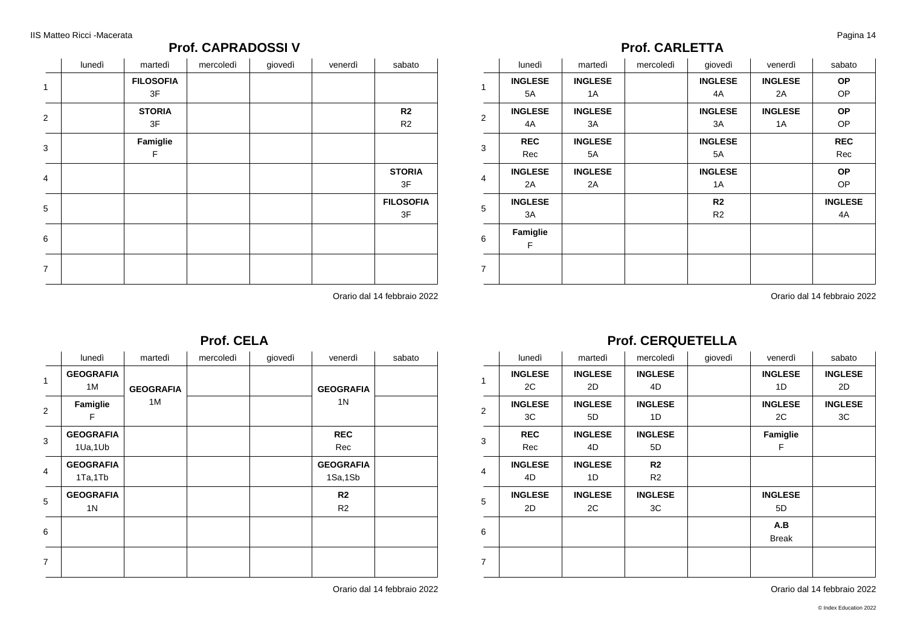## Prof. CAPRADOSSI V

| | lunedì | martedì | mercoledì | giovedì | venerdì | sabato |
|---|---|---|---|---|---|---|
| 1 | | **FILOSOFIA** 3F | | | | |
| 2 | | **STORIA** 3F | | | | **R2** R2 |
| 3 | | **Famiglie** F | | | | |
| 4 | | | | | | **STORIA** 3F |
| 5 | | | | | | **FILOSOFIA** 3F |
| 6 | | | | | | |
| 7 | | | | | | |

Orario dal 14 febbraio 2022

## Prof. CARLETTA

| | lunedì | martedì | mercoledì | giovedì | venerdì | sabato |
|---|---|---|---|---|---|---|
| 1 | **INGLESE** 5A | **INGLESE** 1A | | **INGLESE** 4A | **INGLESE** 2A | **OP** OP |
| 2 | **INGLESE** 4A | **INGLESE** 3A | | **INGLESE** 3A | **INGLESE** 1A | **OP** OP |
| 3 | **REC** Rec | **INGLESE** 5A | | **INGLESE** 5A | | **REC** Rec |
| 4 | **INGLESE** 2A | **INGLESE** 2A | | **INGLESE** 1A | | **OP** OP |
| 5 | **INGLESE** 3A | | | **R2** R2 | | **INGLESE** 4A |
| 6 | **Famiglie** F | | | | | |
| 7 | | | | | | |

Orario dal 14 febbraio 2022

## Prof. CELA

| | lunedì | martedì | mercoledì | giovedì | venerdì | sabato |
|---|---|---|---|---|---|---|
| 1 | **GEOGRAFIA** 1M | **GEOGRAFIA** 1M | | | **GEOGRAFIA** 1N | |
| 2 | **Famiglie** F | | | | | |
| 3 | **GEOGRAFIA** 1Ua,1Ub | | | | **REC** Rec | |
| 4 | **GEOGRAFIA** 1Ta,1Tb | | | | **GEOGRAFIA** 1Sa,1Sb | |
| 5 | **GEOGRAFIA** 1N | | | | **R2** R2 | |
| 6 | | | | | | |
| 7 | | | | | | |

Orario dal 14 febbraio 2022

## Prof. CERQUETELLA

| | lunedì | martedì | mercoledì | giovedì | venerdì | sabato |
|---|---|---|---|---|---|---|
| 1 | **INGLESE** 2C | **INGLESE** 2D | **INGLESE** 4D | | **INGLESE** 1D | **INGLESE** 2D |
| 2 | **INGLESE** 3C | **INGLESE** 5D | **INGLESE** 1D | | **INGLESE** 2C | **INGLESE** 3C |
| 3 | **REC** Rec | **INGLESE** 4D | **INGLESE** 5D | | **Famiglie** F | |
| 4 | **INGLESE** 4D | **INGLESE** 1D | **R2** R2 | | | |
| 5 | **INGLESE** 2D | **INGLESE** 2C | **INGLESE** 3C | | **INGLESE** 5D | |
| 6 | | | | | **A.B** Break | |
| 7 | | | | | | |

Orario dal 14 febbraio 2022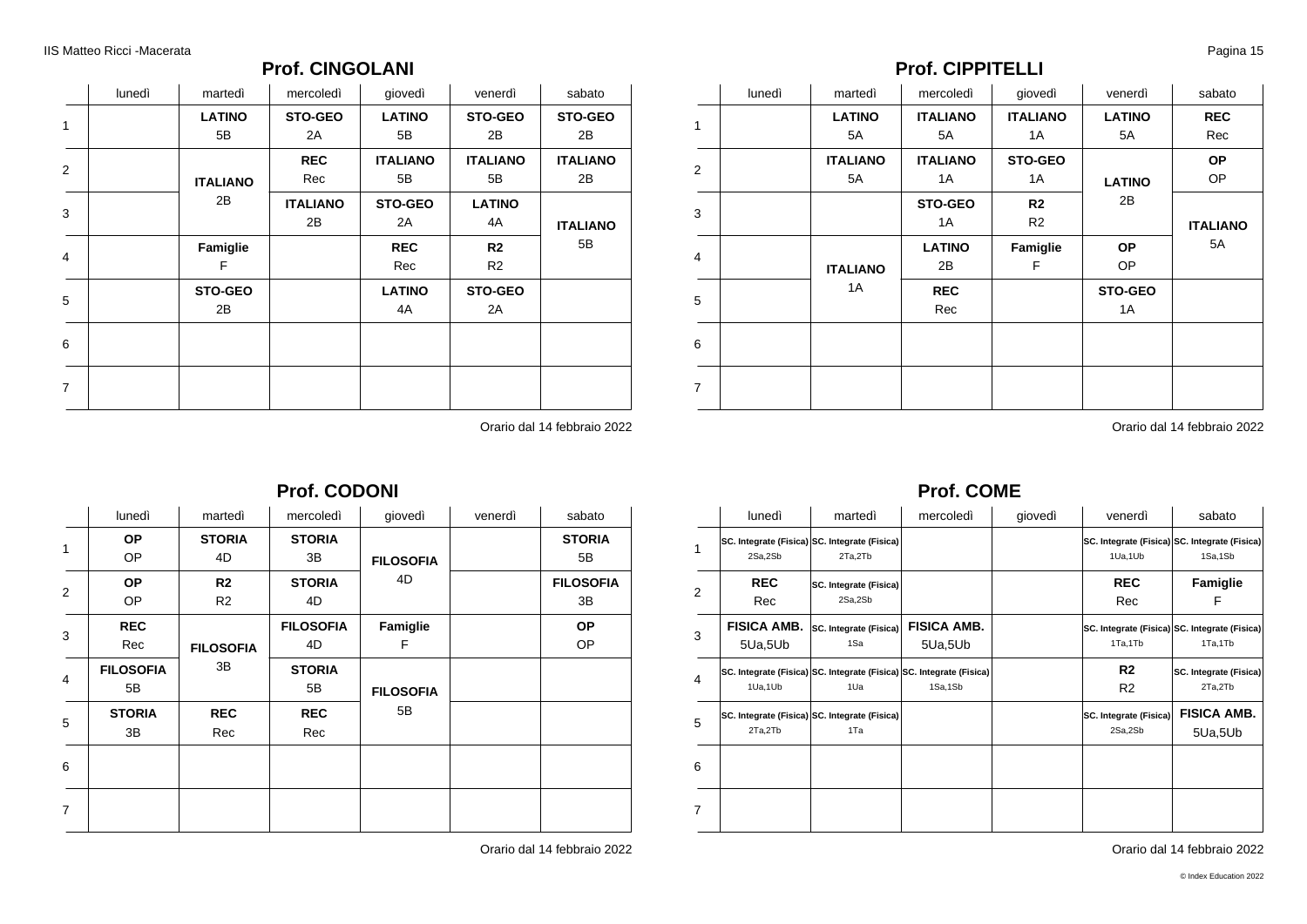## Prof. CINGOLANI

| | lunedì | martedì | mercoledì | giovedì | venerdì | sabato |
|---|---|---|---|---|---|---|
| 1 | | **LATINO** 5B | **STO-GEO** 2A | **LATINO** 5B | **STO-GEO** 2B | **STO-GEO** 2B |
| 2 | | **ITALIANO** 2B | **REC** Rec | **ITALIANO** 5B | **ITALIANO** 5B | **ITALIANO** 2B |
| 3 | | **ITALIANO** 2B | **ITALIANO** 2B | **STO-GEO** 2A | **LATINO** 4A | **ITALIANO** 5B |
| 4 | | **Famiglie** F | | **REC** Rec | **R2** R2 | **ITALIANO** 5B |
| 5 | | **STO-GEO** 2B | | **LATINO** 4A | **STO-GEO** 2A | |
| 6 | | | | | | |
| 7 | | | | | | |

Orario dal 14 febbraio 2022

## Prof. CIPPITELLI

| | lunedì | martedì | mercoledì | giovedì | venerdì | sabato |
|---|---|---|---|---|---|---|
| 1 | | **LATINO** 5A | **ITALIANO** 5A | **ITALIANO** 1A | **LATINO** 5A | **REC** Rec |
| 2 | | **ITALIANO** 5A | **ITALIANO** 1A | **STO-GEO** 1A | **LATINO** 2B | **OP** OP |
| 3 | | | **STO-GEO** 1A | **R2** R2 | **LATINO** 2B | **ITALIANO** 5A |
| 4 | | **ITALIANO** 1A | **LATINO** 2B | **Famiglie** F | **OP** OP | **ITALIANO** 5A |
| 5 | | **ITALIANO** 1A | **REC** Rec | | **STO-GEO** 1A | |
| 6 | | | | | | |
| 7 | | | | | | |

Orario dal 14 febbraio 2022

## Prof. CODONI

| | lunedì | martedì | mercoledì | giovedì | venerdì | sabato |
|---|---|---|---|---|---|---|
| 1 | **OP** OP | **STORIA** 4D | **STORIA** 3B | **FILOSOFIA** 4D | | **STORIA** 5B |
| 2 | **OP** OP | **R2** R2 | **STORIA** 4D | **FILOSOFIA** 4D | | **FILOSOFIA** 3B |
| 3 | **REC** Rec | **FILOSOFIA** 3B | **FILOSOFIA** 4D | **Famiglie** F | | **OP** OP |
| 4 | **FILOSOFIA** 5B | **FILOSOFIA** 3B | **STORIA** 5B | **FILOSOFIA** 5B | | |
| 5 | **STORIA** 3B | **REC** Rec | **REC** Rec | **FILOSOFIA** 5B | | |
| 6 | | | | | | |
| 7 | | | | | | |

Orario dal 14 febbraio 2022

## Prof. COME

| | lunedì | martedì | mercoledì | giovedì | venerdì | sabato |
|---|---|---|---|---|---|---|
| 1 | **SC. Integrate (Fisica)** 2Sa,2Sb | **SC. Integrate (Fisica)** 2Ta,2Tb | | | **SC. Integrate (Fisica)** 1Ua,1Ub | **SC. Integrate (Fisica)** 1Sa,1Sb |
| 2 | **REC** Rec | **SC. Integrate (Fisica)** 2Sa,2Sb | | | **REC** Rec | **Famiglie** F |
| 3 | **FISICA AMB.** 5Ua,5Ub | **SC. Integrate (Fisica)** 1Sa | **FISICA AMB.** 5Ua,5Ub | | **SC. Integrate (Fisica)** 1Ta,1Tb | **SC. Integrate (Fisica)** 1Ta,1Tb |
| 4 | **SC. Integrate (Fisica)** 1Ua,1Ub | **SC. Integrate (Fisica)** 1Ua | **SC. Integrate (Fisica)** 1Sa,1Sb | | **R2** R2 | **SC. Integrate (Fisica)** 2Ta,2Tb |
| 5 | **SC. Integrate (Fisica)** 2Ta,2Tb | **SC. Integrate (Fisica)** 1Ta | | | **SC. Integrate (Fisica)** 2Sa,2Sb | **FISICA AMB.** 5Ua,5Ub |
| 6 | | | | | | |
| 7 | | | | | | |

Orario dal 14 febbraio 2022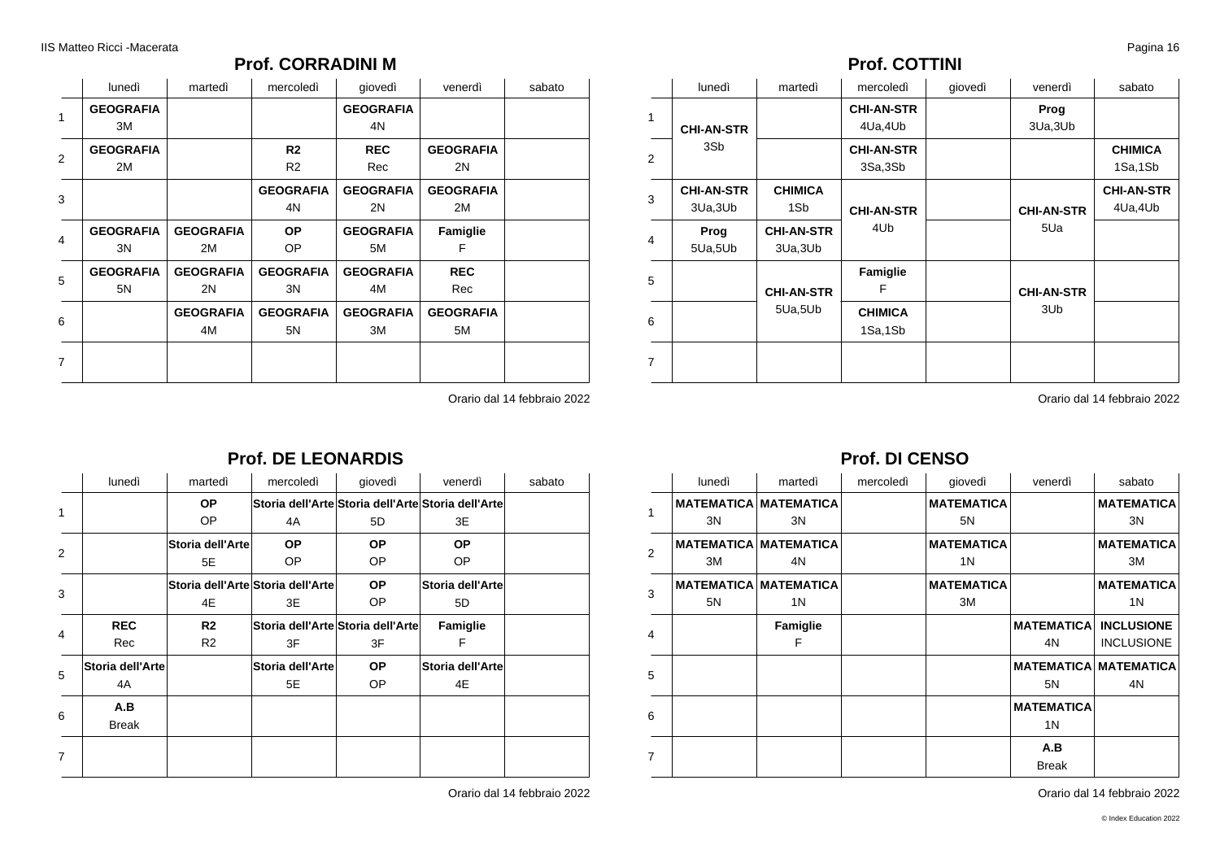## Prof. CORRADINI M

| | lunedì | martedì | mercoledì | giovedì | venerdì | sabato |
|---|---|---|---|---|---|---|
| 1 | **GEOGRAFIA** 3M | | | **GEOGRAFIA** 4N | | |
| 2 | **GEOGRAFIA** 2M | | **R2** R2 | **REC** Rec | **GEOGRAFIA** 2N | |
| 3 | | | **GEOGRAFIA** 4N | **GEOGRAFIA** 2N | **GEOGRAFIA** 2M | |
| 4 | **GEOGRAFIA** 3N | **GEOGRAFIA** 2M | **OP** OP | **GEOGRAFIA** 5M | **Famiglie** F | |
| 5 | **GEOGRAFIA** 5N | **GEOGRAFIA** 2N | **GEOGRAFIA** 3N | **GEOGRAFIA** 4M | **REC** Rec | |
| 6 | | **GEOGRAFIA** 4M | **GEOGRAFIA** 5N | **GEOGRAFIA** 3M | **GEOGRAFIA** 5M | |
| 7 | | | | | | |

Orario dal 14 febbraio 2022

## Prof. COTTINI

| | lunedì | martedì | mercoledì | giovedì | venerdì | sabato |
|---|---|---|---|---|---|---|
| 1 | **CHI-AN-STR** 3Sb | | **CHI-AN-STR** 4Ua,4Ub | | **Prog** 3Ua,3Ub | |
| 2 | **CHI-AN-STR** 3Sb | | **CHI-AN-STR** 3Sa,3Sb | | | **CHIMICA** 1Sa,1Sb |
| 3 | **CHI-AN-STR** 3Ua,3Ub | **CHIMICA** 1Sb | **CHI-AN-STR** 4Ub | | **CHI-AN-STR** 5Ua | **CHI-AN-STR** 4Ua,4Ub |
| 4 | **Prog** 5Ua,5Ub | **CHI-AN-STR** 3Ua,3Ub | **CHI-AN-STR** 4Ub | | **CHI-AN-STR** 5Ua | |
| 5 | | **CHI-AN-STR** 5Ua,5Ub | **Famiglie** F | | **CHI-AN-STR** 3Ub | |
| 6 | | **CHI-AN-STR** 5Ua,5Ub | **CHIMICA** 1Sa,1Sb | | **CHI-AN-STR** 3Ub | |
| 7 | | | | | | |

Orario dal 14 febbraio 2022

## Prof. DE LEONARDIS

| | lunedì | martedì | mercoledì | giovedì | venerdì | sabato |
|---|---|---|---|---|---|---|
| 1 | | **OP** OP | **Storia dell'Arte** 4A | **Storia dell'Arte** 5D | **Storia dell'Arte** 3E | |
| 2 | | **Storia dell'Arte** 5E | **OP** OP | **OP** OP | **OP** OP | |
| 3 | | **Storia dell'Arte** 4E | **Storia dell'Arte** 3E | **OP** OP | **Storia dell'Arte** 5D | |
| 4 | **REC** Rec | **R2** R2 | **Storia dell'Arte** 3F | **Storia dell'Arte** 3F | **Famiglie** F | |
| 5 | **Storia dell'Arte** 4A | | **Storia dell'Arte** 5E | **OP** OP | **Storia dell'Arte** 4E | |
| 6 | **A.B** Break | | | | | |
| 7 | | | | | | |

Orario dal 14 febbraio 2022

## Prof. DI CENSO

| | lunedì | martedì | mercoledì | giovedì | venerdì | sabato |
|---|---|---|---|---|---|---|
| 1 | **MATEMATICA** 3N | **MATEMATICA** 3N | | **MATEMATICA** 5N | | **MATEMATICA** 3N |
| 2 | **MATEMATICA** 3M | **MATEMATICA** 4N | | **MATEMATICA** 1N | | **MATEMATICA** 3M |
| 3 | **MATEMATICA** 5N | **MATEMATICA** 1N | | **MATEMATICA** 3M | | **MATEMATICA** 1N |
| 4 | | **Famiglie** F | | | **MATEMATICA** 4N | **INCLUSIONE** INCLUSIONE |
| 5 | | | | | **MATEMATICA** 5N | **MATEMATICA** 4N |
| 6 | | | | | **MATEMATICA** 1N | |
| 7 | | | | | **A.B** Break | |

Orario dal 14 febbraio 2022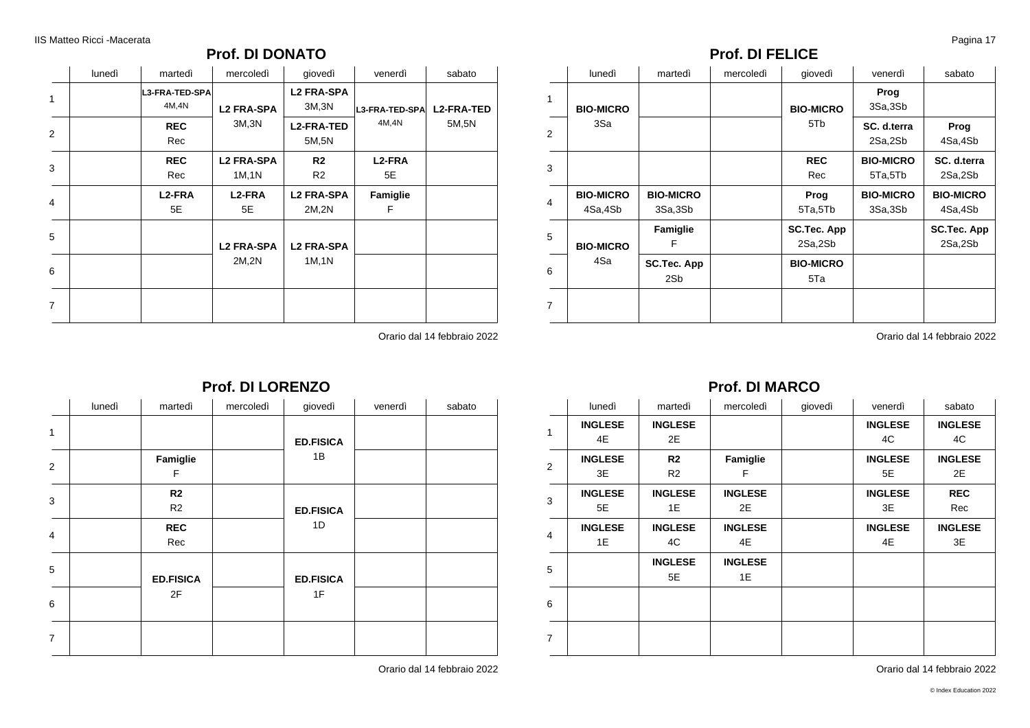## Prof. DI DONATO

| | lunedì | martedì | mercoledì | giovedì | venerdì | sabato |
|---|---|---|---|---|---|---|
| 1 | | **L3-FRA-TED-SPA** 4M,4N | **L2 FRA-SPA** 3M,3N | **L2 FRA-SPA** 3M,3N | **L3-FRA-TED-SPA** 4M,4N | **L2-FRA-TED** 5M,5N |
| 2 | | **REC** Rec | | **L2-FRA-TED** 5M,5N | | |
| 3 | | **REC** Rec | **L2 FRA-SPA** 1M,1N | **R2** R2 | **L2-FRA** 5E | |
| 4 | | **L2-FRA** 5E | **L2-FRA** 5E | **L2 FRA-SPA** 2M,2N | **Famiglie** F | |
| 5 | | | **L2 FRA-SPA** 2M,2N | **L2 FRA-SPA** 1M,1N | | |
| 6 | | | | | | |
| 7 | | | | | | |

Orario dal 14 febbraio 2022

## Prof. DI FELICE

| | lunedì | martedì | mercoledì | giovedì | venerdì | sabato |
|---|---|---|---|---|---|---|
| 1 | **BIO-MICRO** 3Sa | | | **BIO-MICRO** 5Tb | **Prog** 3Sa,3Sb | |
| 2 | | | | | **SC. d.terra** 2Sa,2Sb | **Prog** 4Sa,4Sb |
| 3 | | | | **REC** Rec | **BIO-MICRO** 5Ta,5Tb | **SC. d.terra** 2Sa,2Sb |
| 4 | **BIO-MICRO** 4Sa,4Sb | **BIO-MICRO** 3Sa,3Sb | | **Prog** 5Ta,5Tb | **BIO-MICRO** 3Sa,3Sb | **BIO-MICRO** 4Sa,4Sb |
| 5 | **BIO-MICRO** 4Sa | **Famiglie** F | | **SC.Tec. App** 2Sa,2Sb | | **SC.Tec. App** 2Sa,2Sb |
| 6 | | **SC.Tec. App** 2Sb | | **BIO-MICRO** 5Ta | | |
| 7 | | | | | | |

Orario dal 14 febbraio 2022

## Prof. DI LORENZO

| | lunedì | martedì | mercoledì | giovedì | venerdì | sabato |
|---|---|---|---|---|---|---|
| 1 | | | | **ED.FISICA** 1B | | |
| 2 | | **Famiglie** F | | | | |
| 3 | | **R2** R2 | | **ED.FISICA** 1D | | |
| 4 | | **REC** Rec | | | | |
| 5 | | **ED.FISICA** 2F | | **ED.FISICA** 1F | | |
| 6 | | | | | | |
| 7 | | | | | | |

Orario dal 14 febbraio 2022

## Prof. DI MARCO

| | lunedì | martedì | mercoledì | giovedì | venerdì | sabato |
|---|---|---|---|---|---|---|
| 1 | **INGLESE** 4E | **INGLESE** 2E | | | **INGLESE** 4C | **INGLESE** 4C |
| 2 | **INGLESE** 3E | **R2** R2 | **Famiglie** F | | **INGLESE** 5E | **INGLESE** 2E |
| 3 | **INGLESE** 5E | **INGLESE** 1E | **INGLESE** 2E | | **INGLESE** 3E | **REC** Rec |
| 4 | **INGLESE** 1E | **INGLESE** 4C | **INGLESE** 4E | | **INGLESE** 4E | **INGLESE** 3E |
| 5 | | **INGLESE** 5E | **INGLESE** 1E | | | |
| 6 | | | | | | |
| 7 | | | | | | |

Orario dal 14 febbraio 2022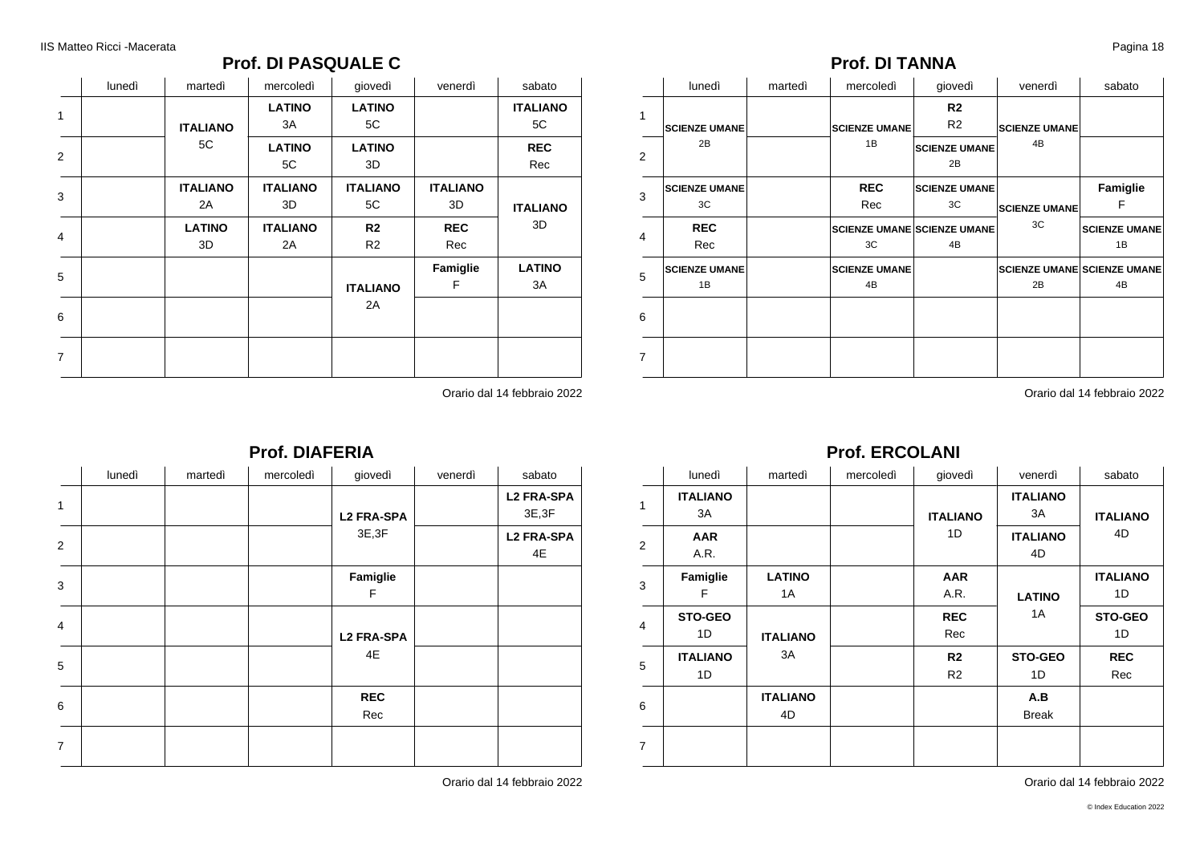## Prof. DI PASQUALE C

| | lunedì | martedì | mercoledì | giovedì | venerdì | sabato |
|---|---|---|---|---|---|---|
| 1 | | **ITALIANO** 5C | **LATINO** 3A | **LATINO** 5C | | **ITALIANO** 5C |
| 2 | | | **LATINO** 5C | **LATINO** 3D | | **REC** Rec |
| 3 | | **ITALIANO** 2A | **ITALIANO** 3D | **ITALIANO** 5C | **ITALIANO** 3D | **ITALIANO** 3D |
| 4 | | **LATINO** 3D | **ITALIANO** 2A | **R2** R2 | **REC** Rec | |
| 5 | | | | **ITALIANO** 2A | **Famiglie** F | **LATINO** 3A |
| 6 | | | | | | |
| 7 | | | | | | |

Orario dal 14 febbraio 2022

## Prof. DI TANNA

| | lunedì | martedì | mercoledì | giovedì | venerdì | sabato |
|---|---|---|---|---|---|---|
| 1 | **SCIENZE UMANE** 2B | | **SCIENZE UMANE** 1B | **R2** R2 | **SCIENZE UMANE** 4B | |
| 2 | | | | **SCIENZE UMANE** 2B | | |
| 3 | **SCIENZE UMANE** 3C | | **REC** Rec | **SCIENZE UMANE** 3C | **SCIENZE UMANE** 3C | **Famiglie** F |
| 4 | **REC** Rec | | **SCIENZE UMANE** 3C | **SCIENZE UMANE** 4B | | **SCIENZE UMANE** 1B |
| 5 | **SCIENZE UMANE** 1B | | **SCIENZE UMANE** 4B | | **SCIENZE UMANE** 2B | **SCIENZE UMANE** 4B |
| 6 | | | | | | |
| 7 | | | | | | |

Orario dal 14 febbraio 2022

## Prof. DIAFERIA

| | lunedì | martedì | mercoledì | giovedì | venerdì | sabato |
|---|---|---|---|---|---|---|
| 1 | | | | **L2 FRA-SPA** 3E,3F | | **L2 FRA-SPA** 3E,3F |
| 2 | | | | | | **L2 FRA-SPA** 4E |
| 3 | | | | **Famiglie** F | | |
| 4 | | | | **L2 FRA-SPA** 4E | | |
| 5 | | | | | | |
| 6 | | | | **REC** Rec | | |
| 7 | | | | | | |

Orario dal 14 febbraio 2022

## Prof. ERCOLANI

| | lunedì | martedì | mercoledì | giovedì | venerdì | sabato |
|---|---|---|---|---|---|---|
| 1 | **ITALIANO** 3A | | | **ITALIANO** 1D | **ITALIANO** 3A | **ITALIANO** 4D |
| 2 | **AAR** A.R. | | | | **ITALIANO** 4D | |
| 3 | **Famiglie** F | **LATINO** 1A | | **AAR** A.R. | **LATINO** 1A | **ITALIANO** 1D |
| 4 | **STO-GEO** 1D | **ITALIANO** 3A | | **REC** Rec | | **STO-GEO** 1D |
| 5 | **ITALIANO** 1D | | | **R2** R2 | **STO-GEO** 1D | **REC** Rec |
| 6 | | **ITALIANO** 4D | | | **A.B** Break | |
| 7 | | | | | | |

Orario dal 14 febbraio 2022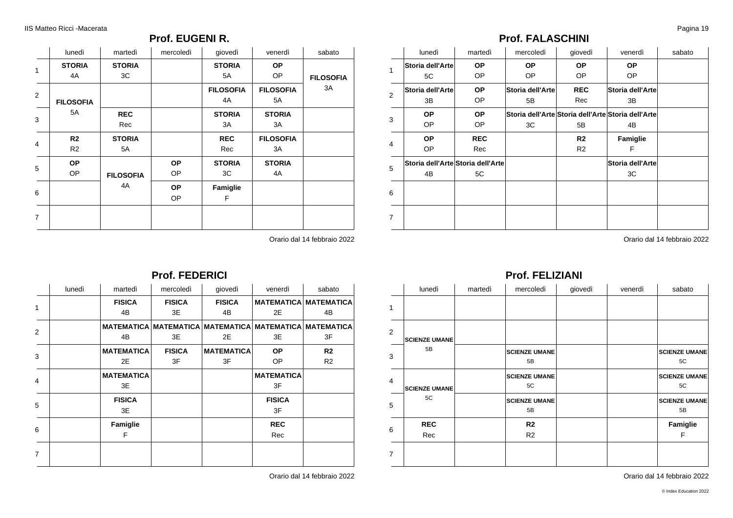## Prof. EUGENI R.

| | lunedì | martedì | mercoledì | giovedì | venerdì | sabato |
|---|---|---|---|---|---|---|
| 1 | **STORIA** 4A | **STORIA** 3C | | **STORIA** 5A | **OP** OP | **FILOSOFIA** 3A |
| 2 | **FILOSOFIA** 5A | | | **FILOSOFIA** 4A | **FILOSOFIA** 5A | |
| 3 | | **REC** Rec | | **STORIA** 3A | **STORIA** 3A | |
| 4 | **R2** R2 | **STORIA** 5A | | **REC** Rec | **FILOSOFIA** 3A | |
| 5 | **OP** OP | **FILOSOFIA** 4A | **OP** OP | **STORIA** 3C | **STORIA** 4A | |
| 6 | | | **OP** OP | **Famiglie** F | | |
| 7 | | | | | | |

Orario dal 14 febbraio 2022

## Prof. FALASCHINI

| | lunedì | martedì | mercoledì | giovedì | venerdì | sabato |
|---|---|---|---|---|---|---|
| 1 | **Storia dell'Arte** 5C | **OP** OP | **OP** OP | **OP** OP | **OP** OP | |
| 2 | **Storia dell'Arte** 3B | **OP** OP | **Storia dell'Arte** 5B | **REC** Rec | **Storia dell'Arte** 3B | |
| 3 | **OP** OP | **OP** OP | **Storia dell'Arte** 3C | **Storia dell'Arte** 5B | **Storia dell'Arte** 4B | |
| 4 | **OP** OP | **REC** Rec | | **R2** R2 | **Famiglie** F | |
| 5 | **Storia dell'Arte** 4B | **Storia dell'Arte** 5C | | | **Storia dell'Arte** 3C | |
| 6 | | | | | | |
| 7 | | | | | | |

Orario dal 14 febbraio 2022

## Prof. FEDERICI

| | lunedì | martedì | mercoledì | giovedì | venerdì | sabato |
|---|---|---|---|---|---|---|
| 1 | | **FISICA** 4B | **FISICA** 3E | **FISICA** 4B | **MATEMATICA** 2E | **MATEMATICA** 4B |
| 2 | | **MATEMATICA** 4B | **MATEMATICA** 3E | **MATEMATICA** 2E | **MATEMATICA** 3E | **MATEMATICA** 3F |
| 3 | | **MATEMATICA** 2E | **FISICA** 3F | **MATEMATICA** 3F | **OP** OP | **R2** R2 |
| 4 | | **MATEMATICA** 3E | | | **MATEMATICA** 3F | |
| 5 | | **FISICA** 3E | | | **FISICA** 3F | |
| 6 | | **Famiglie** F | | | **REC** Rec | |
| 7 | | | | | | |

Orario dal 14 febbraio 2022

## Prof. FELIZIANI

| | lunedì | martedì | mercoledì | giovedì | venerdì | sabato |
|---|---|---|---|---|---|---|
| 1 | | | | | | |
| 2 | **SCIENZE UMANE** 5B | | | | | |
| 3 | | | **SCIENZE UMANE** 5B | | | **SCIENZE UMANE** 5C |
| 4 | **SCIENZE UMANE** 5C | | **SCIENZE UMANE** 5C | | | **SCIENZE UMANE** 5C |
| 5 | | | **SCIENZE UMANE** 5B | | | **SCIENZE UMANE** 5B |
| 6 | **REC** Rec | | **R2** R2 | | | **Famiglie** F |
| 7 | | | | | | |

Orario dal 14 febbraio 2022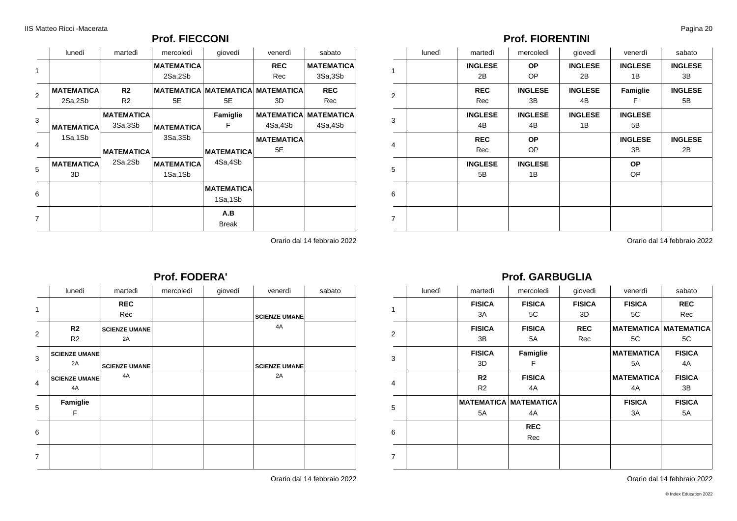## Prof. FIECCONI

| | lunedì | martedì | mercoledì | giovedì | venerdì | sabato |
|---|---|---|---|---|---|---|
| 1 | | | **MATEMATICA** 2Sa,2Sb | | **REC** Rec | **MATEMATICA** 3Sa,3Sb |
| 2 | **MATEMATICA** 2Sa,2Sb | **R2** R2 | **MATEMATICA** 5E | **MATEMATICA** 5E | **MATEMATICA** 3D | **REC** Rec |
| 3 | **MATEMATICA** 1Sa,1Sb | **MATEMATICA** 3Sa,3Sb | **MATEMATICA** 3Sa,3Sb | **Famiglie** F | **MATEMATICA** 4Sa,4Sb | **MATEMATICA** 4Sa,4Sb |
| 4 | **MATEMATICA** 1Sa,1Sb | **MATEMATICA** 2Sa,2Sb | **MATEMATICA** 3Sa,3Sb | **MATEMATICA** 4Sa,4Sb | **MATEMATICA** 5E | |
| 5 | **MATEMATICA** 3D | **MATEMATICA** 2Sa,2Sb | **MATEMATICA** 1Sa,1Sb | **MATEMATICA** 4Sa,4Sb | | |
| 6 | | | | **MATEMATICA** 1Sa,1Sb | | |
| 7 | | | | **A.B** Break | | |

Orario dal 14 febbraio 2022

## Prof. FIORENTINI

| | lunedì | martedì | mercoledì | giovedì | venerdì | sabato |
|---|---|---|---|---|---|---|
| 1 | | **INGLESE** 2B | **OP** OP | **INGLESE** 2B | **INGLESE** 1B | **INGLESE** 3B |
| 2 | | **REC** Rec | **INGLESE** 3B | **INGLESE** 4B | **Famiglie** F | **INGLESE** 5B |
| 3 | | **INGLESE** 4B | **INGLESE** 4B | **INGLESE** 1B | **INGLESE** 5B | |
| 4 | | **REC** Rec | **OP** OP | | **INGLESE** 3B | **INGLESE** 2B |
| 5 | | **INGLESE** 5B | **INGLESE** 1B | | **OP** OP | |
| 6 | | | | | | |
| 7 | | | | | | |

Orario dal 14 febbraio 2022

## Prof. FODERA'

| | lunedì | martedì | mercoledì | giovedì | venerdì | sabato |
|---|---|---|---|---|---|---|
| 1 | | **REC** Rec | | | **SCIENZE UMANE** 4A | |
| 2 | **R2** R2 | **SCIENZE UMANE** 2A | | | **SCIENZE UMANE** 4A | |
| 3 | **SCIENZE UMANE** 2A | **SCIENZE UMANE** 4A | | | **SCIENZE UMANE** 2A | |
| 4 | **SCIENZE UMANE** 4A | **SCIENZE UMANE** 4A | | | **SCIENZE UMANE** 2A | |
| 5 | **Famiglie** F | | | | | |
| 6 | | | | | | |
| 7 | | | | | | |

Orario dal 14 febbraio 2022

## Prof. GARBUGLIA

| | lunedì | martedì | mercoledì | giovedì | venerdì | sabato |
|---|---|---|---|---|---|---|
| 1 | | **FISICA** 3A | **FISICA** 5C | **FISICA** 3D | **FISICA** 5C | **REC** Rec |
| 2 | | **FISICA** 3B | **FISICA** 5A | **REC** Rec | **MATEMATICA** 5C | **MATEMATICA** 5C |
| 3 | | **FISICA** 3D | **Famiglie** F | | **MATEMATICA** 5A | **FISICA** 4A |
| 4 | | **R2** R2 | **FISICA** 4A | | **MATEMATICA** 4A | **FISICA** 3B |
| 5 | | **MATEMATICA** 5A | **MATEMATICA** 4A | | **FISICA** 3A | **FISICA** 5A |
| 6 | | | **REC** Rec | | | |
| 7 | | | | | | |

Orario dal 14 febbraio 2022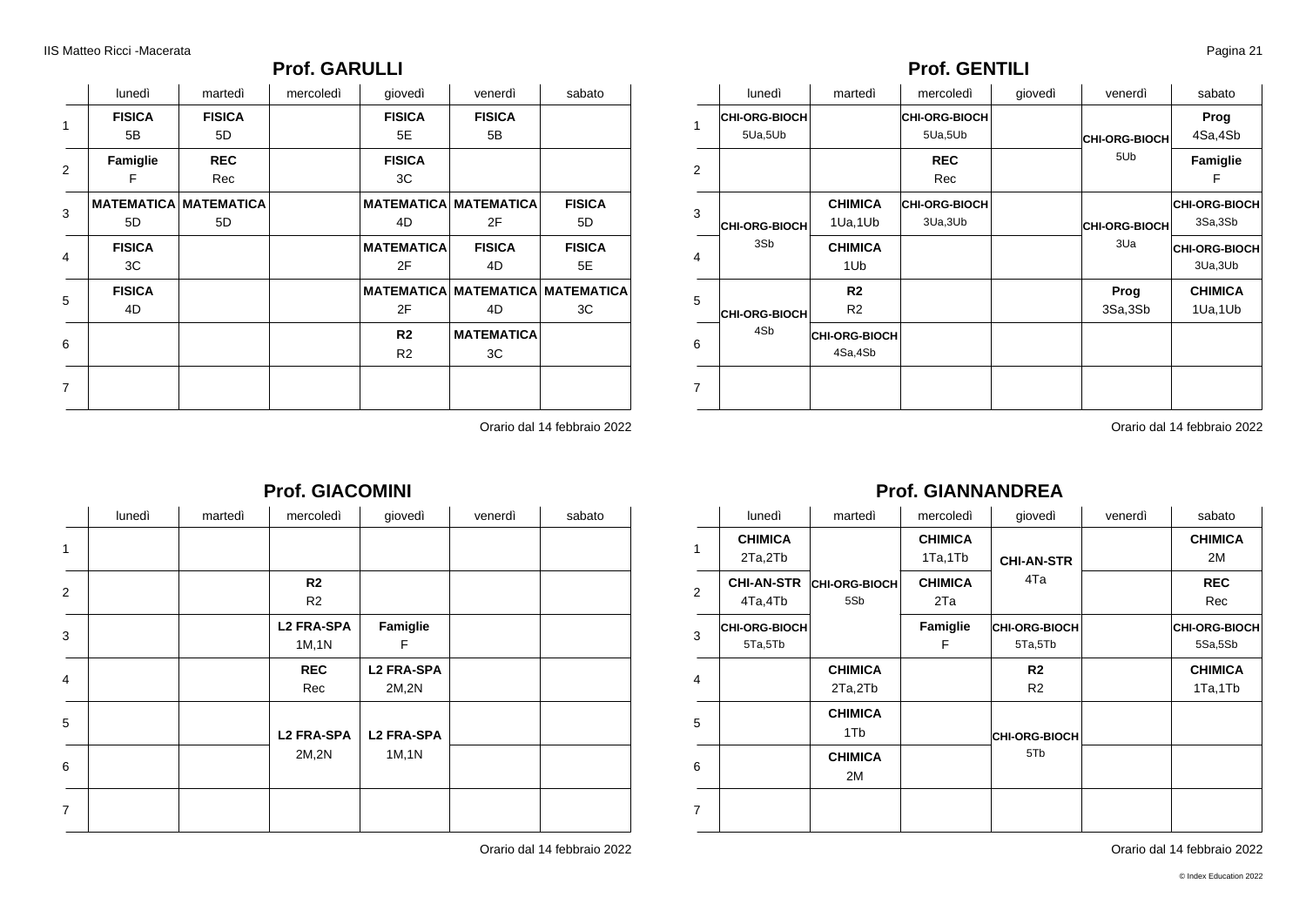## Prof. GARULLI

| | lunedì | martedì | mercoledì | giovedì | venerdì | sabato |
|---|---|---|---|---|---|---|
| 1 | **FISICA** 5B | **FISICA** 5D | | **FISICA** 5E | **FISICA** 5B | |
| 2 | **Famiglie** F | **REC** Rec | | **FISICA** 3C | | |
| 3 | **MATEMATICA** 5D | **MATEMATICA** 5D | | **MATEMATICA** 4D | **MATEMATICA** 2F | **FISICA** 5D |
| 4 | **FISICA** 3C | | | **MATEMATICA** 2F | **FISICA** 4D | **FISICA** 5E |
| 5 | **FISICA** 4D | | | **MATEMATICA** 2F | **MATEMATICA** 4D | **MATEMATICA** 3C |
| 6 | | | | **R2** R2 | **MATEMATICA** 3C | |
| 7 | | | | | | |

Orario dal 14 febbraio 2022

## Prof. GENTILI

| | lunedì | martedì | mercoledì | giovedì | venerdì | sabato |
|---|---|---|---|---|---|---|
| 1 | **CHI-ORG-BIOCH** 5Ua,5Ub | | **CHI-ORG-BIOCH** 5Ua,5Ub | | **CHI-ORG-BIOCH** 5Ub | **Prog** 4Sa,4Sb |
| 2 | | | **REC** Rec | | **CHI-ORG-BIOCH** 5Ub | **Famiglie** F |
| 3 | **CHI-ORG-BIOCH** 3Sb | **CHIMICA** 1Ua,1Ub | **CHI-ORG-BIOCH** 3Ua,3Ub | | **CHI-ORG-BIOCH** 3Ua | **CHI-ORG-BIOCH** 3Sa,3Sb |
| 4 | **CHI-ORG-BIOCH** 3Sb | **CHIMICA** 1Ub | | | **CHI-ORG-BIOCH** 3Ua | **CHI-ORG-BIOCH** 3Ua,3Ub |
| 5 | **CHI-ORG-BIOCH** 4Sb | **R2** R2 | | | **Prog** 3Sa,3Sb | **CHIMICA** 1Ua,1Ub |
| 6 | **CHI-ORG-BIOCH** 4Sb | **CHI-ORG-BIOCH** 4Sa,4Sb | | | | |
| 7 | | | | | | |

Orario dal 14 febbraio 2022

## Prof. GIACOMINI

| | lunedì | martedì | mercoledì | giovedì | venerdì | sabato |
|---|---|---|---|---|---|---|
| 1 | | | | | | |
| 2 | | | **R2** R2 | | | |
| 3 | | | **L2 FRA-SPA** 1M,1N | **Famiglie** F | | |
| 4 | | | **REC** Rec | **L2 FRA-SPA** 2M,2N | | |
| 5 | | | **L2 FRA-SPA** 2M,2N | **L2 FRA-SPA** 1M,1N | | |
| 6 | | | **L2 FRA-SPA** 2M,2N | **L2 FRA-SPA** 1M,1N | | |
| 7 | | | | | | |

Orario dal 14 febbraio 2022

## Prof. GIANNANDREA

| | lunedì | martedì | mercoledì | giovedì | venerdì | sabato |
|---|---|---|---|---|---|---|
| 1 | **CHIMICA** 2Ta,2Tb | **CHI-ORG-BIOCH** 5Sb | **CHIMICA** 1Ta,1Tb | **CHI-AN-STR** 4Ta | | **CHIMICA** 2M |
| 2 | **CHI-AN-STR** 4Ta,4Tb | **CHI-ORG-BIOCH** 5Sb | **CHIMICA** 2Ta | **CHI-AN-STR** 4Ta | | **REC** Rec |
| 3 | **CHI-ORG-BIOCH** 5Ta,5Tb | **CHI-ORG-BIOCH** 5Sb | **Famiglie** F | **CHI-ORG-BIOCH** 5Ta,5Tb | | **CHI-ORG-BIOCH** 5Sa,5Sb |
| 4 | | **CHIMICA** 2Ta,2Tb | | **R2** R2 | | **CHIMICA** 1Ta,1Tb |
| 5 | | **CHIMICA** 1Tb | | **CHI-ORG-BIOCH** 5Tb | | |
| 6 | | **CHIMICA** 2M | | **CHI-ORG-BIOCH** 5Tb | | |
| 7 | | | | | | |

Orario dal 14 febbraio 2022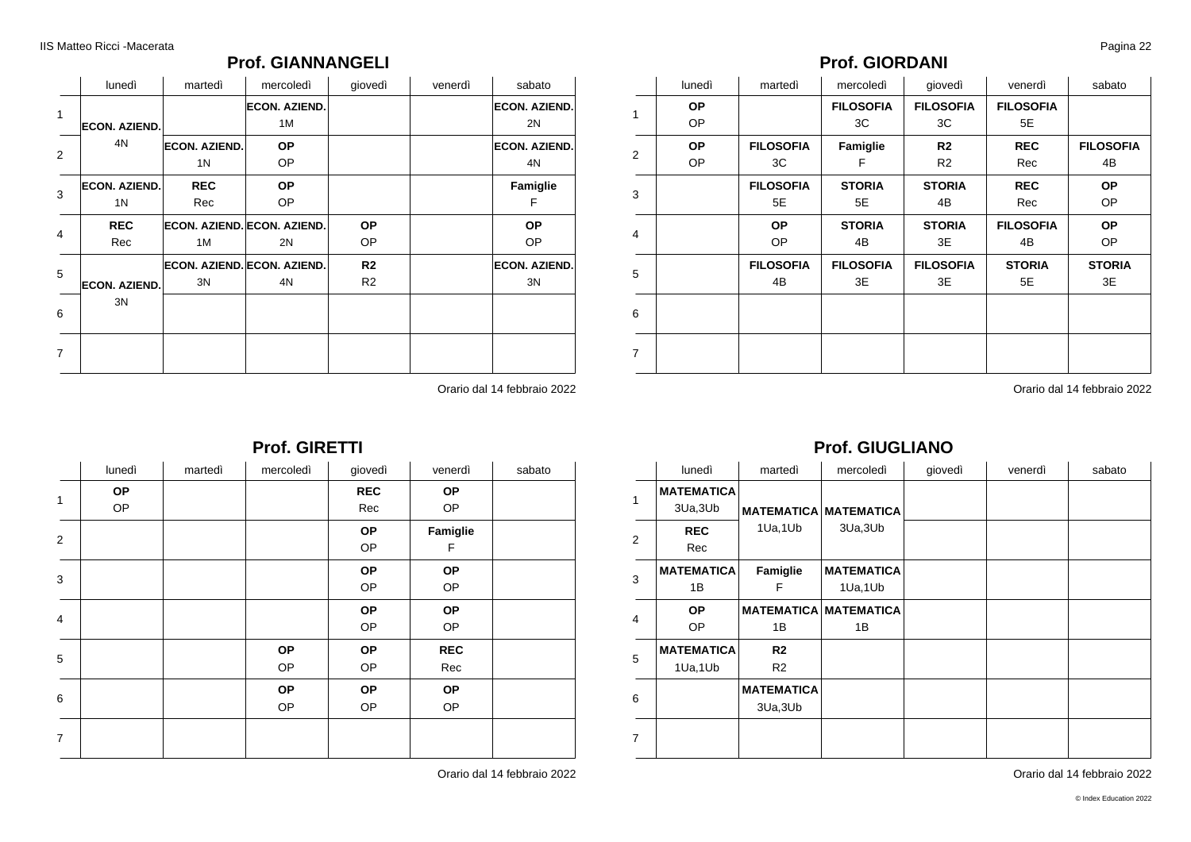## Prof. GIANNANGELI

| | lunedì | martedì | mercoledì | giovedì | venerdì | sabato |
|---|---|---|---|---|---|---|
| 1 | **ECON. AZIEND.** 4N | | **ECON. AZIEND.** 1M | | | **ECON. AZIEND.** 2N |
| 2 | | **ECON. AZIEND.** 1N | **OP** OP | | | **ECON. AZIEND.** 4N |
| 3 | **ECON. AZIEND.** 1N | **REC** Rec | **OP** OP | | | **Famiglie** F |
| 4 | **REC** Rec | **ECON. AZIEND.** 1M | **ECON. AZIEND.** 2N | **OP** OP | | **OP** OP |
| 5 | **ECON. AZIEND.** 3N | **ECON. AZIEND.** 3N | **ECON. AZIEND.** 4N | **R2** R2 | | **ECON. AZIEND.** 3N |
| 6 | | | | | | |
| 7 | | | | | | |

Orario dal 14 febbraio 2022

## Prof. GIORDANI

| | lunedì | martedì | mercoledì | giovedì | venerdì | sabato |
|---|---|---|---|---|---|---|
| 1 | **OP** OP | | **FILOSOFIA** 3C | **FILOSOFIA** 3C | **FILOSOFIA** 5E | |
| 2 | **OP** OP | **FILOSOFIA** 3C | **Famiglie** F | **R2** R2 | **REC** Rec | **FILOSOFIA** 4B |
| 3 | | **FILOSOFIA** 5E | **STORIA** 5E | **STORIA** 4B | **REC** Rec | **OP** OP |
| 4 | | **OP** OP | **STORIA** 4B | **STORIA** 3E | **FILOSOFIA** 4B | **OP** OP |
| 5 | | **FILOSOFIA** 4B | **FILOSOFIA** 3E | **FILOSOFIA** 3E | **STORIA** 5E | **STORIA** 3E |
| 6 | | | | | | |
| 7 | | | | | | |

Orario dal 14 febbraio 2022

## Prof. GIRETTI

| | lunedì | martedì | mercoledì | giovedì | venerdì | sabato |
|---|---|---|---|---|---|---|
| 1 | **OP** OP | | | **REC** Rec | **OP** OP | |
| 2 | | | | **OP** OP | **Famiglie** F | |
| 3 | | | | **OP** OP | **OP** OP | |
| 4 | | | | **OP** OP | **OP** OP | |
| 5 | | | **OP** OP | **OP** OP | **REC** Rec | |
| 6 | | | **OP** OP | **OP** OP | **OP** OP | |
| 7 | | | | | | |

Orario dal 14 febbraio 2022

## Prof. GIUGLIANO

| | lunedì | martedì | mercoledì | giovedì | venerdì | sabato |
|---|---|---|---|---|---|---|
| 1 | **MATEMATICA** 3Ua,3Ub | **MATEMATICA** 1Ua,1Ub | **MATEMATICA** 3Ua,3Ub | | | |
| 2 | **REC** Rec | | | | | |
| 3 | **MATEMATICA** 1B | **Famiglie** F | **MATEMATICA** 1Ua,1Ub | | | |
| 4 | **OP** OP | **MATEMATICA** 1B | **MATEMATICA** 1B | | | |
| 5 | **MATEMATICA** 1Ua,1Ub | **R2** R2 | | | | |
| 6 | | **MATEMATICA** 3Ua,3Ub | | | | |
| 7 | | | | | | |

Orario dal 14 febbraio 2022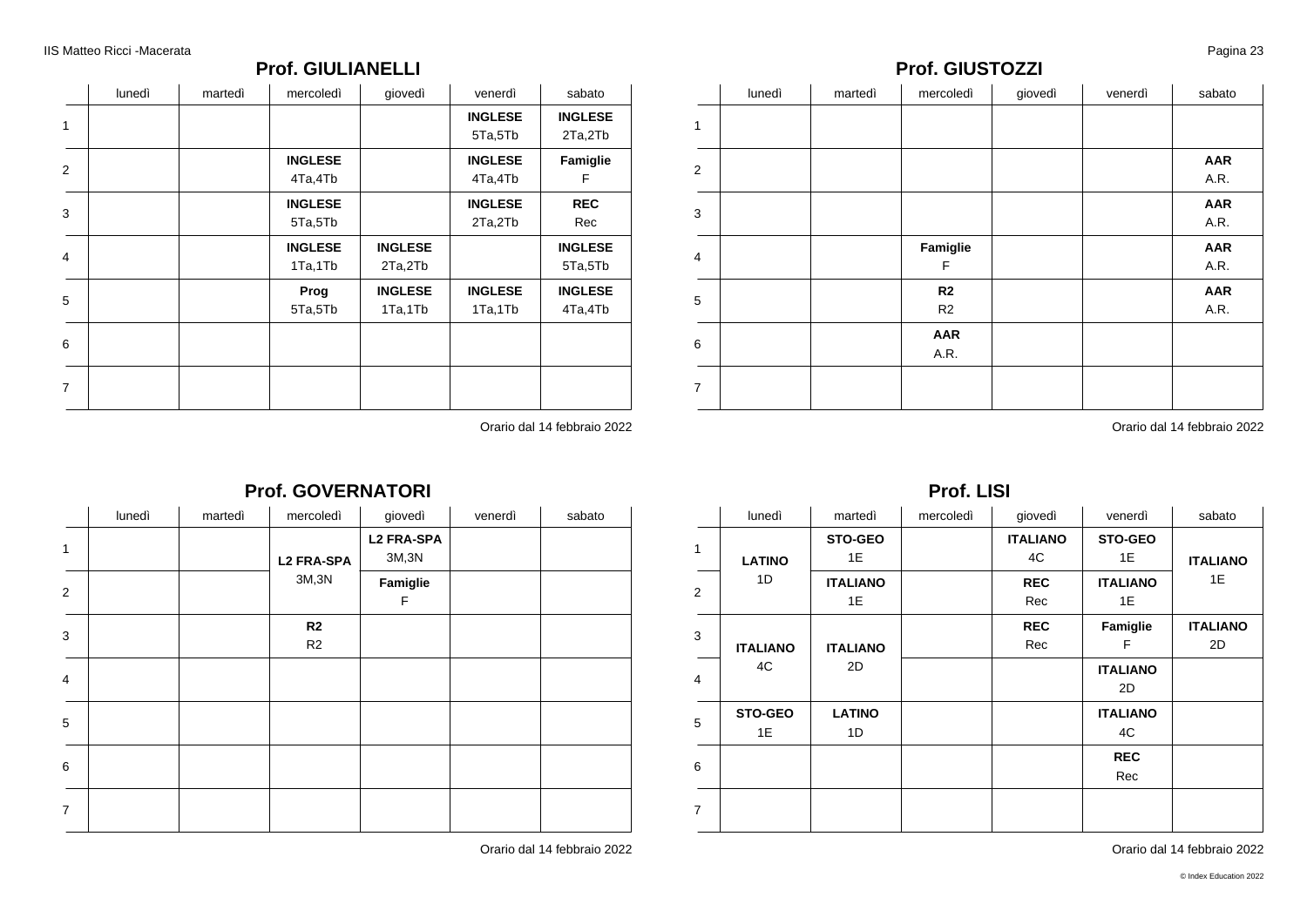## Prof. GIULIANELLI

| | lunedì | martedì | mercoledì | giovedì | venerdì | sabato |
|---|---|---|---|---|---|---|
| 1 | | | | | **INGLESE** 5Ta,5Tb | **INGLESE** 2Ta,2Tb |
| 2 | | | **INGLESE** 4Ta,4Tb | | **INGLESE** 4Ta,4Tb | **Famiglie** F |
| 3 | | | **INGLESE** 5Ta,5Tb | | **INGLESE** 2Ta,2Tb | **REC** Rec |
| 4 | | | **INGLESE** 1Ta,1Tb | **INGLESE** 2Ta,2Tb | | **INGLESE** 5Ta,5Tb |
| 5 | | | **Prog** 5Ta,5Tb | **INGLESE** 1Ta,1Tb | **INGLESE** 1Ta,1Tb | **INGLESE** 4Ta,4Tb |
| 6 | | | | | | |
| 7 | | | | | | |

Orario dal 14 febbraio 2022

## Prof. GIUSTOZZI

| | lunedì | martedì | mercoledì | giovedì | venerdì | sabato |
|---|---|---|---|---|---|---|
| 1 | | | | | | |
| 2 | | | | | | **AAR** A.R. |
| 3 | | | | | | **AAR** A.R. |
| 4 | | | **Famiglie** F | | | **AAR** A.R. |
| 5 | | | **R2** R2 | | | **AAR** A.R. |
| 6 | | | **AAR** A.R. | | | |
| 7 | | | | | | |

Orario dal 14 febbraio 2022

## Prof. GOVERNATORI

| | lunedì | martedì | mercoledì | giovedì | venerdì | sabato |
|---|---|---|---|---|---|---|
| 1 | | | **L2 FRA-SPA** 3M,3N | **L2 FRA-SPA** 3M,3N | | |
| 2 | | | **L2 FRA-SPA** 3M,3N | **Famiglie** F | | |
| 3 | | | **R2** R2 | | | |
| 4 | | | | | | |
| 5 | | | | | | |
| 6 | | | | | | |
| 7 | | | | | | |

Orario dal 14 febbraio 2022

## Prof. LISI

| | lunedì | martedì | mercoledì | giovedì | venerdì | sabato |
|---|---|---|---|---|---|---|
| 1 | **LATINO** 1D | **STO-GEO** 1E | | **ITALIANO** 4C | **STO-GEO** 1E | **ITALIANO** 1E |
| 2 | **LATINO** 1D | **ITALIANO** 1E | | **REC** Rec | **ITALIANO** 1E | **ITALIANO** 1E |
| 3 | **ITALIANO** 4C | **ITALIANO** 2D | | **REC** Rec | **Famiglie** F | **ITALIANO** 2D |
| 4 | **ITALIANO** 4C | **ITALIANO** 2D | | | **ITALIANO** 2D | |
| 5 | **STO-GEO** 1E | **LATINO** 1D | | | **ITALIANO** 4C | |
| 6 | | | | | **REC** Rec | |
| 7 | | | | | | |

Orario dal 14 febbraio 2022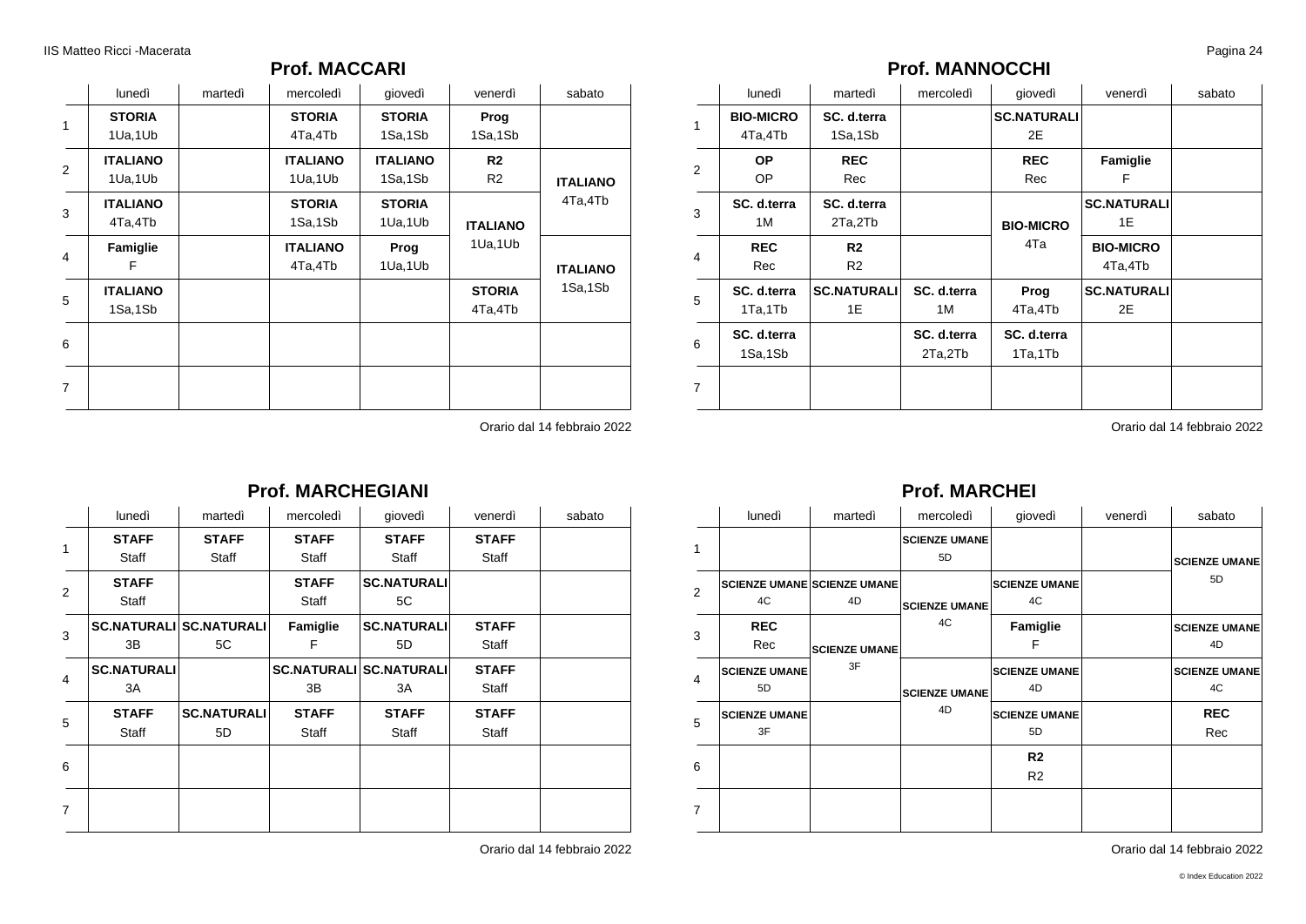## Prof. MACCARI

| | lunedì | martedì | mercoledì | giovedì | venerdì | sabato |
|---|---|---|---|---|---|---|
| 1 | **STORIA** 1Ua,1Ub | | **STORIA** 4Ta,4Tb | **STORIA** 1Sa,1Sb | **Prog** 1Sa,1Sb | |
| 2 | **ITALIANO** 1Ua,1Ub | | **ITALIANO** 1Ua,1Ub | **ITALIANO** 1Sa,1Sb | **R2** R2 | **ITALIANO** 4Ta,4Tb |
| 3 | **ITALIANO** 4Ta,4Tb | | **STORIA** 1Sa,1Sb | **STORIA** 1Ua,1Ub | **ITALIANO** 1Ua,1Ub | |
| 4 | **Famiglie** F | | **ITALIANO** 4Ta,4Tb | **Prog** 1Ua,1Ub | | **ITALIANO** 1Sa,1Sb |
| 5 | **ITALIANO** 1Sa,1Sb | | | | **STORIA** 4Ta,4Tb | |
| 6 | | | | | | |
| 7 | | | | | | |

Orario dal 14 febbraio 2022

## Prof. MANNOCCHI

| | lunedì | martedì | mercoledì | giovedì | venerdì | sabato |
|---|---|---|---|---|---|---|
| 1 | **BIO-MICRO** 4Ta,4Tb | **SC. d.terra** 1Sa,1Sb | | **SC.NATURALI** 2E | | |
| 2 | **OP** OP | **REC** Rec | | **REC** Rec | **Famiglie** F | |
| 3 | **SC. d.terra** 1M | **SC. d.terra** 2Ta,2Tb | | **BIO-MICRO** 4Ta | **SC.NATURALI** 1E | |
| 4 | **REC** Rec | **R2** R2 | | | **BIO-MICRO** 4Ta,4Tb | |
| 5 | **SC. d.terra** 1Ta,1Tb | **SC.NATURALI** 1E | **SC. d.terra** 1M | **Prog** 4Ta,4Tb | **SC.NATURALI** 2E | |
| 6 | **SC. d.terra** 1Sa,1Sb | | **SC. d.terra** 2Ta,2Tb | **SC. d.terra** 1Ta,1Tb | | |
| 7 | | | | | | |

Orario dal 14 febbraio 2022

## Prof. MARCHEGIANI

| | lunedì | martedì | mercoledì | giovedì | venerdì | sabato |
|---|---|---|---|---|---|---|
| 1 | **STAFF** Staff | **STAFF** Staff | **STAFF** Staff | **STAFF** Staff | **STAFF** Staff | |
| 2 | **STAFF** Staff | | **STAFF** Staff | **SC.NATURALI** 5C | | |
| 3 | **SC.NATURALI** 3B | **SC.NATURALI** 5C | **Famiglie** F | **SC.NATURALI** 5D | **STAFF** Staff | |
| 4 | **SC.NATURALI** 3A | | **SC.NATURALI** 3B | **SC.NATURALI** 3A | **STAFF** Staff | |
| 5 | **STAFF** Staff | **SC.NATURALI** 5D | **STAFF** Staff | **STAFF** Staff | **STAFF** Staff | |
| 6 | | | | | | |
| 7 | | | | | | |

Orario dal 14 febbraio 2022

## Prof. MARCHEI

| | lunedì | martedì | mercoledì | giovedì | venerdì | sabato |
|---|---|---|---|---|---|---|
| 1 | | | **SCIENZE UMANE** 5D | | | **SCIENZE UMANE** 5D |
| 2 | **SCIENZE UMANE** 4C | **SCIENZE UMANE** 4D | **SCIENZE UMANE** 4C | **SCIENZE UMANE** 4C | | |
| 3 | **REC** Rec | **SCIENZE UMANE** 3F | | **Famiglie** F | | **SCIENZE UMANE** 4D |
| 4 | **SCIENZE UMANE** 5D | | **SCIENZE UMANE** 4D | **SCIENZE UMANE** 4D | | **SCIENZE UMANE** 4C |
| 5 | **SCIENZE UMANE** 3F | | | **SCIENZE UMANE** 5D | | **REC** Rec |
| 6 | | | | **R2** R2 | | |
| 7 | | | | | | |

Orario dal 14 febbraio 2022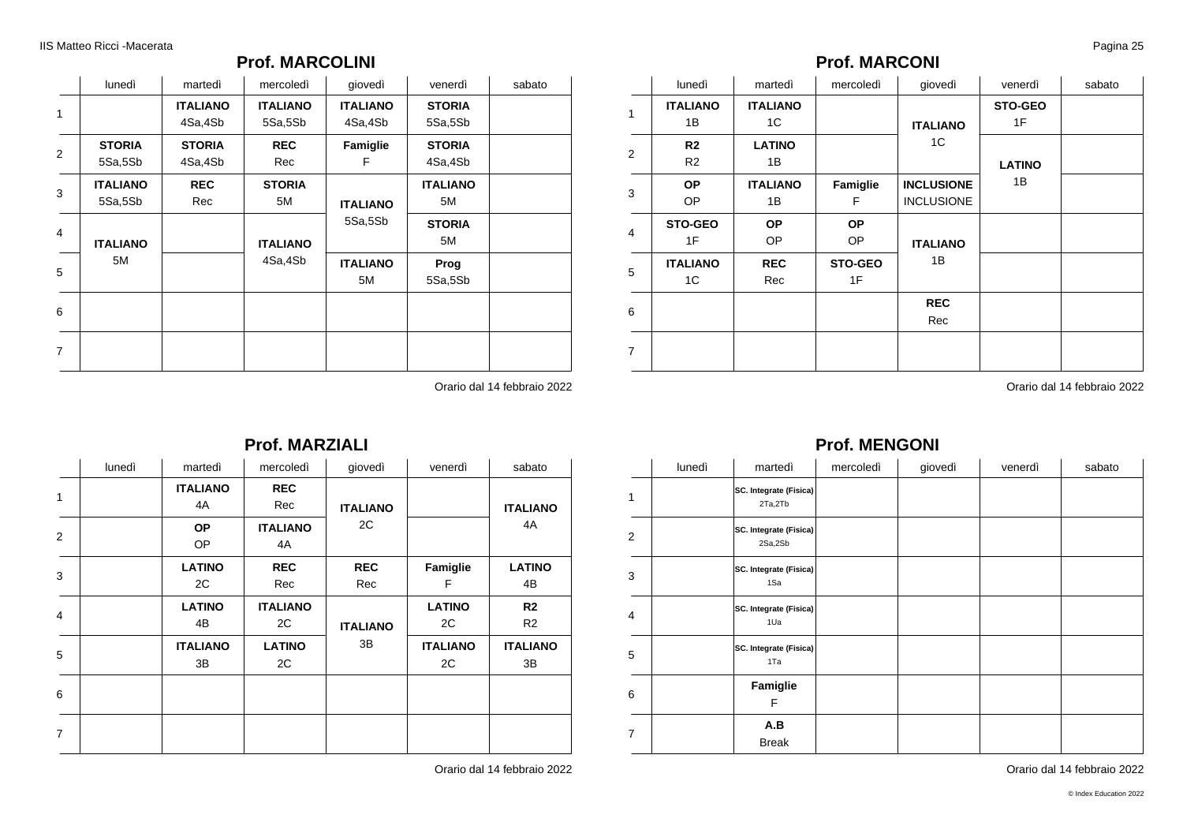## Prof. MARCOLINI

| | lunedì | martedì | mercoledì | giovedì | venerdì | sabato |
|---|---|---|---|---|---|---|
| 1 | | **ITALIANO** 4Sa,4Sb | **ITALIANO** 5Sa,5Sb | **ITALIANO** 4Sa,4Sb | **STORIA** 5Sa,5Sb | |
| 2 | **STORIA** 5Sa,5Sb | **STORIA** 4Sa,4Sb | **REC** Rec | **Famiglie** F | **STORIA** 4Sa,4Sb | |
| 3 | **ITALIANO** 5Sa,5Sb | **REC** Rec | **STORIA** 5M | **ITALIANO** 5Sa,5Sb | **ITALIANO** 5M | |
| 4 | **ITALIANO** 5M | | **ITALIANO** 4Sa,4Sb | | **STORIA** 5M | |
| 5 | | | | **ITALIANO** 5M | **Prog** 5Sa,5Sb | |
| 6 | | | | | | |
| 7 | | | | | | |

Orario dal 14 febbraio 2022

## Prof. MARCONI

| | lunedì | martedì | mercoledì | giovedì | venerdì | sabato |
|---|---|---|---|---|---|---|
| 1 | **ITALIANO** 1B | **ITALIANO** 1C | | **ITALIANO** 1C | **STO-GEO** 1F | |
| 2 | **R2** R2 | **LATINO** 1B | | | **LATINO** 1B | |
| 3 | **OP** OP | **ITALIANO** 1B | **Famiglie** F | **INCLUSIONE** INCLUSIONE | | |
| 4 | **STO-GEO** 1F | **OP** OP | **OP** OP | **ITALIANO** 1B | | |
| 5 | **ITALIANO** 1C | **REC** Rec | **STO-GEO** 1F | | | |
| 6 | | | | **REC** Rec | | |
| 7 | | | | | | |

Orario dal 14 febbraio 2022

## Prof. MARZIALI

| | lunedì | martedì | mercoledì | giovedì | venerdì | sabato |
|---|---|---|---|---|---|---|
| 1 | | **ITALIANO** 4A | **REC** Rec | **ITALIANO** 2C | | **ITALIANO** 4A |
| 2 | | **OP** OP | **ITALIANO** 4A | | | |
| 3 | | **LATINO** 2C | **REC** Rec | **REC** Rec | **Famiglie** F | **LATINO** 4B |
| 4 | | **LATINO** 4B | **ITALIANO** 2C | **ITALIANO** 3B | **LATINO** 2C | **R2** R2 |
| 5 | | **ITALIANO** 3B | **LATINO** 2C | | **ITALIANO** 2C | **ITALIANO** 3B |
| 6 | | | | | | |
| 7 | | | | | | |

Orario dal 14 febbraio 2022

## Prof. MENGONI

| | lunedì | martedì | mercoledì | giovedì | venerdì | sabato |
|---|---|---|---|---|---|---|
| 1 | | **SC. Integrate (Fisica)** 2Ta,2Tb | | | | |
| 2 | | **SC. Integrate (Fisica)** 2Sa,2Sb | | | | |
| 3 | | **SC. Integrate (Fisica)** 1Sa | | | | |
| 4 | | **SC. Integrate (Fisica)** 1Ua | | | | |
| 5 | | **SC. Integrate (Fisica)** 1Ta | | | | |
| 6 | | **Famiglie** F | | | | |
| 7 | | **A.B** Break | | | | |

Orario dal 14 febbraio 2022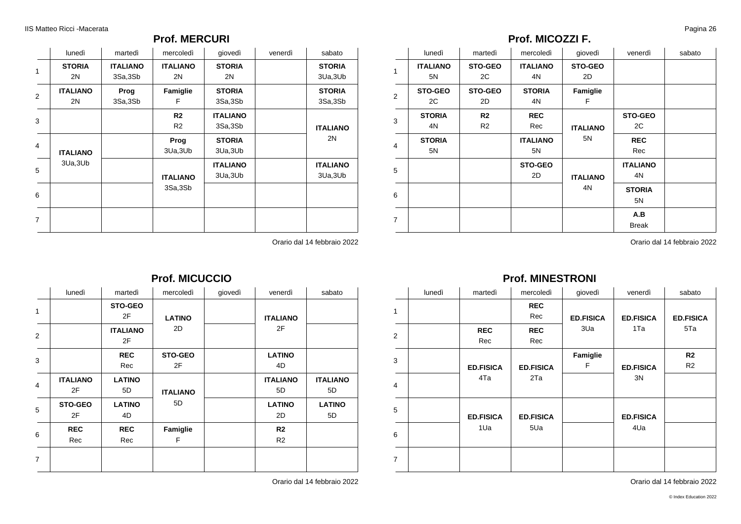## Prof. MERCURI

| | lunedì | martedì | mercoledì | giovedì | venerdì | sabato |
|---|---|---|---|---|---|---|
| 1 | **STORIA** 2N | **ITALIANO** 3Sa,3Sb | **ITALIANO** 2N | **STORIA** 2N | | **STORIA** 3Ua,3Ub |
| 2 | **ITALIANO** 2N | **Prog** 3Sa,3Sb | **Famiglie** F | **STORIA** 3Sa,3Sb | | **STORIA** 3Sa,3Sb |
| 3 | | | **R2** R2 | **ITALIANO** 3Sa,3Sb | | **ITALIANO** 2N |
| 4 | **ITALIANO** 3Ua,3Ub | | **Prog** 3Ua,3Ub | **STORIA** 3Ua,3Ub | | |
| 5 | | | **ITALIANO** 3Sa,3Sb | **ITALIANO** 3Ua,3Ub | | **ITALIANO** 3Ua,3Ub |
| 6 | | | | | | |
| 7 | | | | | | |

Orario dal 14 febbraio 2022

## Prof. MICOZZI F.

| | lunedì | martedì | mercoledì | giovedì | venerdì | sabato |
|---|---|---|---|---|---|---|
| 1 | **ITALIANO** 5N | **STO-GEO** 2C | **ITALIANO** 4N | **STO-GEO** 2D | | |
| 2 | **STO-GEO** 2C | **STO-GEO** 2D | **STORIA** 4N | **Famiglie** F | | |
| 3 | **STORIA** 4N | **R2** R2 | **REC** Rec | **ITALIANO** 5N | **STO-GEO** 2C | |
| 4 | **STORIA** 5N | | **ITALIANO** 5N | | **REC** Rec | |
| 5 | | | **STO-GEO** 2D | **ITALIANO** 4N | **ITALIANO** 4N | |
| 6 | | | | | **STORIA** 5N | |
| 7 | | | | | **A.B** Break | |

Orario dal 14 febbraio 2022

## Prof. MICUCCIO

| | lunedì | martedì | mercoledì | giovedì | venerdì | sabato |
|---|---|---|---|---|---|---|
| 1 | | **STO-GEO** 2F | **LATINO** 2D | | **ITALIANO** 2F | |
| 2 | | **ITALIANO** 2F | | | | |
| 3 | | **REC** Rec | **STO-GEO** 2F | | **LATINO** 4D | |
| 4 | **ITALIANO** 2F | **LATINO** 5D | **ITALIANO** 5D | | **ITALIANO** 5D | **ITALIANO** 5D |
| 5 | **STO-GEO** 2F | **LATINO** 4D | | | **LATINO** 2D | **LATINO** 5D |
| 6 | **REC** Rec | **REC** Rec | **Famiglie** F | | **R2** R2 | |
| 7 | | | | | | |

Orario dal 14 febbraio 2022

## Prof. MINESTRONI

| | lunedì | martedì | mercoledì | giovedì | venerdì | sabato |
|---|---|---|---|---|---|---|
| 1 | | | **REC** Rec | **ED.FISICA** 3Ua | **ED.FISICA** 1Ta | **ED.FISICA** 5Ta |
| 2 | | **REC** Rec | **REC** Rec | | | |
| 3 | | **ED.FISICA** 4Ta | **ED.FISICA** 2Ta | **Famiglie** F | **ED.FISICA** 3N | **R2** R2 |
| 4 | | | | | | |
| 5 | | **ED.FISICA** 1Ua | **ED.FISICA** 5Ua | | **ED.FISICA** 4Ua | |
| 6 | | | | | | |
| 7 | | | | | | |

Orario dal 14 febbraio 2022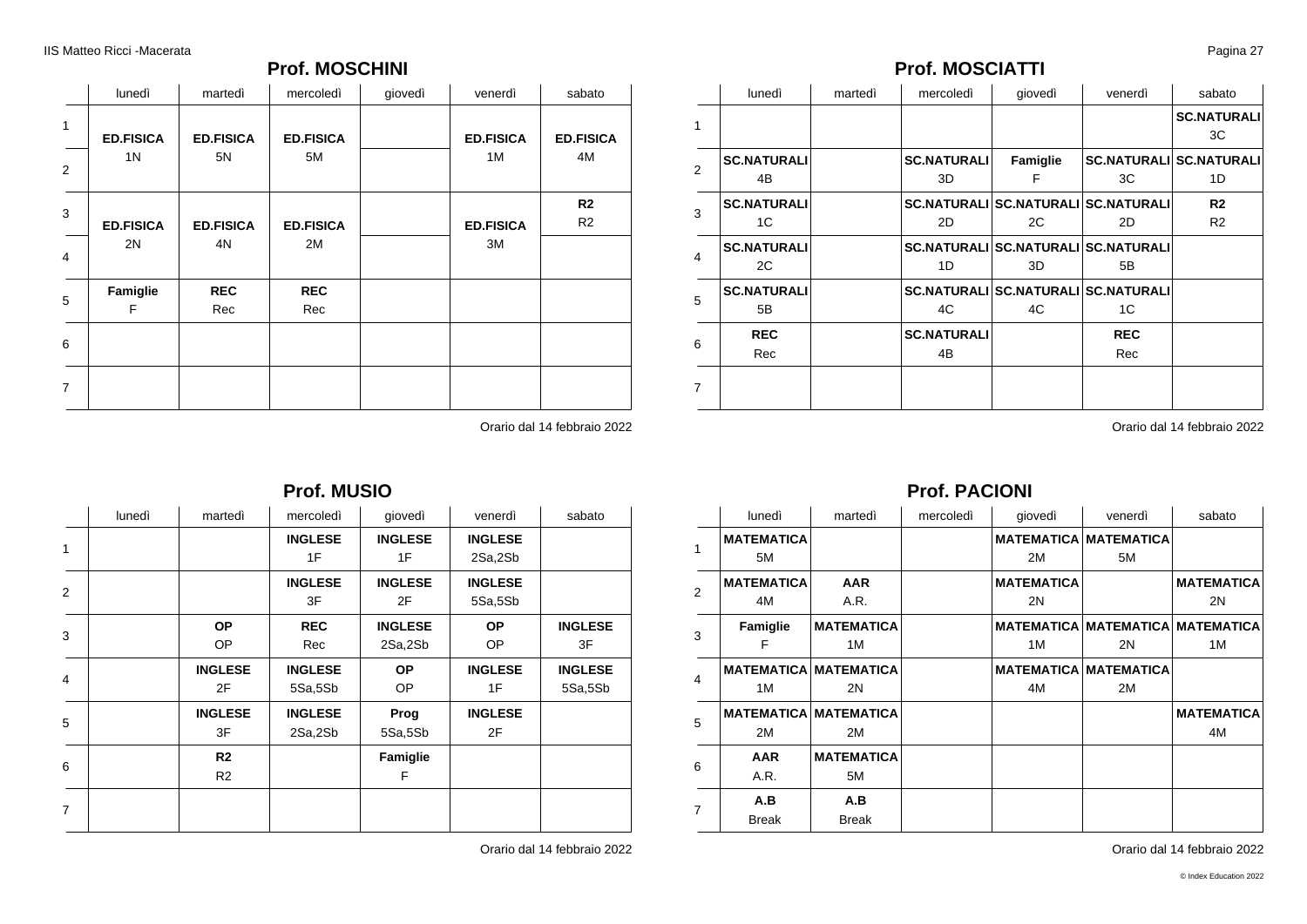## Prof. MOSCHINI

| | lunedì | martedì | mercoledì | giovedì | venerdì | sabato |
|---|---|---|---|---|---|---|
| 1 | **ED.FISICA** 1N | **ED.FISICA** 5N | **ED.FISICA** 5M | | **ED.FISICA** 1M | **ED.FISICA** 4M |
| 2 | | | | | | |
| 3 | **ED.FISICA** 2N | **ED.FISICA** 4N | **ED.FISICA** 2M | | **ED.FISICA** 3M | **R2** R2 |
| 4 | | | | | | |
| 5 | **Famiglie** F | **REC** Rec | **REC** Rec | | | |
| 6 | | | | | | |
| 7 | | | | | | |

Orario dal 14 febbraio 2022

## Prof. MOSCIATTI

| | lunedì | martedì | mercoledì | giovedì | venerdì | sabato |
|---|---|---|---|---|---|---|
| 1 | | | | | | **SC.NATURALI** 3C |
| 2 | **SC.NATURALI** 4B | | **SC.NATURALI** 3D | **Famiglie** F | **SC.NATURALI** 3C | **SC.NATURALI** 1D |
| 3 | **SC.NATURALI** 1C | | **SC.NATURALI** 2D | **SC.NATURALI** 2C | **SC.NATURALI** 2D | **R2** R2 |
| 4 | **SC.NATURALI** 2C | | **SC.NATURALI** 1D | **SC.NATURALI** 3D | **SC.NATURALI** 5B | |
| 5 | **SC.NATURALI** 5B | | **SC.NATURALI** 4C | **SC.NATURALI** 4C | **SC.NATURALI** 1C | |
| 6 | **REC** Rec | | **SC.NATURALI** 4B | | **REC** Rec | |
| 7 | | | | | | |

Orario dal 14 febbraio 2022

## Prof. MUSIO

| | lunedì | martedì | mercoledì | giovedì | venerdì | sabato |
|---|---|---|---|---|---|---|
| 1 | | | **INGLESE** 1F | **INGLESE** 1F | **INGLESE** 2Sa,2Sb | |
| 2 | | | **INGLESE** 3F | **INGLESE** 2F | **INGLESE** 5Sa,5Sb | |
| 3 | | **OP** OP | **REC** Rec | **INGLESE** 2Sa,2Sb | **OP** OP | **INGLESE** 3F |
| 4 | | **INGLESE** 2F | **INGLESE** 5Sa,5Sb | **OP** OP | **INGLESE** 1F | **INGLESE** 5Sa,5Sb |
| 5 | | **INGLESE** 3F | **INGLESE** 2Sa,2Sb | **Prog** 5Sa,5Sb | **INGLESE** 2F | |
| 6 | | **R2** R2 | | **Famiglie** F | | |
| 7 | | | | | | |

Orario dal 14 febbraio 2022

## Prof. PACIONI

| | lunedì | martedì | mercoledì | giovedì | venerdì | sabato |
|---|---|---|---|---|---|---|
| 1 | **MATEMATICA** 5M | | | **MATEMATICA** 2M | **MATEMATICA** 5M | |
| 2 | **MATEMATICA** 4M | **AAR** A.R. | | **MATEMATICA** 2N | | **MATEMATICA** 2N |
| 3 | **Famiglie** F | **MATEMATICA** 1M | | **MATEMATICA** 1M | **MATEMATICA** 2N | **MATEMATICA** 1M |
| 4 | **MATEMATICA** 1M | **MATEMATICA** 2N | | **MATEMATICA** 4M | **MATEMATICA** 2M | |
| 5 | **MATEMATICA** 2M | **MATEMATICA** 2M | | | | **MATEMATICA** 4M |
| 6 | **AAR** A.R. | **MATEMATICA** 5M | | | | |
| 7 | **A.B** Break | **A.B** Break | | | | |

Orario dal 14 febbraio 2022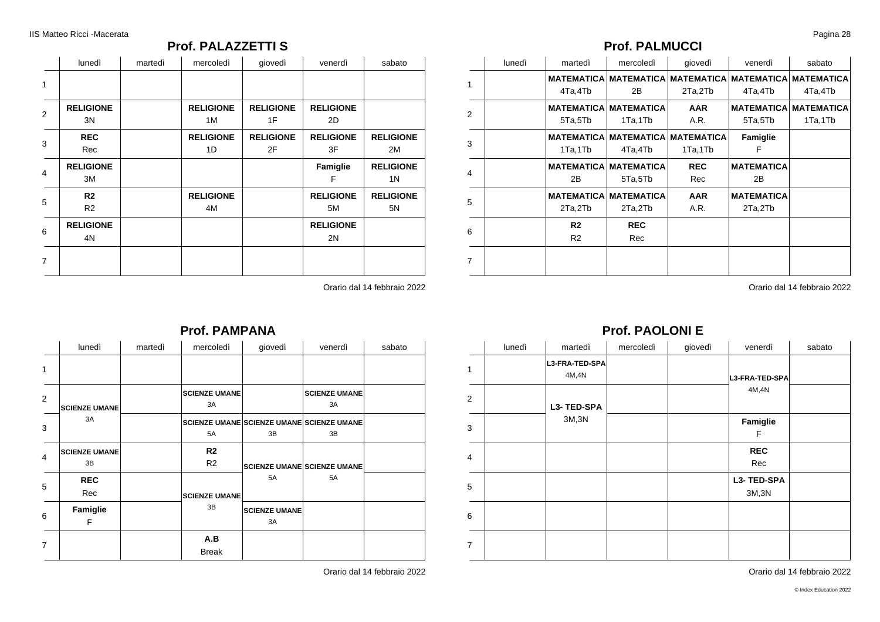## Prof. PALAZZETTI S

| | lunedì | martedì | mercoledì | giovedì | venerdì | sabato |
|---|---|---|---|---|---|---|
| 1 | | | | | | |
| 2 | **RELIGIONE** 3N | | **RELIGIONE** 1M | **RELIGIONE** 1F | **RELIGIONE** 2D | |
| 3 | **REC** Rec | | **RELIGIONE** 1D | **RELIGIONE** 2F | **RELIGIONE** 3F | **RELIGIONE** 2M |
| 4 | **RELIGIONE** 3M | | | | **Famiglie** F | **RELIGIONE** 1N |
| 5 | **R2** R2 | | **RELIGIONE** 4M | | **RELIGIONE** 5M | **RELIGIONE** 5N |
| 6 | **RELIGIONE** 4N | | | | **RELIGIONE** 2N | |
| 7 | | | | | | |

Orario dal 14 febbraio 2022

## Prof. PALMUCCI

| | lunedì | martedì | mercoledì | giovedì | venerdì | sabato |
|---|---|---|---|---|---|---|
| 1 | | **MATEMATICA** 4Ta,4Tb | **MATEMATICA** 2B | **MATEMATICA** 2Ta,2Tb | **MATEMATICA** 4Ta,4Tb | **MATEMATICA** 4Ta,4Tb |
| 2 | | **MATEMATICA** 5Ta,5Tb | **MATEMATICA** 1Ta,1Tb | **AAR** A.R. | **MATEMATICA** 5Ta,5Tb | **MATEMATICA** 1Ta,1Tb |
| 3 | | **MATEMATICA** 1Ta,1Tb | **MATEMATICA** 4Ta,4Tb | **MATEMATICA** 1Ta,1Tb | **Famiglie** F | |
| 4 | | **MATEMATICA** 2B | **MATEMATICA** 5Ta,5Tb | **REC** Rec | **MATEMATICA** 2B | |
| 5 | | **MATEMATICA** 2Ta,2Tb | **MATEMATICA** 2Ta,2Tb | **AAR** A.R. | **MATEMATICA** 2Ta,2Tb | |
| 6 | | **R2** R2 | **REC** Rec | | | |
| 7 | | | | | | |

Orario dal 14 febbraio 2022

## Prof. PAMPANA

| | lunedì | martedì | mercoledì | giovedì | venerdì | sabato |
|---|---|---|---|---|---|---|
| 1 | | | | | | |
| 2 | **SCIENZE UMANE** 3A | | **SCIENZE UMANE** 3A | | **SCIENZE UMANE** 3A | |
| 3 | **SCIENZE UMANE** 3A | | **SCIENZE UMANE** 5A | **SCIENZE UMANE** 3B | **SCIENZE UMANE** 3B | |
| 4 | **SCIENZE UMANE** 3B | | **R2** R2 | **SCIENZE UMANE** 5A | **SCIENZE UMANE** 5A | |
| 5 | **REC** Rec | | **SCIENZE UMANE** 3B | **SCIENZE UMANE** 5A | **SCIENZE UMANE** 5A | |
| 6 | **Famiglie** F | | **SCIENZE UMANE** 3B | **SCIENZE UMANE** 3A | | |
| 7 | | | **A.B** Break | | | |

Orario dal 14 febbraio 2022

## Prof. PAOLONI E

| | lunedì | martedì | mercoledì | giovedì | venerdì | sabato |
|---|---|---|---|---|---|---|
| 1 | | **L3-FRA-TED-SPA** 4M,4N | | | **L3-FRA-TED-SPA** 4M,4N | |
| 2 | | **L3- TED-SPA** 3M,3N | | | **L3-FRA-TED-SPA** 4M,4N | |
| 3 | | **L3- TED-SPA** 3M,3N | | | **Famiglie** F | |
| 4 | | | | | **REC** Rec | |
| 5 | | | | | **L3- TED-SPA** 3M,3N | |
| 6 | | | | | | |
| 7 | | | | | | |

Orario dal 14 febbraio 2022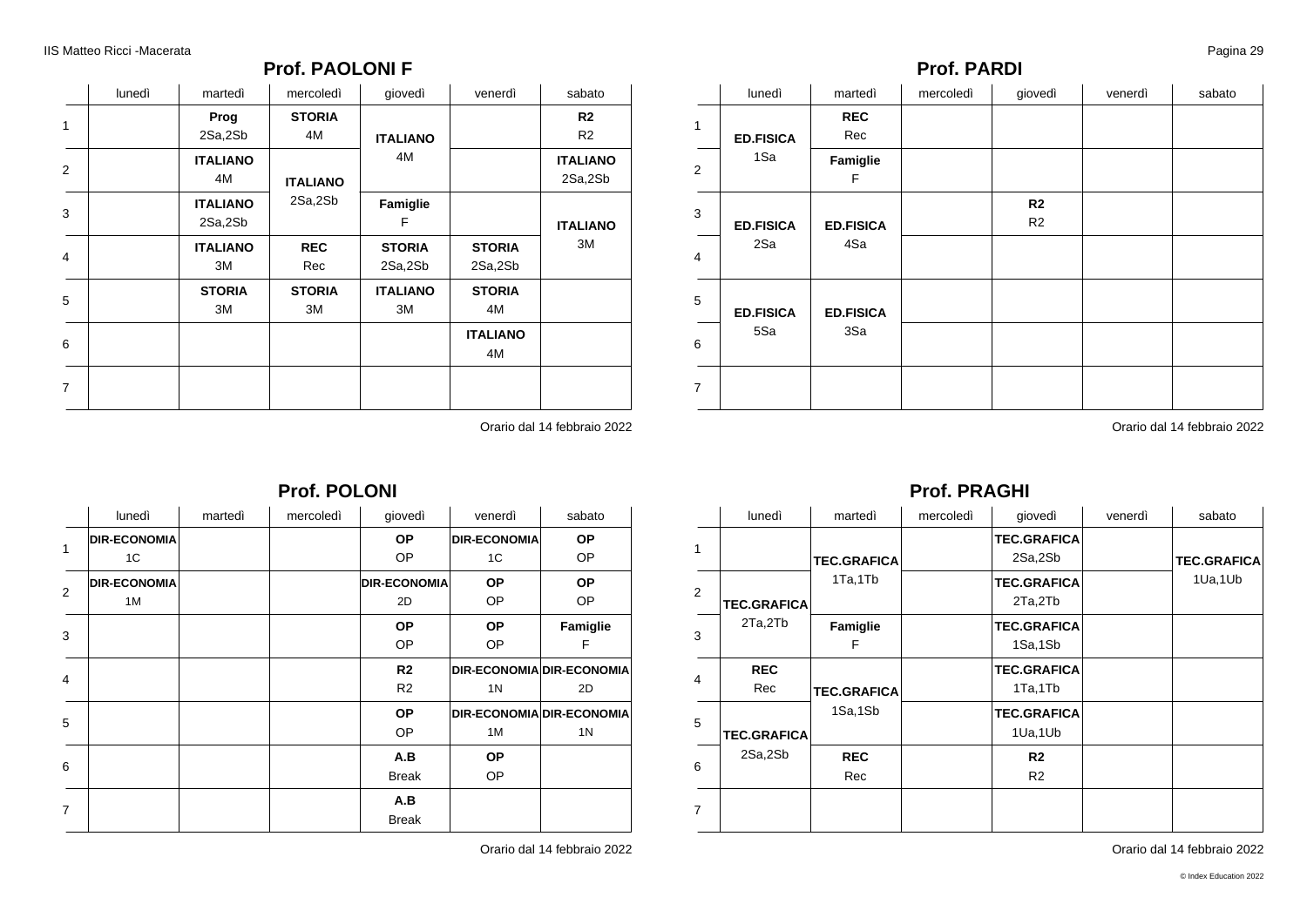## Prof. PAOLONI F

| | lunedì | martedì | mercoledì | giovedì | venerdì | sabato |
|---|---|---|---|---|---|---|
| 1 | | **Prog** 2Sa,2Sb | **STORIA** 4M | **ITALIANO** 4M | | **R2** R2 |
| 2 | | **ITALIANO** 4M | **ITALIANO** 2Sa,2Sb | **ITALIANO** 4M | | **ITALIANO** 2Sa,2Sb |
| 3 | | **ITALIANO** 2Sa,2Sb | **ITALIANO** 2Sa,2Sb | **Famiglie** F | | **ITALIANO** 3M |
| 4 | | **ITALIANO** 3M | **REC** Rec | **STORIA** 2Sa,2Sb | **STORIA** 2Sa,2Sb | **ITALIANO** 3M |
| 5 | | **STORIA** 3M | **STORIA** 3M | **ITALIANO** 3M | **STORIA** 4M | |
| 6 | | | | | **ITALIANO** 4M | |
| 7 | | | | | | |

Orario dal 14 febbraio 2022

## Prof. PARDI

| | lunedì | martedì | mercoledì | giovedì | venerdì | sabato |
|---|---|---|---|---|---|---|
| 1 | **ED.FISICA** 1Sa | **REC** Rec | | | | |
| 2 | **ED.FISICA** 1Sa | **Famiglie** F | | | | |
| 3 | **ED.FISICA** 2Sa | **ED.FISICA** 4Sa | | **R2** R2 | | |
| 4 | **ED.FISICA** 2Sa | **ED.FISICA** 4Sa | | | | |
| 5 | **ED.FISICA** 5Sa | **ED.FISICA** 3Sa | | | | |
| 6 | **ED.FISICA** 5Sa | **ED.FISICA** 3Sa | | | | |
| 7 | | | | | | |

Orario dal 14 febbraio 2022

## Prof. POLONI

| | lunedì | martedì | mercoledì | giovedì | venerdì | sabato |
|---|---|---|---|---|---|---|
| 1 | **DIR-ECONOMIA** 1C | | | **OP** OP | **DIR-ECONOMIA** 1C | **OP** OP |
| 2 | **DIR-ECONOMIA** 1M | | | **DIR-ECONOMIA** 2D | **OP** OP | **OP** OP |
| 3 | | | | **OP** OP | **OP** OP | **Famiglie** F |
| 4 | | | | **R2** R2 | **DIR-ECONOMIA** 1N | **DIR-ECONOMIA** 2D |
| 5 | | | | **OP** OP | **DIR-ECONOMIA** 1M | **DIR-ECONOMIA** 1N |
| 6 | | | | **A.B** Break | **OP** OP | |
| 7 | | | | **A.B** Break | | |

Orario dal 14 febbraio 2022

## Prof. PRAGHI

| | lunedì | martedì | mercoledì | giovedì | venerdì | sabato |
|---|---|---|---|---|---|---|
| 1 | | **TEC.GRAFICA** 1Ta,1Tb | | **TEC.GRAFICA** 2Sa,2Sb | | **TEC.GRAFICA** 1Ua,1Ub |
| 2 | **TEC.GRAFICA** 2Ta,2Tb | **TEC.GRAFICA** 1Ta,1Tb | | **TEC.GRAFICA** 2Ta,2Tb | | **TEC.GRAFICA** 1Ua,1Ub |
| 3 | **TEC.GRAFICA** 2Ta,2Tb | **Famiglie** F | | **TEC.GRAFICA** 1Sa,1Sb | | |
| 4 | **REC** Rec | **TEC.GRAFICA** 1Sa,1Sb | | **TEC.GRAFICA** 1Ta,1Tb | | |
| 5 | **TEC.GRAFICA** 2Sa,2Sb | **TEC.GRAFICA** 1Sa,1Sb | | **TEC.GRAFICA** 1Ua,1Ub | | |
| 6 | **TEC.GRAFICA** 2Sa,2Sb | **REC** Rec | | **R2** R2 | | |
| 7 | | | | | | |

Orario dal 14 febbraio 2022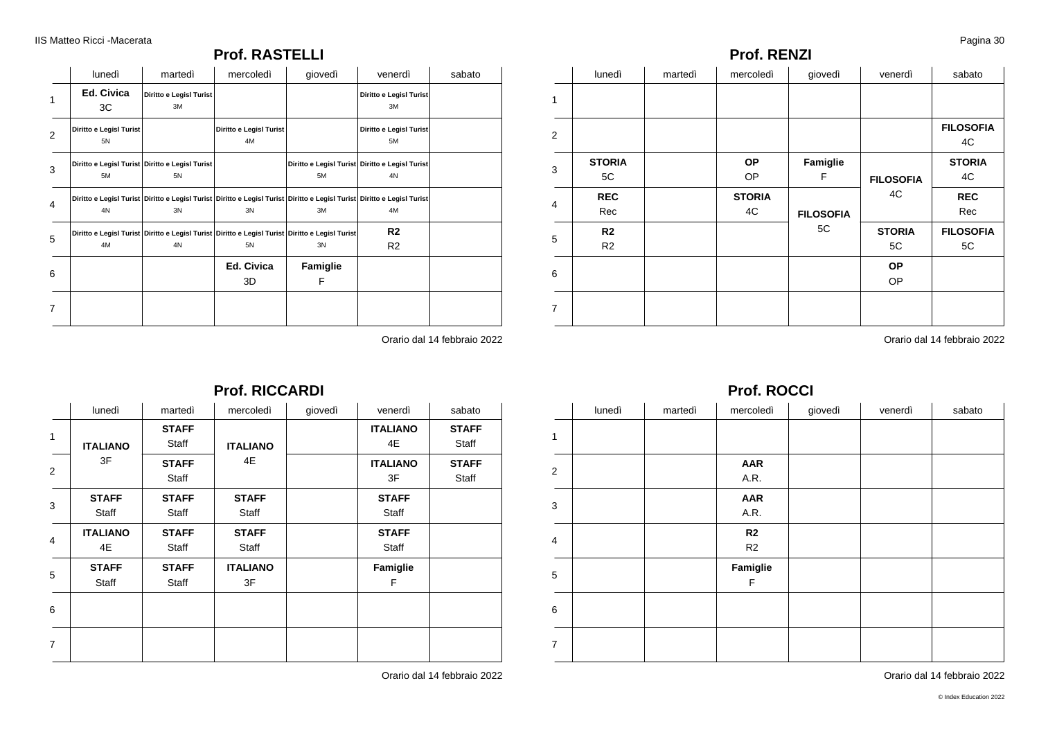## Prof. RASTELLI

| | lunedì | martedì | mercoledì | giovedì | venerdì | sabato |
|---|---|---|---|---|---|---|
| 1 | **Ed. Civica** 3C | **Diritto e Legisl Turist** 3M | | | **Diritto e Legisl Turist** 3M | |
| 2 | **Diritto e Legisl Turist** 5N | | **Diritto e Legisl Turist** 4M | | **Diritto e Legisl Turist** 5M | |
| 3 | **Diritto e Legisl Turist** 5M | **Diritto e Legisl Turist** 5N | | **Diritto e Legisl Turist** 5M | **Diritto e Legisl Turist** 4N | |
| 4 | **Diritto e Legisl Turist** 4N | **Diritto e Legisl Turist** 3N | **Diritto e Legisl Turist** 3N | **Diritto e Legisl Turist** 3M | **Diritto e Legisl Turist** 4M | |
| 5 | **Diritto e Legisl Turist** 4M | **Diritto e Legisl Turist** 4N | **Diritto e Legisl Turist** 5N | **Diritto e Legisl Turist** 3N | **R2** R2 | |
| 6 | | | **Ed. Civica** 3D | **Famiglie** F | | |
| 7 | | | | | | |

Orario dal 14 febbraio 2022

## Prof. RENZI

| | lunedì | martedì | mercoledì | giovedì | venerdì | sabato |
|---|---|---|---|---|---|---|
| 1 | | | | | | |
| 2 | | | | | | **FILOSOFIA** 4C |
| 3 | **STORIA** 5C | | **OP** OP | **Famiglie** F | **FILOSOFIA** 4C | **STORIA** 4C |
| 4 | **REC** Rec | | **STORIA** 4C | **FILOSOFIA** 5C | **FILOSOFIA** 4C | **REC** Rec |
| 5 | **R2** R2 | | | **FILOSOFIA** 5C | **STORIA** 5C | **FILOSOFIA** 5C |
| 6 | | | | | **OP** OP | |
| 7 | | | | | | |

Orario dal 14 febbraio 2022

## Prof. RICCARDI

| | lunedì | martedì | mercoledì | giovedì | venerdì | sabato |
|---|---|---|---|---|---|---|
| 1 | **ITALIANO** 3F | **STAFF** Staff | **ITALIANO** 4E | | **ITALIANO** 4E | **STAFF** Staff |
| 2 | **ITALIANO** 3F | **STAFF** Staff | **ITALIANO** 4E | | **ITALIANO** 3F | **STAFF** Staff |
| 3 | **STAFF** Staff | **STAFF** Staff | **STAFF** Staff | | **STAFF** Staff | |
| 4 | **ITALIANO** 4E | **STAFF** Staff | **STAFF** Staff | | **STAFF** Staff | |
| 5 | **STAFF** Staff | **STAFF** Staff | **ITALIANO** 3F | | **Famiglie** F | |
| 6 | | | | | | |
| 7 | | | | | | |

Orario dal 14 febbraio 2022

## Prof. ROCCI

| | lunedì | martedì | mercoledì | giovedì | venerdì | sabato |
|---|---|---|---|---|---|---|
| 1 | | | | | | |
| 2 | | | **AAR** A.R. | | | |
| 3 | | | **AAR** A.R. | | | |
| 4 | | | **R2** R2 | | | |
| 5 | | | **Famiglie** F | | | |
| 6 | | | | | | |
| 7 | | | | | | |

Orario dal 14 febbraio 2022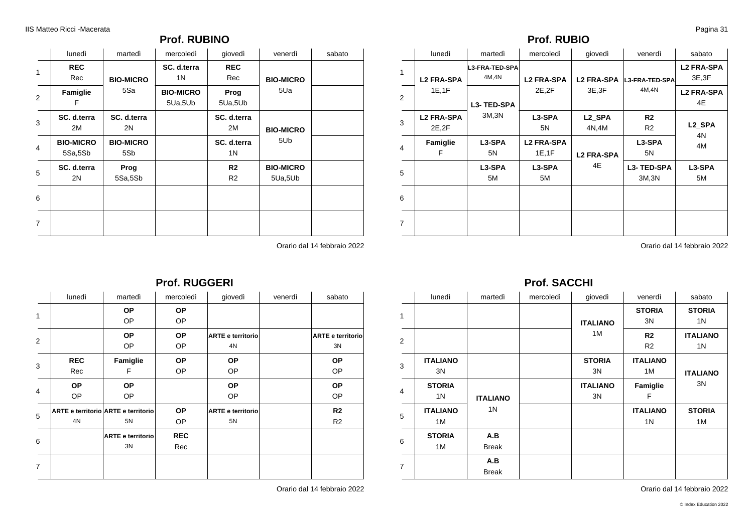## Prof. RUBINO

| | lunedì | martedì | mercoledì | giovedì | venerdì | sabato |
|---|---|---|---|---|---|---|
| 1 | **REC** Rec | **BIO-MICRO** 5Sa | **SC. d.terra** 1N | **REC** Rec | **BIO-MICRO** 5Ua | |
| 2 | **Famiglie** F | | **BIO-MICRO** 5Ua,5Ub | **Prog** 5Ua,5Ub | | |
| 3 | **SC. d.terra** 2M | **SC. d.terra** 2N | | **SC. d.terra** 2M | **BIO-MICRO** 5Ub | |
| 4 | **BIO-MICRO** 5Sa,5Sb | **BIO-MICRO** 5Sb | | **SC. d.terra** 1N | | |
| 5 | **SC. d.terra** 2N | **Prog** 5Sa,5Sb | | **R2** R2 | **BIO-MICRO** 5Ua,5Ub | |
| 6 | | | | | | |
| 7 | | | | | | |

Orario dal 14 febbraio 2022

## Prof. RUBIO

| | lunedì | martedì | mercoledì | giovedì | venerdì | sabato |
|---|---|---|---|---|---|---|
| 1 | **L2 FRA-SPA** 1E,1F | **L3-FRA-TED-SPA** 4M,4N | **L2 FRA-SPA** 2E,2F | **L2 FRA-SPA** 3E,3F | **L3-FRA-TED-SPA** 4M,4N | **L2 FRA-SPA** 3E,3F |
| 2 | | **L3- TED-SPA** 3M,3N | | | | **L2 FRA-SPA** 4E |
| 3 | **L2 FRA-SPA** 2E,2F | | **L3-SPA** 5N | **L2_SPA** 4N,4M | **R2** R2 | **L2_SPA** 4N 4M |
| 4 | **Famiglie** F | **L3-SPA** 5N | **L2 FRA-SPA** 1E,1F | **L2 FRA-SPA** 4E | **L3-SPA** 5N | |
| 5 | | **L3-SPA** 5M | **L3-SPA** 5M | | **L3- TED-SPA** 3M,3N | **L3-SPA** 5M |
| 6 | | | | | | |
| 7 | | | | | | |

Orario dal 14 febbraio 2022

## Prof. RUGGERI

| | lunedì | martedì | mercoledì | giovedì | venerdì | sabato |
|---|---|---|---|---|---|---|
| 1 | | **OP** OP | **OP** OP | | | |
| 2 | | **OP** OP | **OP** OP | **ARTE e territorio** 4N | | **ARTE e territorio** 3N |
| 3 | **REC** Rec | **Famiglie** F | **OP** OP | **OP** OP | | **OP** OP |
| 4 | **OP** OP | **OP** OP | | **OP** OP | | **OP** OP |
| 5 | **ARTE e territorio** 4N | **ARTE e territorio** 5N | **OP** OP | **ARTE e territorio** 5N | | **R2** R2 |
| 6 | | **ARTE e territorio** 3N | **REC** Rec | | | |
| 7 | | | | | | |

Orario dal 14 febbraio 2022

## Prof. SACCHI

| | lunedì | martedì | mercoledì | giovedì | venerdì | sabato |
|---|---|---|---|---|---|---|
| 1 | | | | **ITALIANO** 1M | **STORIA** 3N | **STORIA** 1N |
| 2 | | | | | **R2** R2 | **ITALIANO** 1N |
| 3 | **ITALIANO** 3N | | | **STORIA** 3N | **ITALIANO** 1M | **ITALIANO** 3N |
| 4 | **STORIA** 1N | **ITALIANO** 1N | | **ITALIANO** 3N | **Famiglie** F | |
| 5 | **ITALIANO** 1M | | | | **ITALIANO** 1N | **STORIA** 1M |
| 6 | **STORIA** 1M | **A.B** Break | | | | |
| 7 | | **A.B** Break | | | | |

Orario dal 14 febbraio 2022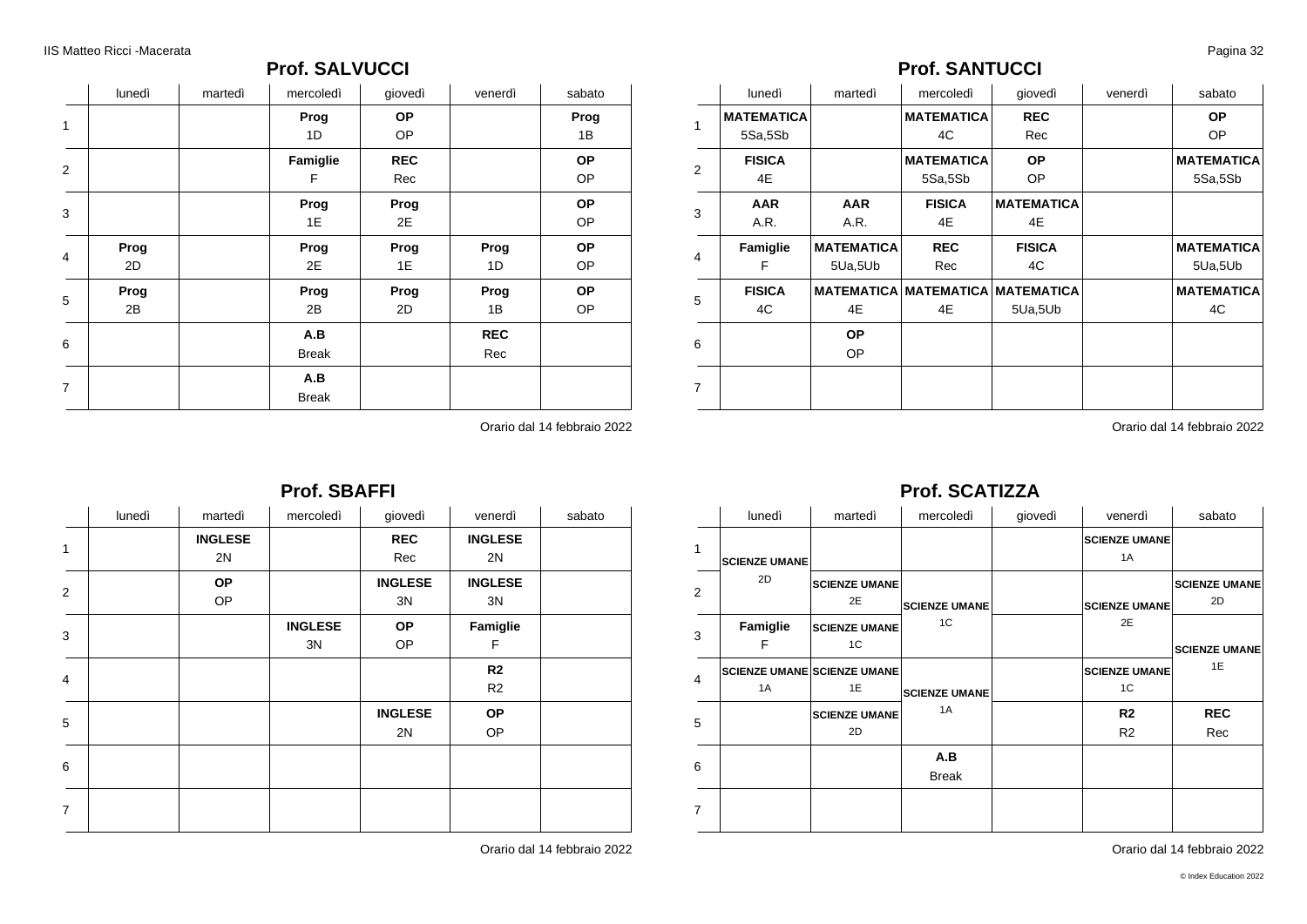## Prof. SALVUCCI

| | lunedì | martedì | mercoledì | giovedì | venerdì | sabato |
|---|---|---|---|---|---|---|
| 1 | | | **Prog** 1D | **OP** OP | | **Prog** 1B |
| 2 | | | **Famiglie** F | **REC** Rec | | **OP** OP |
| 3 | | | **Prog** 1E | **Prog** 2E | | **OP** OP |
| 4 | **Prog** 2D | | **Prog** 2E | **Prog** 1E | **Prog** 1D | **OP** OP |
| 5 | **Prog** 2B | | **Prog** 2B | **Prog** 2D | **Prog** 1B | **OP** OP |
| 6 | | | **A.B** Break | | **REC** Rec | |
| 7 | | | **A.B** Break | | | |

Orario dal 14 febbraio 2022

## Prof. SANTUCCI

| | lunedì | martedì | mercoledì | giovedì | venerdì | sabato |
|---|---|---|---|---|---|---|
| 1 | **MATEMATICA** 5Sa,5Sb | | **MATEMATICA** 4C | **REC** Rec | | **OP** OP |
| 2 | **FISICA** 4E | | **MATEMATICA** 5Sa,5Sb | **OP** OP | | **MATEMATICA** 5Sa,5Sb |
| 3 | **AAR** A.R. | **AAR** A.R. | **FISICA** 4E | **MATEMATICA** 4E | | |
| 4 | **Famiglie** F | **MATEMATICA** 5Ua,5Ub | **REC** Rec | **FISICA** 4C | | **MATEMATICA** 5Ua,5Ub |
| 5 | **FISICA** 4C | **MATEMATICA** 4E | **MATEMATICA** 4E | **MATEMATICA** 5Ua,5Ub | | **MATEMATICA** 4C |
| 6 | | **OP** OP | | | | |
| 7 | | | | | | |

Orario dal 14 febbraio 2022

## Prof. SBAFFI

| | lunedì | martedì | mercoledì | giovedì | venerdì | sabato |
|---|---|---|---|---|---|---|
| 1 | | **INGLESE** 2N | | **REC** Rec | **INGLESE** 2N | |
| 2 | | **OP** OP | | **INGLESE** 3N | **INGLESE** 3N | |
| 3 | | | **INGLESE** 3N | **OP** OP | **Famiglie** F | |
| 4 | | | | | **R2** R2 | |
| 5 | | | | **INGLESE** 2N | **OP** OP | |
| 6 | | | | | | |
| 7 | | | | | | |

Orario dal 14 febbraio 2022

## Prof. SCATIZZA

| | lunedì | martedì | mercoledì | giovedì | venerdì | sabato |
|---|---|---|---|---|---|---|
| 1 | **SCIENZE UMANE** 2D | | | | **SCIENZE UMANE** 1A | |
| 2 | | **SCIENZE UMANE** 2E | **SCIENZE UMANE** 1C | | **SCIENZE UMANE** 2E | **SCIENZE UMANE** 2D |
| 3 | **Famiglie** F | **SCIENZE UMANE** 1C | | | | **SCIENZE UMANE** 1E |
| 4 | **SCIENZE UMANE** 1A | **SCIENZE UMANE** 1E | **SCIENZE UMANE** 1A | | **SCIENZE UMANE** 1C | |
| 5 | | **SCIENZE UMANE** 2D | | | **R2** R2 | **REC** Rec |
| 6 | | | **A.B** Break | | | |
| 7 | | | | | | |

Orario dal 14 febbraio 2022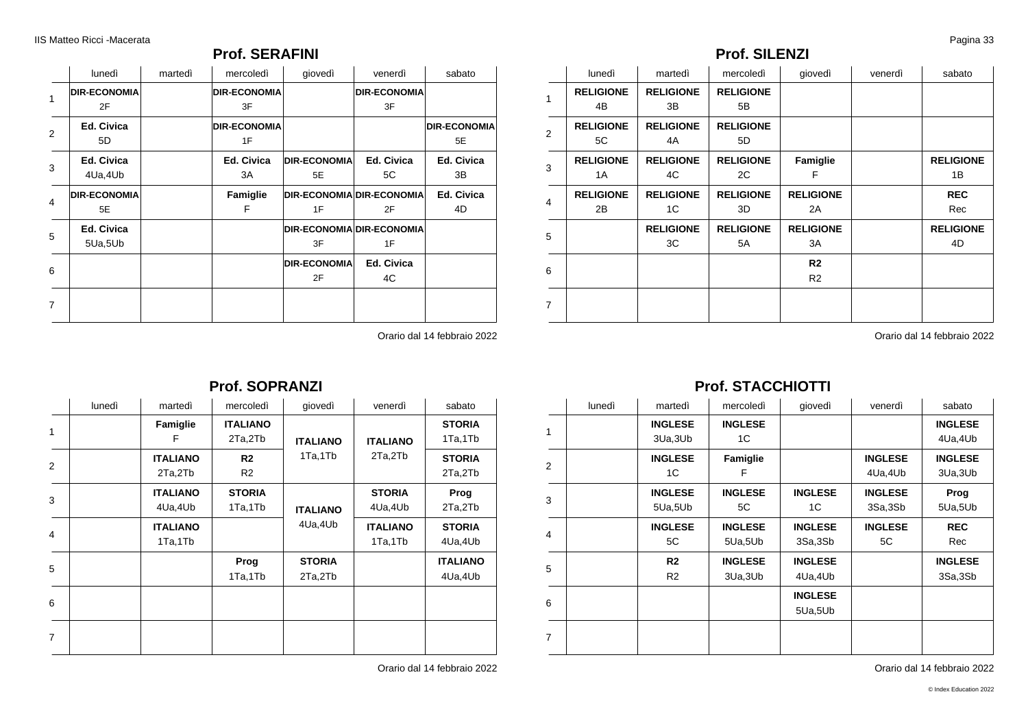## Prof. SERAFINI

| | lunedì | martedì | mercoledì | giovedì | venerdì | sabato |
|---|---|---|---|---|---|---|
| 1 | **DIR-ECONOMIA** 2F | | **DIR-ECONOMIA** 3F | | **DIR-ECONOMIA** 3F | |
| 2 | **Ed. Civica** 5D | | **DIR-ECONOMIA** 1F | | | **DIR-ECONOMIA** 5E |
| 3 | **Ed. Civica** 4Ua,4Ub | | **Ed. Civica** 3A | **DIR-ECONOMIA** 5E | **Ed. Civica** 5C | **Ed. Civica** 3B |
| 4 | **DIR-ECONOMIA** 5E | | **Famiglie** F | **DIR-ECONOMIA** 1F | **DIR-ECONOMIA** 2F | **Ed. Civica** 4D |
| 5 | **Ed. Civica** 5Ua,5Ub | | | **DIR-ECONOMIA** 3F | **DIR-ECONOMIA** 1F | |
| 6 | | | | **DIR-ECONOMIA** 2F | **Ed. Civica** 4C | |
| 7 | | | | | | |

Orario dal 14 febbraio 2022

## Prof. SILENZI

| | lunedì | martedì | mercoledì | giovedì | venerdì | sabato |
|---|---|---|---|---|---|---|
| 1 | **RELIGIONE** 4B | **RELIGIONE** 3B | **RELIGIONE** 5B | | | |
| 2 | **RELIGIONE** 5C | **RELIGIONE** 4A | **RELIGIONE** 5D | | | |
| 3 | **RELIGIONE** 1A | **RELIGIONE** 4C | **RELIGIONE** 2C | **Famiglie** F | | **RELIGIONE** 1B |
| 4 | **RELIGIONE** 2B | **RELIGIONE** 1C | **RELIGIONE** 3D | **RELIGIONE** 2A | | **REC** Rec |
| 5 | | **RELIGIONE** 3C | **RELIGIONE** 5A | **RELIGIONE** 3A | | **RELIGIONE** 4D |
| 6 | | | | **R2** R2 | | |
| 7 | | | | | | |

Orario dal 14 febbraio 2022

## Prof. SOPRANZI

| | lunedì | martedì | mercoledì | giovedì | venerdì | sabato |
|---|---|---|---|---|---|---|
| 1 | | **Famiglie** F | **ITALIANO** 2Ta,2Tb | **ITALIANO** 1Ta,1Tb | **ITALIANO** 2Ta,2Tb | **STORIA** 1Ta,1Tb |
| 2 | | **ITALIANO** 2Ta,2Tb | **R2** R2 | | | **STORIA** 2Ta,2Tb |
| 3 | | **ITALIANO** 4Ua,4Ub | **STORIA** 1Ta,1Tb | **ITALIANO** 4Ua,4Ub | **STORIA** 4Ua,4Ub | **Prog** 2Ta,2Tb |
| 4 | | **ITALIANO** 1Ta,1Tb | | | **ITALIANO** 1Ta,1Tb | **STORIA** 4Ua,4Ub |
| 5 | | | **Prog** 1Ta,1Tb | **STORIA** 2Ta,2Tb | | **ITALIANO** 4Ua,4Ub |
| 6 | | | | | | |
| 7 | | | | | | |

Orario dal 14 febbraio 2022

## Prof. STACCHIOTTI

| | lunedì | martedì | mercoledì | giovedì | venerdì | sabato |
|---|---|---|---|---|---|---|
| 1 | | **INGLESE** 3Ua,3Ub | **INGLESE** 1C | | | **INGLESE** 4Ua,4Ub |
| 2 | | **INGLESE** 1C | **Famiglie** F | | **INGLESE** 4Ua,4Ub | **INGLESE** 3Ua,3Ub |
| 3 | | **INGLESE** 5Ua,5Ub | **INGLESE** 5C | **INGLESE** 1C | **INGLESE** 3Sa,3Sb | **Prog** 5Ua,5Ub |
| 4 | | **INGLESE** 5C | **INGLESE** 5Ua,5Ub | **INGLESE** 3Sa,3Sb | **INGLESE** 5C | **REC** Rec |
| 5 | | **R2** R2 | **INGLESE** 3Ua,3Ub | **INGLESE** 4Ua,4Ub | | **INGLESE** 3Sa,3Sb |
| 6 | | | | **INGLESE** 5Ua,5Ub | | |
| 7 | | | | | | |

Orario dal 14 febbraio 2022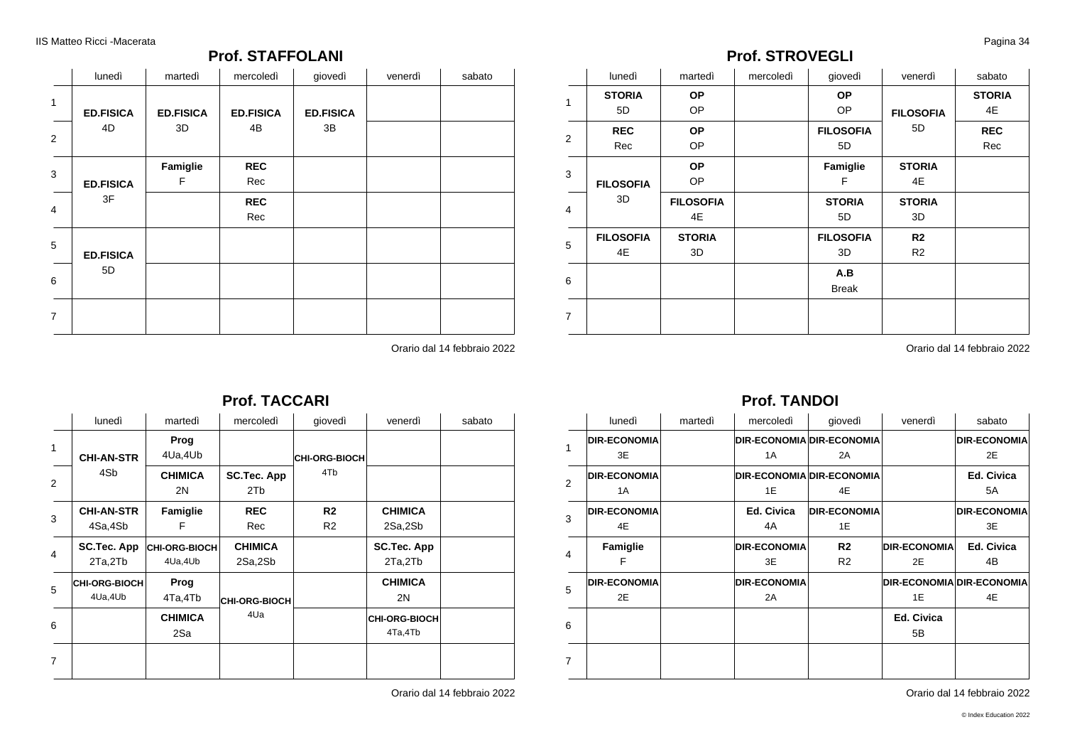## Prof. STAFFOLANI

| | lunedì | martedì | mercoledì | giovedì | venerdì | sabato |
|---|---|---|---|---|---|---|
| 1 | **ED.FISICA** 4D | **ED.FISICA** 3D | **ED.FISICA** 4B | **ED.FISICA** 3B | | |
| 2 | | | | | | |
| 3 | **ED.FISICA** 3F | **Famiglie** F | **REC** Rec | | | |
| 4 | | | **REC** Rec | | | |
| 5 | **ED.FISICA** 5D | | | | | |
| 6 | | | | | | |
| 7 | | | | | | |

Orario dal 14 febbraio 2022

## Prof. STROVEGLI

| | lunedì | martedì | mercoledì | giovedì | venerdì | sabato |
|---|---|---|---|---|---|---|
| 1 | **STORIA** 5D | **OP** OP | | **OP** OP | **FILOSOFIA** 5D | **STORIA** 4E |
| 2 | **REC** Rec | **OP** OP | | **FILOSOFIA** 5D | | **REC** Rec |
| 3 | **FILOSOFIA** 3D | **OP** OP | | **Famiglie** F | **STORIA** 4E | |
| 4 | | **FILOSOFIA** 4E | | **STORIA** 5D | **STORIA** 3D | |
| 5 | **FILOSOFIA** 4E | **STORIA** 3D | | **FILOSOFIA** 3D | **R2** R2 | |
| 6 | | | | **A.B** Break | | |
| 7 | | | | | | |

Orario dal 14 febbraio 2022

## Prof. TACCARI

| | lunedì | martedì | mercoledì | giovedì | venerdì | sabato |
|---|---|---|---|---|---|---|
| 1 | **CHI-AN-STR** 4Sb | **Prog** 4Ua,4Ub | | **CHI-ORG-BIOCH** 4Tb | | |
| 2 | | **CHIMICA** 2N | **SC.Tec. App** 2Tb | | | |
| 3 | **CHI-AN-STR** 4Sa,4Sb | **Famiglie** F | **REC** Rec | **R2** R2 | **CHIMICA** 2Sa,2Sb | |
| 4 | **SC.Tec. App** 2Ta,2Tb | **CHI-ORG-BIOCH** 4Ua,4Ub | **CHIMICA** 2Sa,2Sb | | **SC.Tec. App** 2Ta,2Tb | |
| 5 | **CHI-ORG-BIOCH** 4Ua,4Ub | **Prog** 4Ta,4Tb | **CHI-ORG-BIOCH** 4Ua | | **CHIMICA** 2N | |
| 6 | | **CHIMICA** 2Sa | | | **CHI-ORG-BIOCH** 4Ta,4Tb | |
| 7 | | | | | | |

Orario dal 14 febbraio 2022

## Prof. TANDOI

| | lunedì | martedì | mercoledì | giovedì | venerdì | sabato |
|---|---|---|---|---|---|---|
| 1 | **DIR-ECONOMIA** 3E | | **DIR-ECONOMIA** 1A | **DIR-ECONOMIA** 2A | | **DIR-ECONOMIA** 2E |
| 2 | **DIR-ECONOMIA** 1A | | **DIR-ECONOMIA** 1E | **DIR-ECONOMIA** 4E | | **Ed. Civica** 5A |
| 3 | **DIR-ECONOMIA** 4E | | **Ed. Civica** 4A | **DIR-ECONOMIA** 1E | | **DIR-ECONOMIA** 3E |
| 4 | **Famiglie** F | | **DIR-ECONOMIA** 3E | **R2** R2 | **DIR-ECONOMIA** 2E | **Ed. Civica** 4B |
| 5 | **DIR-ECONOMIA** 2E | | **DIR-ECONOMIA** 2A | | **DIR-ECONOMIA** 1E | **DIR-ECONOMIA** 4E |
| 6 | | | | | **Ed. Civica** 5B | |
| 7 | | | | | | |

Orario dal 14 febbraio 2022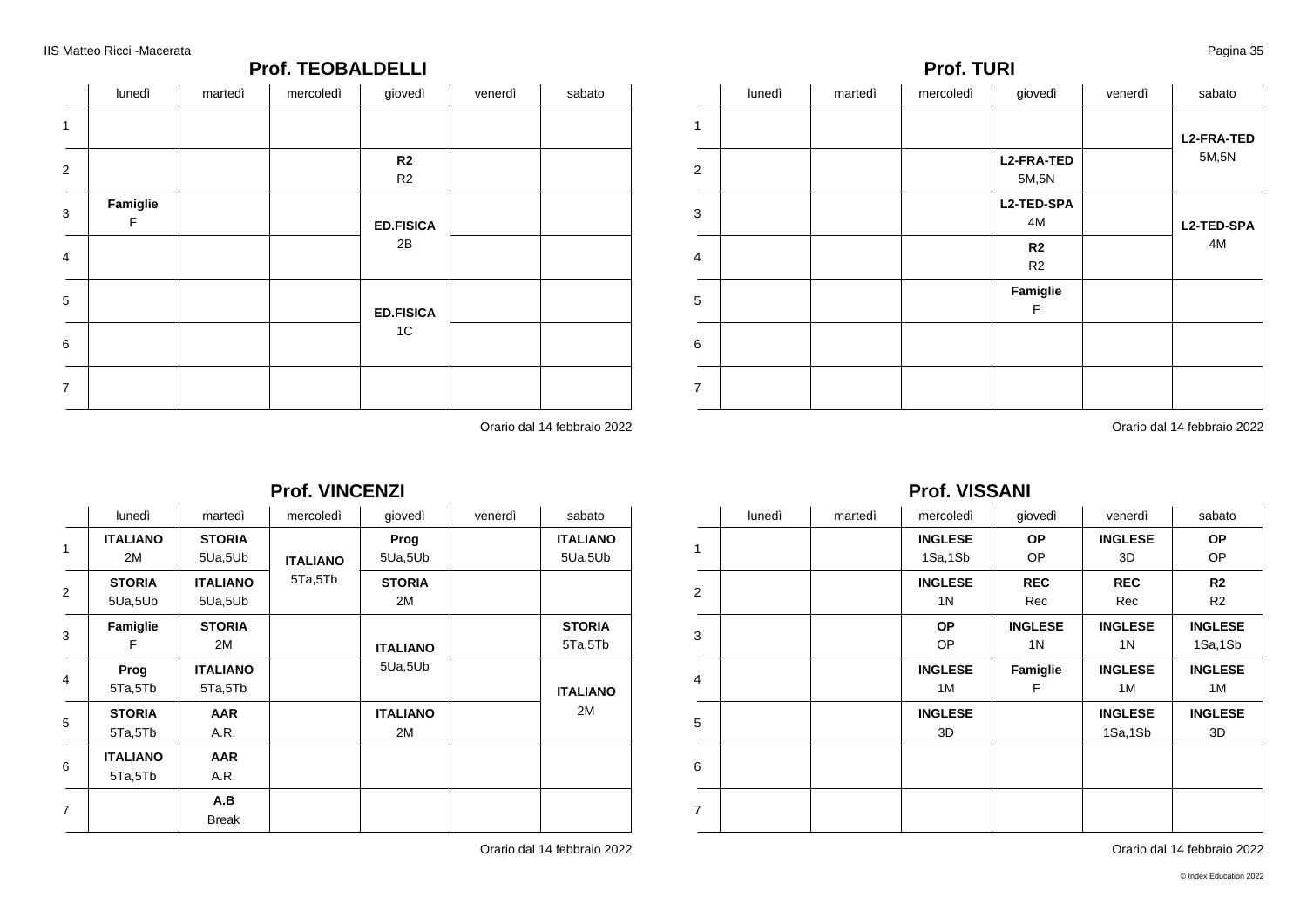## Prof. TEOBALDELLI

| | lunedì | martedì | mercoledì | giovedì | venerdì | sabato |
|---|---|---|---|---|---|---|
| 1 | | | | | | |
| 2 | | | | **R2** R2 | | |
| 3 | **Famiglie** F | | | **ED.FISICA** 2B | | |
| 4 | | | | | | |
| 5 | | | | **ED.FISICA** 1C | | |
| 6 | | | | | | |
| 7 | | | | | | |

Orario dal 14 febbraio 2022

## Prof. TURI

| | lunedì | martedì | mercoledì | giovedì | venerdì | sabato |
|---|---|---|---|---|---|---|
| 1 | | | | | | **L2-FRA-TED** 5M,5N |
| 2 | | | | **L2-FRA-TED** 5M,5N | | |
| 3 | | | | **L2-TED-SPA** 4M | | **L2-TED-SPA** 4M |
| 4 | | | | **R2** R2 | | |
| 5 | | | | **Famiglie** F | | |
| 6 | | | | | | |
| 7 | | | | | | |

Orario dal 14 febbraio 2022

## Prof. VINCENZI

| | lunedì | martedì | mercoledì | giovedì | venerdì | sabato |
|---|---|---|---|---|---|---|
| 1 | **ITALIANO** 2M | **STORIA** 5Ua,5Ub | **ITALIANO** 5Ta,5Tb | **Prog** 5Ua,5Ub | | **ITALIANO** 5Ua,5Ub |
| 2 | **STORIA** 5Ua,5Ub | **ITALIANO** 5Ua,5Ub | | **STORIA** 2M | | |
| 3 | **Famiglie** F | **STORIA** 2M | | **ITALIANO** 5Ua,5Ub | | **STORIA** 5Ta,5Tb |
| 4 | **Prog** 5Ta,5Tb | **ITALIANO** 5Ta,5Tb | | | | **ITALIANO** 2M |
| 5 | **STORIA** 5Ta,5Tb | **AAR** A.R. | | **ITALIANO** 2M | | |
| 6 | **ITALIANO** 5Ta,5Tb | **AAR** A.R. | | | | |
| 7 | | **A.B** Break | | | | |

Orario dal 14 febbraio 2022

## Prof. VISSANI

| | lunedì | martedì | mercoledì | giovedì | venerdì | sabato |
|---|---|---|---|---|---|---|
| 1 | | | **INGLESE** 1Sa,1Sb | **OP** OP | **INGLESE** 3D | **OP** OP |
| 2 | | | **INGLESE** 1N | **REC** Rec | **REC** Rec | **R2** R2 |
| 3 | | | **OP** OP | **INGLESE** 1N | **INGLESE** 1N | **INGLESE** 1Sa,1Sb |
| 4 | | | **INGLESE** 1M | **Famiglie** F | **INGLESE** 1M | **INGLESE** 1M |
| 5 | | | **INGLESE** 3D | | **INGLESE** 1Sa,1Sb | **INGLESE** 3D |
| 6 | | | | | | |
| 7 | | | | | | |

Orario dal 14 febbraio 2022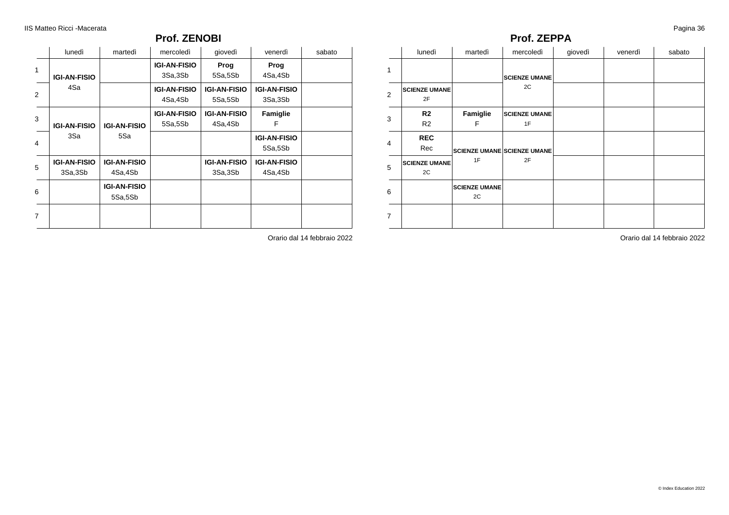## Prof. ZENOBI

| | lunedì | martedì | mercoledì | giovedì | venerdì | sabato |
|---|---|---|---|---|---|---|
| 1 | **IGI-AN-FISIO** 4Sa | | **IGI-AN-FISIO** 3Sa,3Sb | **Prog** 5Sa,5Sb | **Prog** 4Sa,4Sb | |
| 2 | | | **IGI-AN-FISIO** 4Sa,4Sb | **IGI-AN-FISIO** 5Sa,5Sb | **IGI-AN-FISIO** 3Sa,3Sb | |
| 3 | **IGI-AN-FISIO** 3Sa | **IGI-AN-FISIO** 5Sa | **IGI-AN-FISIO** 5Sa,5Sb | **IGI-AN-FISIO** 4Sa,4Sb | **Famiglie** F | |
| 4 | | | | | **IGI-AN-FISIO** 5Sa,5Sb | |
| 5 | **IGI-AN-FISIO** 3Sa,3Sb | **IGI-AN-FISIO** 4Sa,4Sb | | **IGI-AN-FISIO** 3Sa,3Sb | **IGI-AN-FISIO** 4Sa,4Sb | |
| 6 | | **IGI-AN-FISIO** 5Sa,5Sb | | | | |
| 7 | | | | | | |

Orario dal 14 febbraio 2022

## Prof. ZEPPA

| | lunedì | martedì | mercoledì | giovedì | venerdì | sabato |
|---|---|---|---|---|---|---|
| 1 | | | **SCIENZE UMANE** 2C | | | |
| 2 | **SCIENZE UMANE** 2F | | | | | |
| 3 | **R2** R2 | **Famiglie** F | **SCIENZE UMANE** 1F | | | |
| 4 | **REC** Rec | **SCIENZE UMANE** 1F | **SCIENZE UMANE** 2F | | | |
| 5 | **SCIENZE UMANE** 2C | | | | | |
| 6 | | **SCIENZE UMANE** 2C | | | | |
| 7 | | | | | | |

Orario dal 14 febbraio 2022